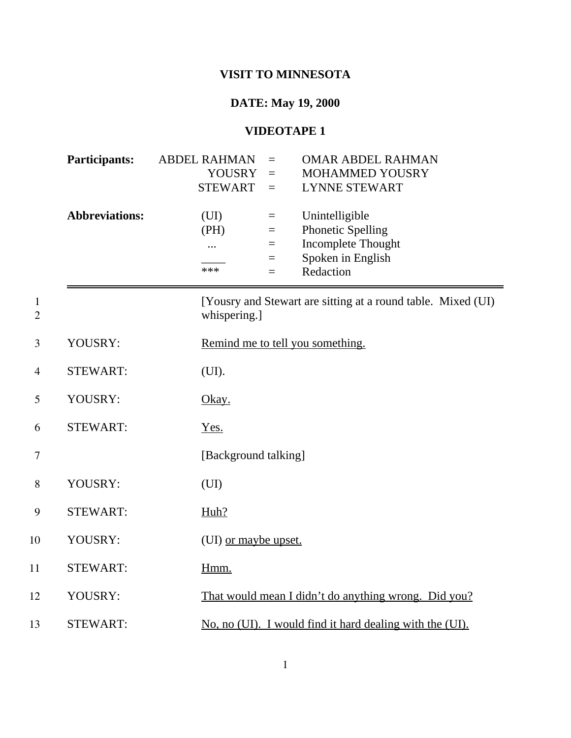# VISIT TO MINNESOTA

## DATE: May 19, 2000

## VIDEOTAPE 1

| **Participants:** | ABDEL RAHMAN | = | OMAR ABDEL RAHMAN |
|---|---|---|---|
| | YOUSRY | = | MOHAMMED YOUSRY |
| | STEWART | = | LYNNE STEWART |
| **Abbreviations:** | (UI) | = | Unintelligible |
| | (PH) | = | Phonetic Spelling |
| | ... | = | Incomplete Thought |
| | ____ | = | Spoken in English |
| | *** | = | Redaction |

---

| | | |
|---|---|---|
| 1–2 | | [Yousry and Stewart are sitting at a round table. Mixed (UI) whispering.] |
| 3 | YOUSRY: | Remind me to tell you something. |
| 4 | STEWART: | (UI). |
| 5 | YOUSRY: | Okay. |
| 6 | STEWART: | Yes. |
| 7 | | [Background talking] |
| 8 | YOUSRY: | (UI) |
| 9 | STEWART: | Huh? |
| 10 | YOUSRY: | (UI) or maybe upset. |
| 11 | STEWART: | Hmm. |
| 12 | YOUSRY: | That would mean I didn't do anything wrong. Did you? |
| 13 | STEWART: | No, no (UI). I would find it hard dealing with the (UI). |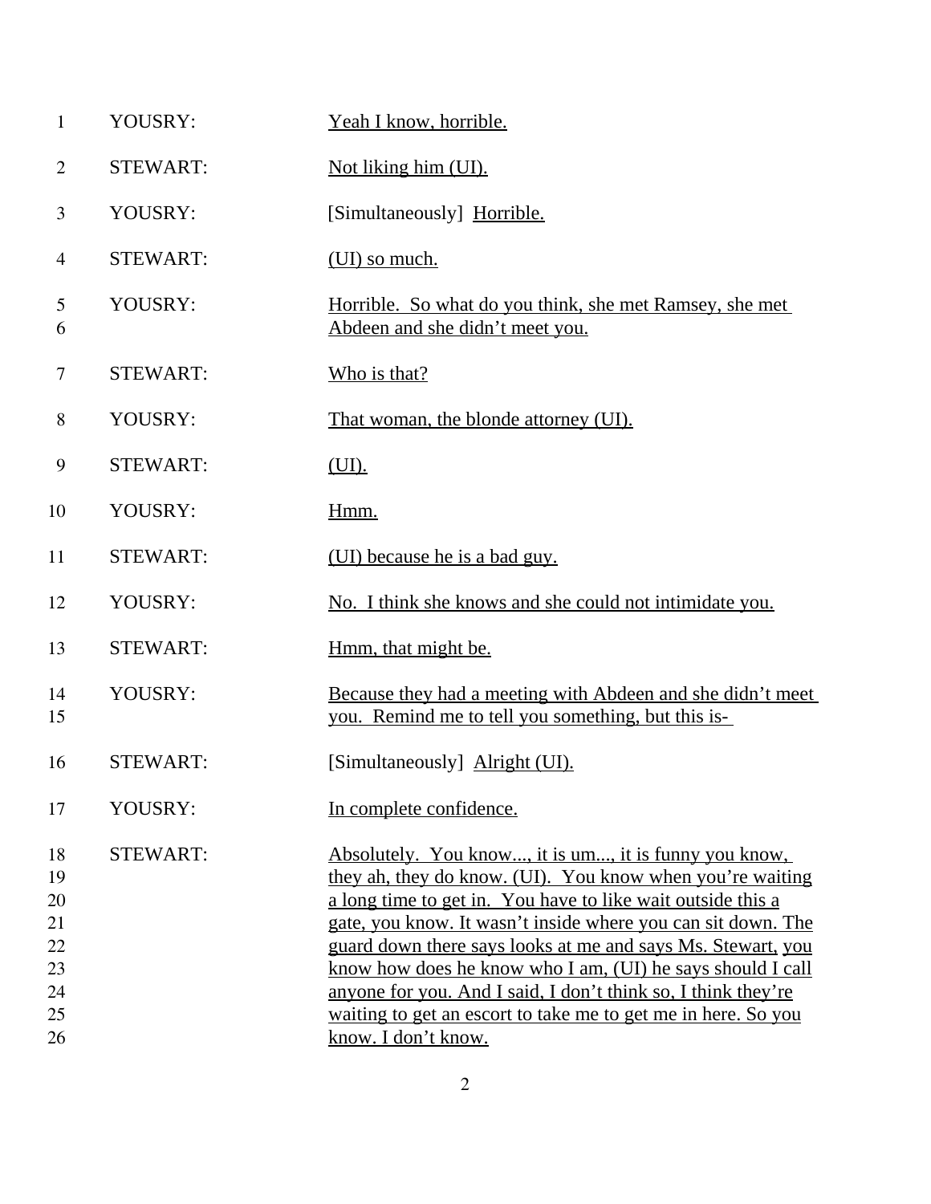| | | |
|---|---|---|
| 1 | YOUSRY: | Yeah I know, horrible. |
| 2 | STEWART: | Not liking him (UI). |
| 3 | YOUSRY: | [Simultaneously] Horrible. |
| 4 | STEWART: | (UI) so much. |
| 5<br>6 | YOUSRY: | Horrible. So what do you think, she met Ramsey, she met Abdeen and she didn't meet you. |
| 7 | STEWART: | Who is that? |
| 8 | YOUSRY: | That woman, the blonde attorney (UI). |
| 9 | STEWART: | (UI). |
| 10 | YOUSRY: | Hmm. |
| 11 | STEWART: | (UI) because he is a bad guy. |
| 12 | YOUSRY: | No. I think she knows and she could not intimidate you. |
| 13 | STEWART: | Hmm, that might be. |
| 14<br>15 | YOUSRY: | Because they had a meeting with Abdeen and she didn't meet you. Remind me to tell you something, but this is- |
| 16 | STEWART: | [Simultaneously] Alright (UI). |
| 17 | YOUSRY: | In complete confidence. |
| 18<br>19<br>20<br>21<br>22<br>23<br>24<br>25<br>26 | STEWART: | Absolutely. You know..., it is um..., it is funny you know, they ah, they do know. (UI). You know when you're waiting a long time to get in. You have to like wait outside this a gate, you know. It wasn't inside where you can sit down. The guard down there says looks at me and says Ms. Stewart, you know how does he know who I am, (UI) he says should I call anyone for you. And I said, I don't think so, I think they're waiting to get an escort to take me to get me in here. So you know. I don't know. |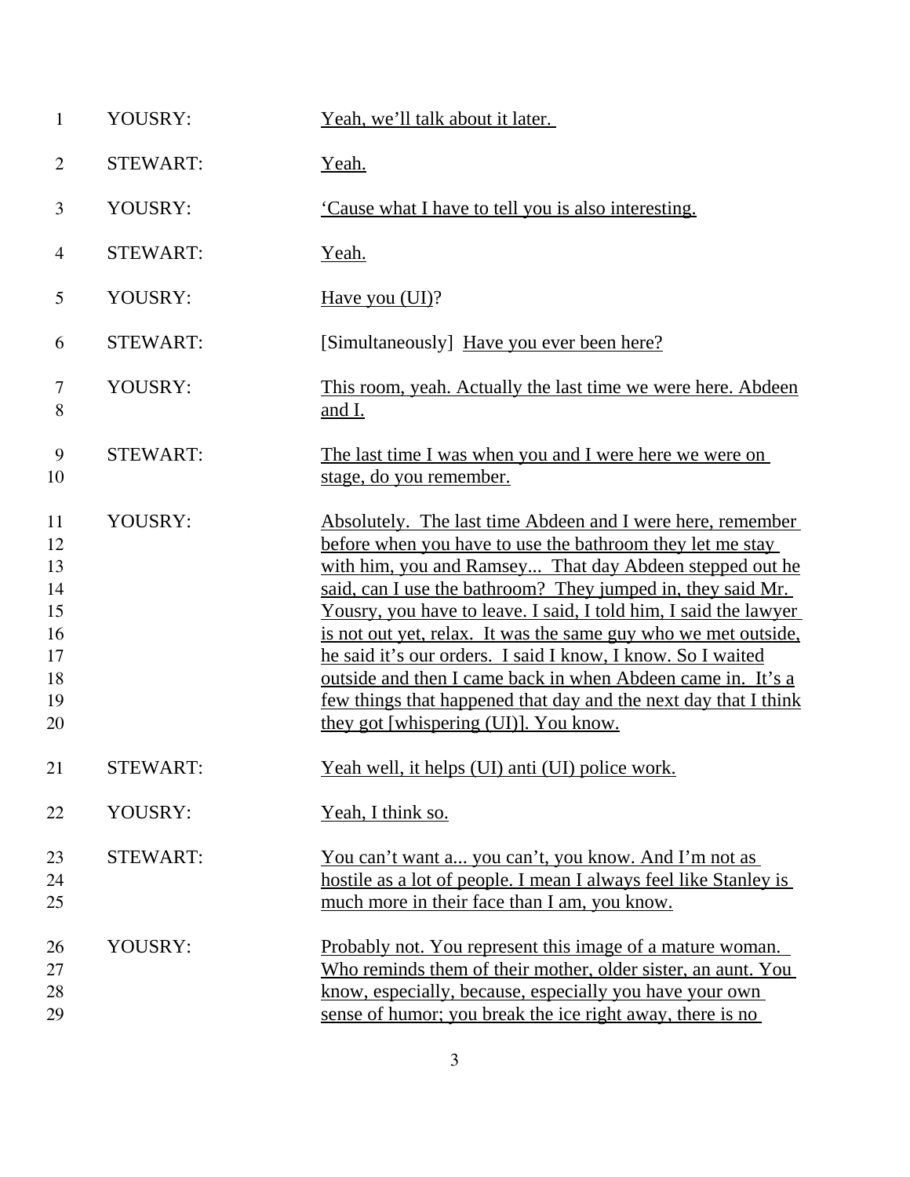| | | |
|---|---|---|
| 1 | YOUSRY: | Yeah, we'll talk about it later. |
| 2 | STEWART: | Yeah. |
| 3 | YOUSRY: | 'Cause what I have to tell you is also interesting. |
| 4 | STEWART: | Yeah. |
| 5 | YOUSRY: | Have you (UI)? |
| 6 | STEWART: | [Simultaneously] Have you ever been here? |
| 7<br>8 | YOUSRY: | This room, yeah. Actually the last time we were here. Abdeen and I. |
| 9<br>10 | STEWART: | The last time I was when you and I were here we were on stage, do you remember. |
| 11<br>12<br>13<br>14<br>15<br>16<br>17<br>18<br>19<br>20 | YOUSRY: | Absolutely. The last time Abdeen and I were here, remember before when you have to use the bathroom they let me stay with him, you and Ramsey... That day Abdeen stepped out he said, can I use the bathroom? They jumped in, they said Mr. Yousry, you have to leave. I said, I told him, I said the lawyer is not out yet, relax. It was the same guy who we met outside, he said it's our orders. I said I know, I know. So I waited outside and then I came back in when Abdeen came in. It's a few things that happened that day and the next day that I think they got [whispering (UI)]. You know. |
| 21 | STEWART: | Yeah well, it helps (UI) anti (UI) police work. |
| 22 | YOUSRY: | Yeah, I think so. |
| 23<br>24<br>25 | STEWART: | You can't want a... you can't, you know. And I'm not as hostile as a lot of people. I mean I always feel like Stanley is much more in their face than I am, you know. |
| 26<br>27<br>28<br>29 | YOUSRY: | Probably not. You represent this image of a mature woman. Who reminds them of their mother, older sister, an aunt. You know, especially, because, especially you have your own sense of humor; you break the ice right away, there is no |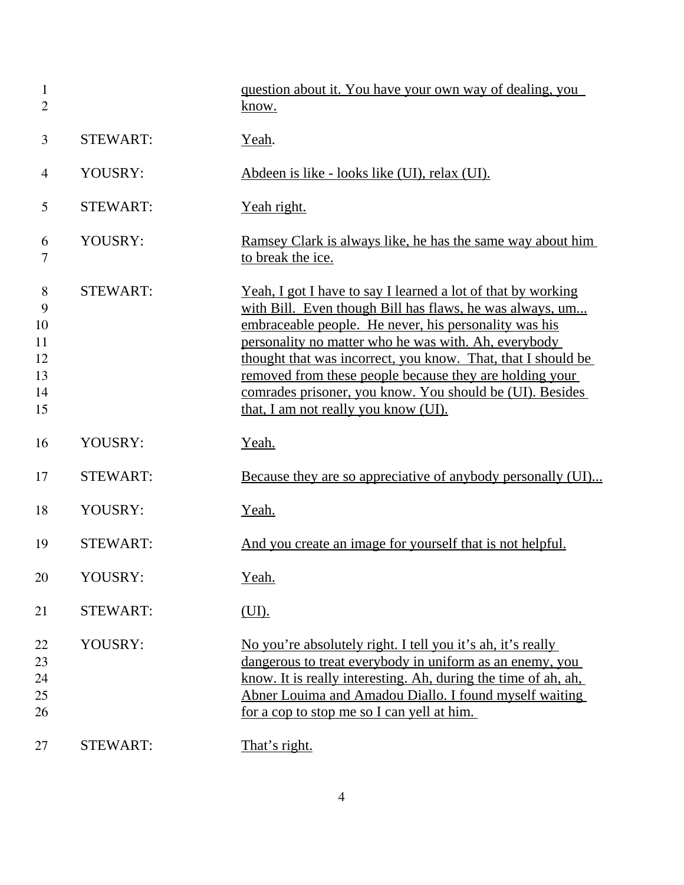| | | |
|---|---|---|
| 1<br>2 | | question about it. You have your own way of dealing, you know. |
| 3 | STEWART: | Yeah. |
| 4 | YOUSRY: | Abdeen is like - looks like (UI), relax (UI). |
| 5 | STEWART: | Yeah right. |
| 6<br>7 | YOUSRY: | Ramsey Clark is always like, he has the same way about him to break the ice. |
| 8<br>9<br>10<br>11<br>12<br>13<br>14<br>15 | STEWART: | Yeah, I got I have to say I learned a lot of that by working with Bill. Even though Bill has flaws, he was always, um... embraceable people. He never, his personality was his personality no matter who he was with. Ah, everybody thought that was incorrect, you know. That, that I should be removed from these people because they are holding your comrades prisoner, you know. You should be (UI). Besides that, I am not really you know (UI). |
| 16 | YOUSRY: | Yeah. |
| 17 | STEWART: | Because they are so appreciative of anybody personally (UI)... |
| 18 | YOUSRY: | Yeah. |
| 19 | STEWART: | And you create an image for yourself that is not helpful. |
| 20 | YOUSRY: | Yeah. |
| 21 | STEWART: | (UI). |
| 22<br>23<br>24<br>25<br>26 | YOUSRY: | No you're absolutely right. I tell you it's ah, it's really dangerous to treat everybody in uniform as an enemy, you know. It is really interesting. Ah, during the time of ah, ah, Abner Louima and Amadou Diallo. I found myself waiting for a cop to stop me so I can yell at him. |
| 27 | STEWART: | That's right. |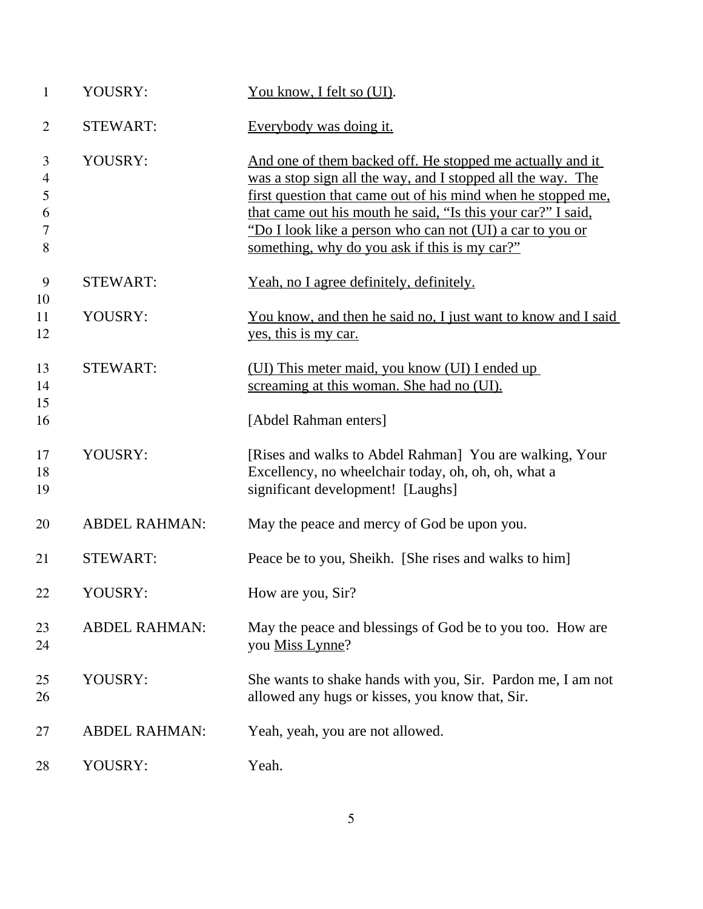| | | |
|---|---|---|
| 1 | YOUSRY: | <u>You know, I felt so (UI)</u>. |
| 2 | STEWART: | <u>Everybody was doing it.</u> |
| 3-8 | YOUSRY: | <u>And one of them backed off. He stopped me actually and it was a stop sign all the way, and I stopped all the way. The first question that came out of his mind when he stopped me, that came out his mouth he said, "Is this your car?" I said, "Do I look like a person who can not (UI) a car to you or something, why do you ask if this is my car?"</u> |
| 9-10 | STEWART: | <u>Yeah, no I agree definitely, definitely.</u> |
| 11-12 | YOUSRY: | <u>You know, and then he said no, I just want to know and I said yes, this is my car.</u> |
| 13-15 | STEWART: | <u>(UI) This meter maid, you know (UI) I ended up screaming at this woman. She had no (UI).</u> |
| 16 | | [Abdel Rahman enters] |
| 17-19 | YOUSRY: | [Rises and walks to Abdel Rahman] You are walking, Your Excellency, no wheelchair today, oh, oh, oh, what a significant development! [Laughs] |
| 20 | ABDEL RAHMAN: | May the peace and mercy of God be upon you. |
| 21 | STEWART: | Peace be to you, Sheikh. [She rises and walks to him] |
| 22 | YOUSRY: | How are you, Sir? |
| 23-24 | ABDEL RAHMAN: | May the peace and blessings of God be to you too. How are you <u>Miss Lynne</u>? |
| 25-26 | YOUSRY: | She wants to shake hands with you, Sir. Pardon me, I am not allowed any hugs or kisses, you know that, Sir. |
| 27 | ABDEL RAHMAN: | Yeah, yeah, you are not allowed. |
| 28 | YOUSRY: | Yeah. |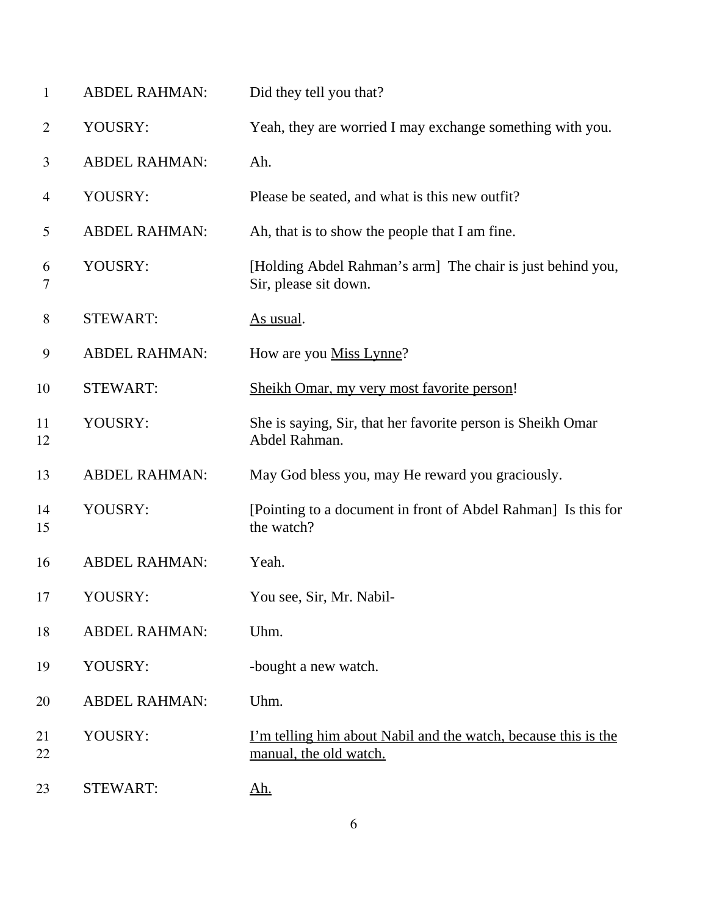| | | |
|---|---|---|
| 1 | ABDEL RAHMAN: | Did they tell you that? |
| 2 | YOUSRY: | Yeah, they are worried I may exchange something with you. |
| 3 | ABDEL RAHMAN: | Ah. |
| 4 | YOUSRY: | Please be seated, and what is this new outfit? |
| 5 | ABDEL RAHMAN: | Ah, that is to show the people that I am fine. |
| 6<br>7 | YOUSRY: | [Holding Abdel Rahman's arm] The chair is just behind you, Sir, please sit down. |
| 8 | STEWART: | <u>As usual</u>. |
| 9 | ABDEL RAHMAN: | How are you <u>Miss Lynne</u>? |
| 10 | STEWART: | <u>Sheikh Omar, my very most favorite person</u>! |
| 11<br>12 | YOUSRY: | She is saying, Sir, that her favorite person is Sheikh Omar Abdel Rahman. |
| 13 | ABDEL RAHMAN: | May God bless you, may He reward you graciously. |
| 14<br>15 | YOUSRY: | [Pointing to a document in front of Abdel Rahman] Is this for the watch? |
| 16 | ABDEL RAHMAN: | Yeah. |
| 17 | YOUSRY: | You see, Sir, Mr. Nabil- |
| 18 | ABDEL RAHMAN: | Uhm. |
| 19 | YOUSRY: | -bought a new watch. |
| 20 | ABDEL RAHMAN: | Uhm. |
| 21<br>22 | YOUSRY: | <u>I'm telling him about Nabil and the watch, because this is the manual, the old watch.</u> |
| 23 | STEWART: | <u>Ah.</u> |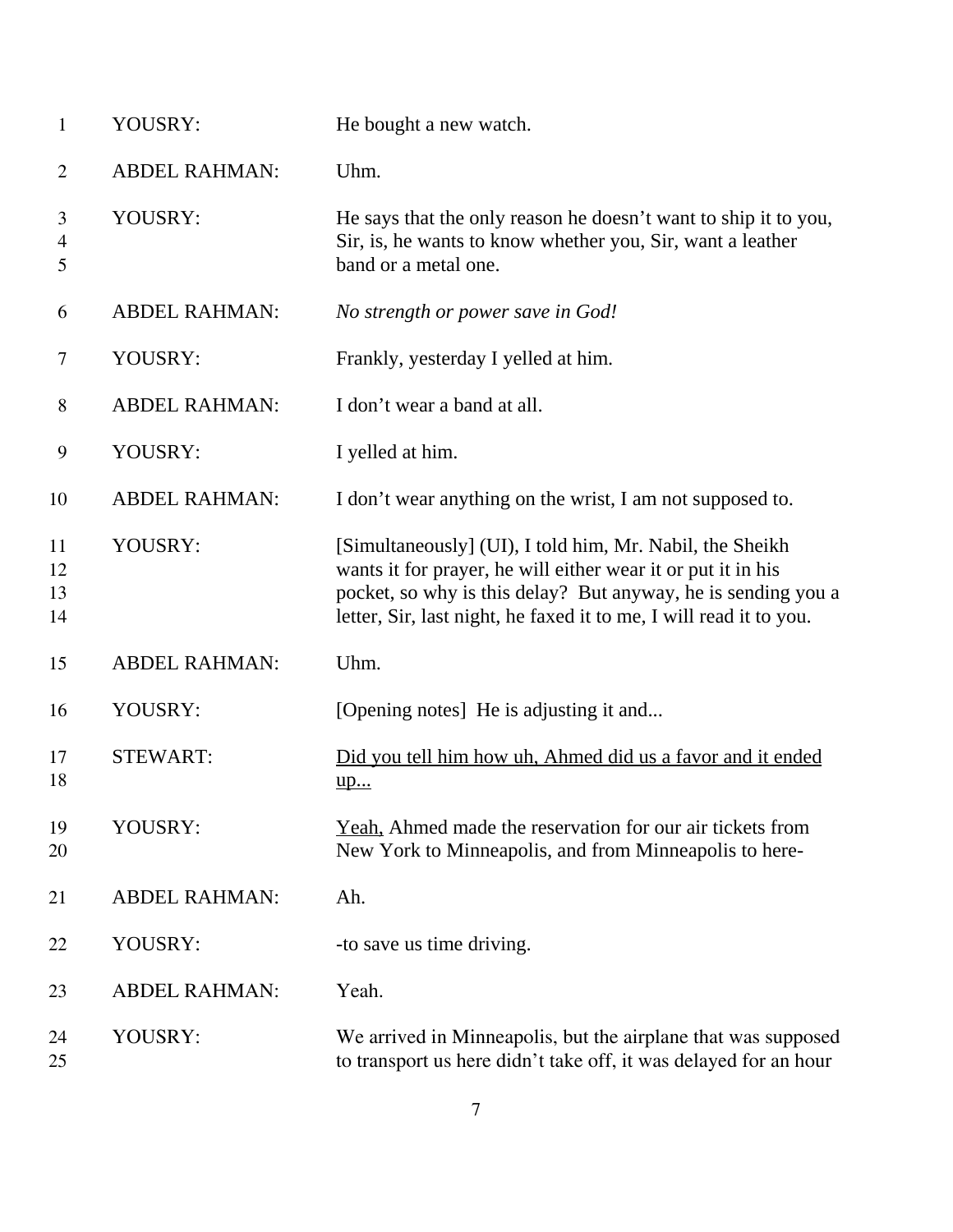| | | |
|---|---|---|
| 1 | YOUSRY: | He bought a new watch. |
| 2 | ABDEL RAHMAN: | Uhm. |
| 3<br>4<br>5 | YOUSRY: | He says that the only reason he doesn't want to ship it to you, Sir, is, he wants to know whether you, Sir, want a leather band or a metal one. |
| 6 | ABDEL RAHMAN: | *No strength or power save in God!* |
| 7 | YOUSRY: | Frankly, yesterday I yelled at him. |
| 8 | ABDEL RAHMAN: | I don't wear a band at all. |
| 9 | YOUSRY: | I yelled at him. |
| 10 | ABDEL RAHMAN: | I don't wear anything on the wrist, I am not supposed to. |
| 11<br>12<br>13<br>14 | YOUSRY: | [Simultaneously] (UI), I told him, Mr. Nabil, the Sheikh wants it for prayer, he will either wear it or put it in his pocket, so why is this delay? But anyway, he is sending you a letter, Sir, last night, he faxed it to me, I will read it to you. |
| 15 | ABDEL RAHMAN: | Uhm. |
| 16 | YOUSRY: | [Opening notes] He is adjusting it and... |
| 17<br>18 | STEWART: | <u>Did you tell him how uh, Ahmed did us a favor and it ended up...</u> |
| 19<br>20 | YOUSRY: | <u>Yeah,</u> Ahmed made the reservation for our air tickets from New York to Minneapolis, and from Minneapolis to here- |
| 21 | ABDEL RAHMAN: | Ah. |
| 22 | YOUSRY: | -to save us time driving. |
| 23 | ABDEL RAHMAN: | Yeah. |
| 24<br>25 | YOUSRY: | We arrived in Minneapolis, but the airplane that was supposed to transport us here didn't take off, it was delayed for an hour |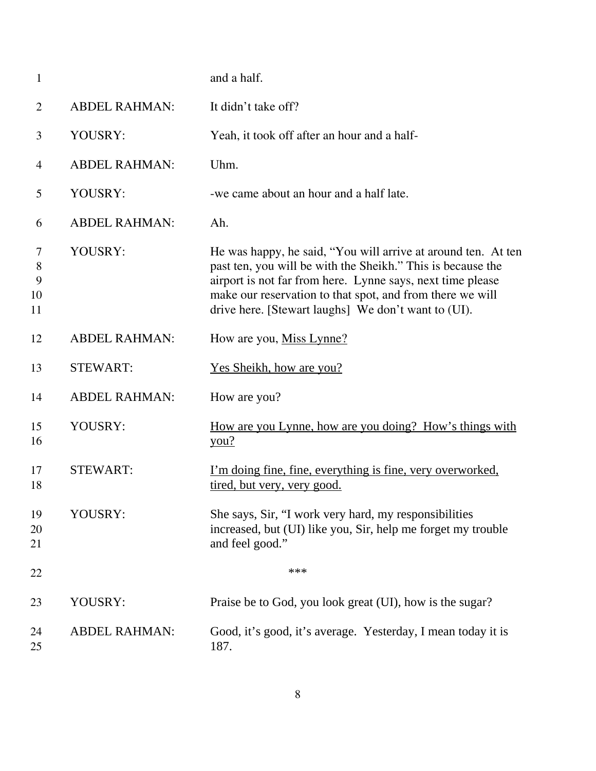| | | |
|---|---|---|
| 1 | | and a half. |
| 2 | ABDEL RAHMAN: | It didn't take off? |
| 3 | YOUSRY: | Yeah, it took off after an hour and a half- |
| 4 | ABDEL RAHMAN: | Uhm. |
| 5 | YOUSRY: | -we came about an hour and a half late. |
| 6 | ABDEL RAHMAN: | Ah. |
| 7<br>8<br>9<br>10<br>11 | YOUSRY: | He was happy, he said, "You will arrive at around ten. At ten past ten, you will be with the Sheikh." This is because the airport is not far from here. Lynne says, next time please make our reservation to that spot, and from there we will drive here. [Stewart laughs] We don't want to (UI). |
| 12 | ABDEL RAHMAN: | How are you, <u>Miss Lynne?</u> |
| 13 | STEWART: | <u>Yes Sheikh, how are you?</u> |
| 14 | ABDEL RAHMAN: | How are you? |
| 15<br>16 | YOUSRY: | <u>How are you Lynne, how are you doing? How's things with you?</u> |
| 17<br>18 | STEWART: | <u>I'm doing fine, fine, everything is fine, very overworked, tired, but very, very good.</u> |
| 19<br>20<br>21 | YOUSRY: | She says, Sir, "I work very hard, my responsibilities increased, but (UI) like you, Sir, help me forget my trouble and feel good." |
| 22 | | *** |
| 23 | YOUSRY: | Praise be to God, you look great (UI), how is the sugar? |
| 24<br>25 | ABDEL RAHMAN: | Good, it's good, it's average. Yesterday, I mean today it is 187. |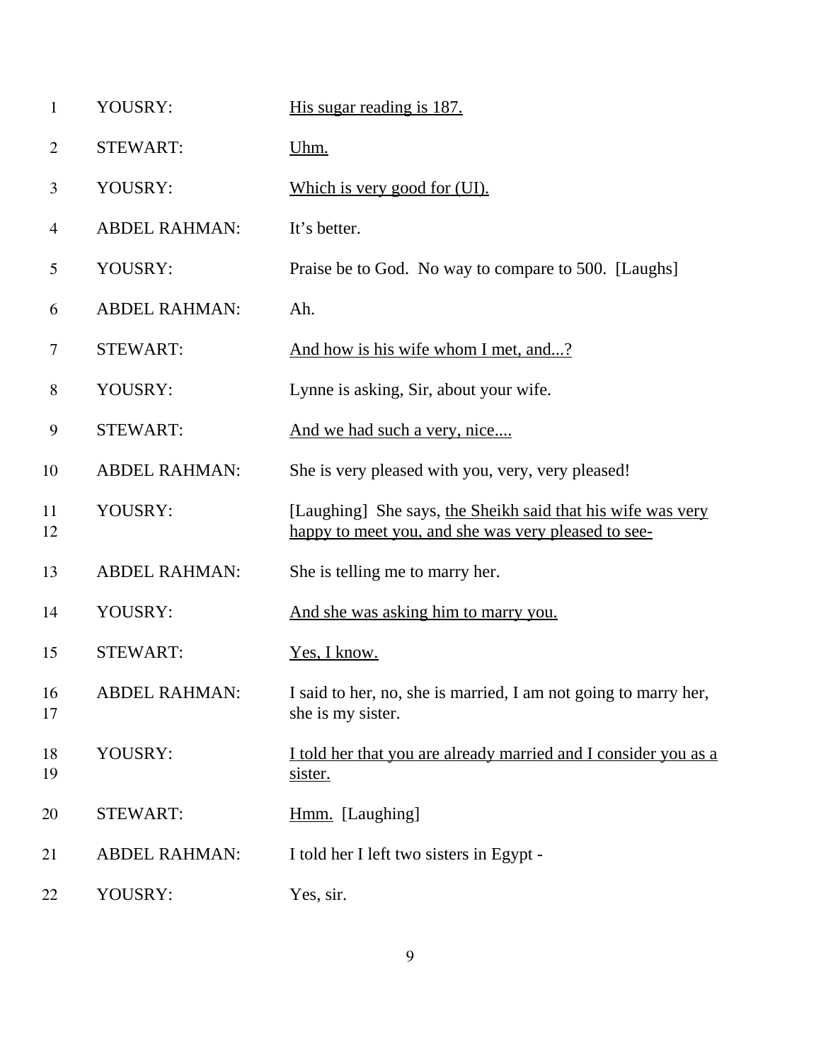| | | |
|---|---|---|
| 1 | YOUSRY: | <u>His sugar reading is 187.</u> |
| 2 | STEWART: | <u>Uhm.</u> |
| 3 | YOUSRY: | <u>Which is very good for (UI).</u> |
| 4 | ABDEL RAHMAN: | It's better. |
| 5 | YOUSRY: | Praise be to God. No way to compare to 500. [Laughs] |
| 6 | ABDEL RAHMAN: | Ah. |
| 7 | STEWART: | <u>And how is his wife whom I met, and...?</u> |
| 8 | YOUSRY: | Lynne is asking, Sir, about your wife. |
| 9 | STEWART: | <u>And we had such a very, nice....</u> |
| 10 | ABDEL RAHMAN: | She is very pleased with you, very, very pleased! |
| 11<br>12 | YOUSRY: | [Laughing] She says, <u>the Sheikh said that his wife was very happy to meet you, and she was very pleased to see-</u> |
| 13 | ABDEL RAHMAN: | She is telling me to marry her. |
| 14 | YOUSRY: | <u>And she was asking him to marry you.</u> |
| 15 | STEWART: | <u>Yes, I know.</u> |
| 16<br>17 | ABDEL RAHMAN: | I said to her, no, she is married, I am not going to marry her, she is my sister. |
| 18<br>19 | YOUSRY: | <u>I told her that you are already married and I consider you as a sister.</u> |
| 20 | STEWART: | <u>Hmm.</u> [Laughing] |
| 21 | ABDEL RAHMAN: | I told her I left two sisters in Egypt - |
| 22 | YOUSRY: | Yes, sir. |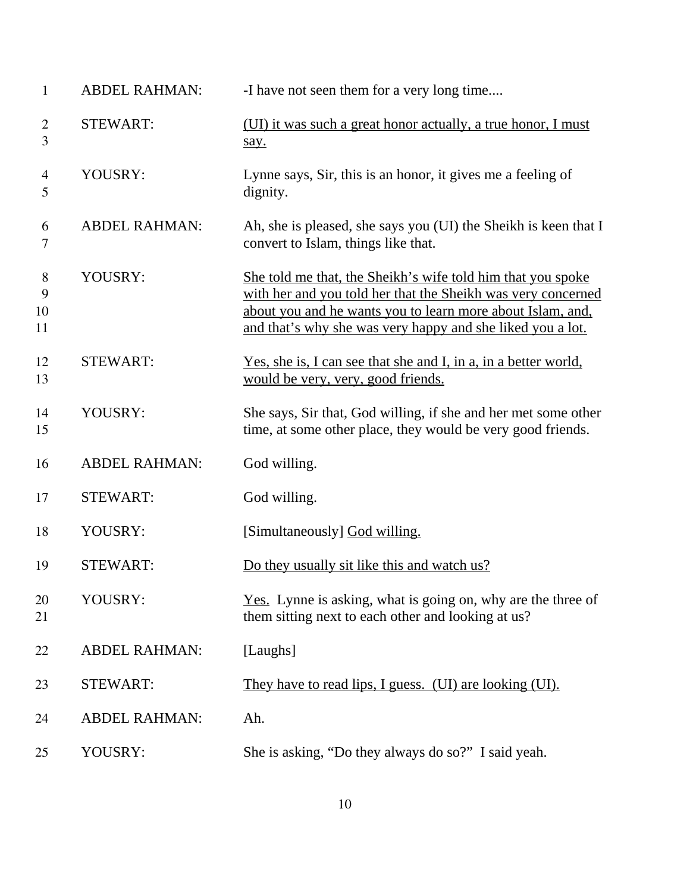| | | |
|---|---|---|
| 1 | ABDEL RAHMAN: | -I have not seen them for a very long time.... |
| 2-3 | STEWART: | <u>(UI) it was such a great honor actually, a true honor, I must say.</u> |
| 4-5 | YOUSRY: | Lynne says, Sir, this is an honor, it gives me a feeling of dignity. |
| 6-7 | ABDEL RAHMAN: | Ah, she is pleased, she says you (UI) the Sheikh is keen that I convert to Islam, things like that. |
| 8-11 | YOUSRY: | <u>She told me that, the Sheikh's wife told him that you spoke with her and you told her that the Sheikh was very concerned about you and he wants you to learn more about Islam, and, and that's why she was very happy and she liked you a lot.</u> |
| 12-13 | STEWART: | <u>Yes, she is, I can see that she and I, in a, in a better world, would be very, very, good friends.</u> |
| 14-15 | YOUSRY: | She says, Sir that, God willing, if she and her met some other time, at some other place, they would be very good friends. |
| 16 | ABDEL RAHMAN: | God willing. |
| 17 | STEWART: | God willing. |
| 18 | YOUSRY: | [Simultaneously] <u>God willing.</u> |
| 19 | STEWART: | <u>Do they usually sit like this and watch us?</u> |
| 20-21 | YOUSRY: | <u>Yes.</u> Lynne is asking, what is going on, why are the three of them sitting next to each other and looking at us? |
| 22 | ABDEL RAHMAN: | [Laughs] |
| 23 | STEWART: | <u>They have to read lips, I guess. (UI) are looking (UI).</u> |
| 24 | ABDEL RAHMAN: | Ah. |
| 25 | YOUSRY: | She is asking, "Do they always do so?" I said yeah. |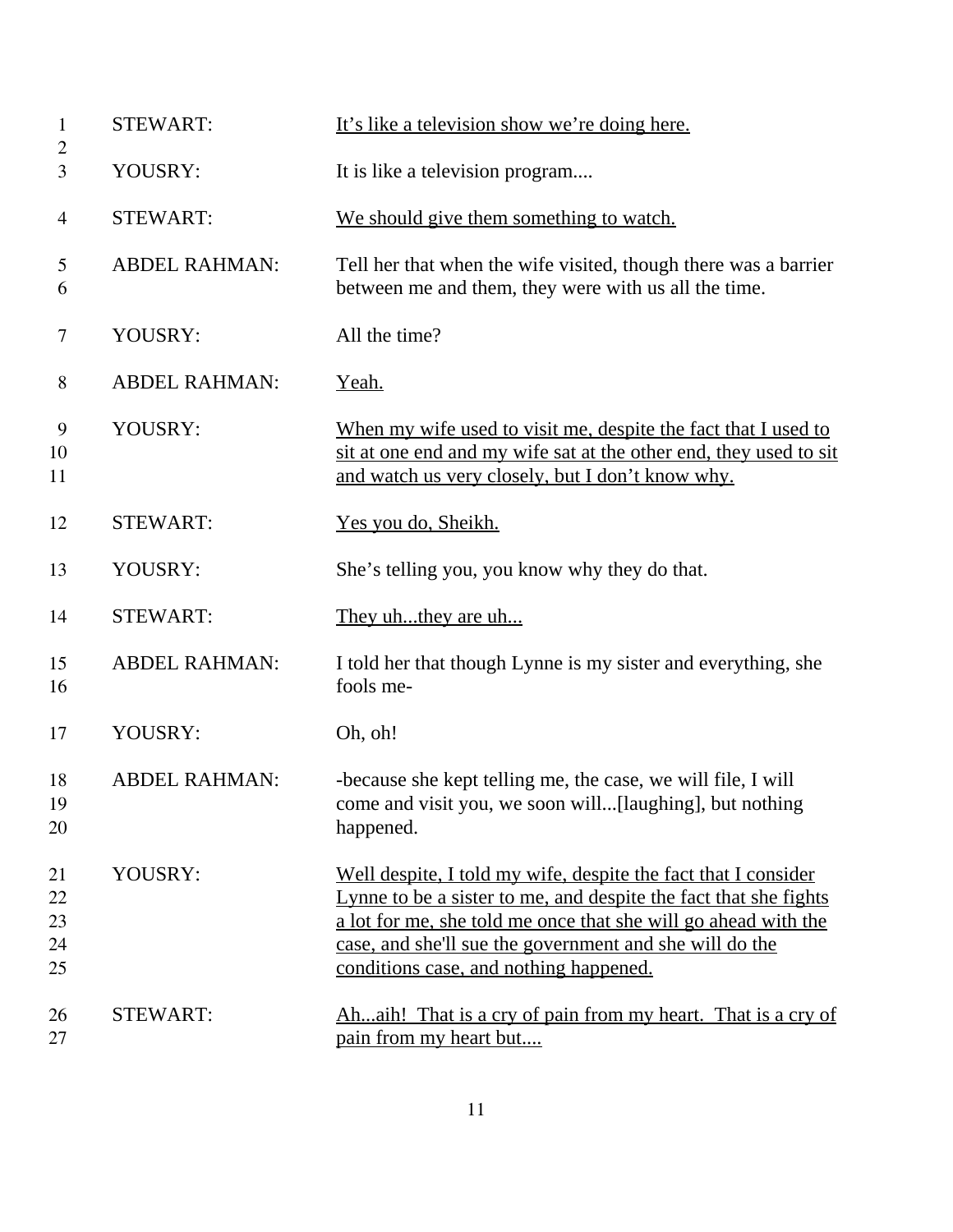| | | |
|---|---|---|
| 1 | STEWART: | <u>It's like a television show we're doing here.</u> |
| 2 | | |
| 3 | YOUSRY: | It is like a television program.... |
| 4 | STEWART: | <u>We should give them something to watch.</u> |
| 5<br>6 | ABDEL RAHMAN: | Tell her that when the wife visited, though there was a barrier between me and them, they were with us all the time. |
| 7 | YOUSRY: | All the time? |
| 8 | ABDEL RAHMAN: | <u>Yeah.</u> |
| 9<br>10<br>11 | YOUSRY: | <u>When my wife used to visit me, despite the fact that I used to sit at one end and my wife sat at the other end, they used to sit and watch us very closely, but I don't know why.</u> |
| 12 | STEWART: | <u>Yes you do, Sheikh.</u> |
| 13 | YOUSRY: | She's telling you, you know why they do that. |
| 14 | STEWART: | <u>They uh...they are uh...</u> |
| 15<br>16 | ABDEL RAHMAN: | I told her that though Lynne is my sister and everything, she fools me- |
| 17 | YOUSRY: | Oh, oh! |
| 18<br>19<br>20 | ABDEL RAHMAN: | -because she kept telling me, the case, we will file, I will come and visit you, we soon will...[laughing], but nothing happened. |
| 21<br>22<br>23<br>24<br>25 | YOUSRY: | <u>Well despite, I told my wife, despite the fact that I consider Lynne to be a sister to me, and despite the fact that she fights a lot for me, she told me once that she will go ahead with the case, and she'll sue the government and she will do the conditions case, and nothing happened.</u> |
| 26<br>27 | STEWART: | <u>Ah...aih! That is a cry of pain from my heart. That is a cry of pain from my heart but....</u> |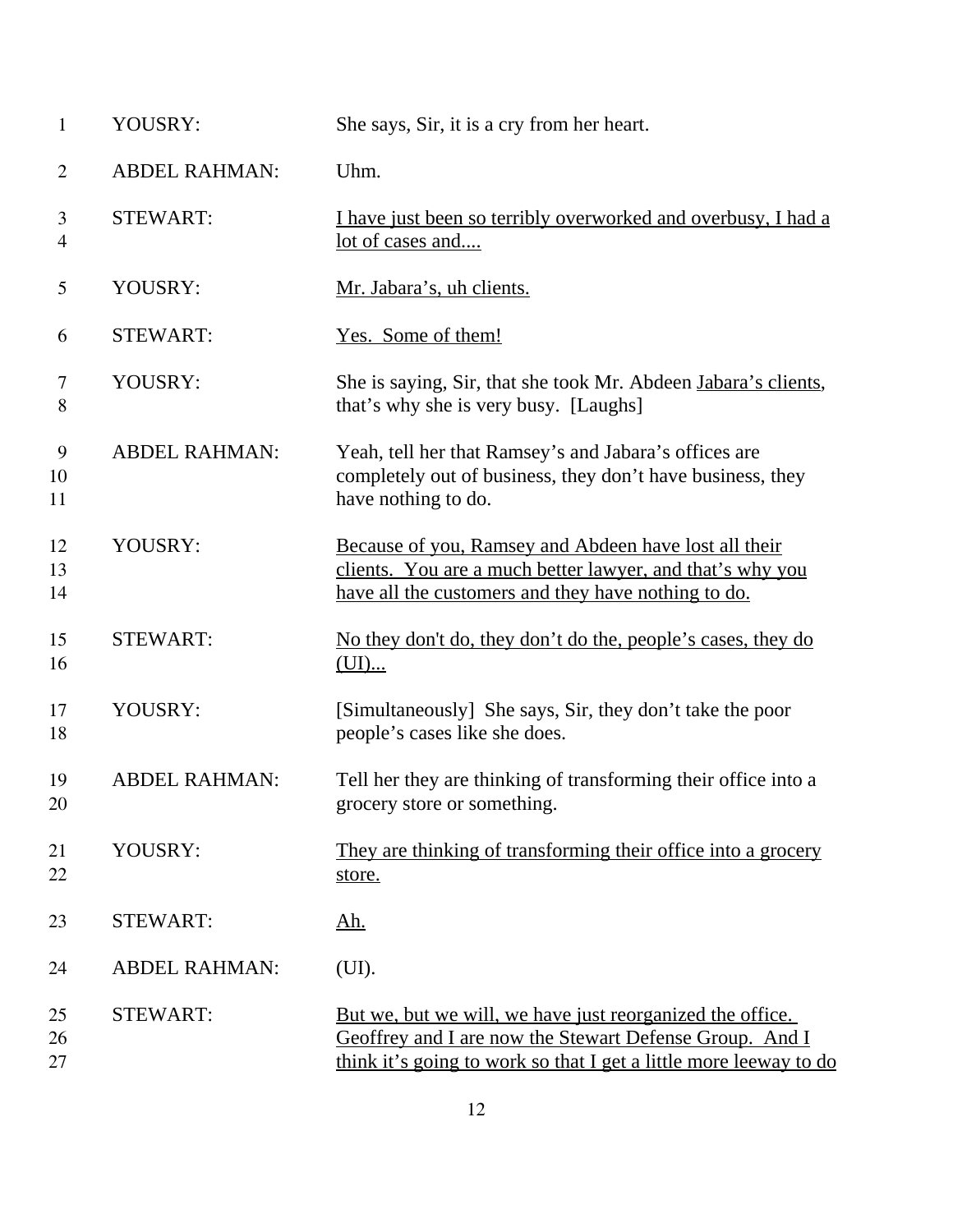| | | |
|---|---|---|
| 1 | YOUSRY: | She says, Sir, it is a cry from her heart. |
| 2 | ABDEL RAHMAN: | Uhm. |
| 3<br>4 | STEWART: | <u>I have just been so terribly overworked and overbusy, I had a lot of cases and....</u> |
| 5 | YOUSRY: | <u>Mr. Jabara's, uh clients.</u> |
| 6 | STEWART: | <u>Yes. Some of them!</u> |
| 7<br>8 | YOUSRY: | She is saying, Sir, that she took Mr. Abdeen <u>Jabara's clients</u>, that's why she is very busy. [Laughs] |
| 9<br>10<br>11 | ABDEL RAHMAN: | Yeah, tell her that Ramsey's and Jabara's offices are completely out of business, they don't have business, they have nothing to do. |
| 12<br>13<br>14 | YOUSRY: | <u>Because of you, Ramsey and Abdeen have lost all their clients. You are a much better lawyer, and that's why you have all the customers and they have nothing to do.</u> |
| 15<br>16 | STEWART: | <u>No they don't do, they don't do the, people's cases, they do (UI)...</u> |
| 17<br>18 | YOUSRY: | [Simultaneously] She says, Sir, they don't take the poor people's cases like she does. |
| 19<br>20 | ABDEL RAHMAN: | Tell her they are thinking of transforming their office into a grocery store or something. |
| 21<br>22 | YOUSRY: | <u>They are thinking of transforming their office into a grocery store.</u> |
| 23 | STEWART: | <u>Ah.</u> |
| 24 | ABDEL RAHMAN: | (UI). |
| 25<br>26<br>27 | STEWART: | <u>But we, but we will, we have just reorganized the office. Geoffrey and I are now the Stewart Defense Group. And I think it's going to work so that I get a little more leeway to do</u> |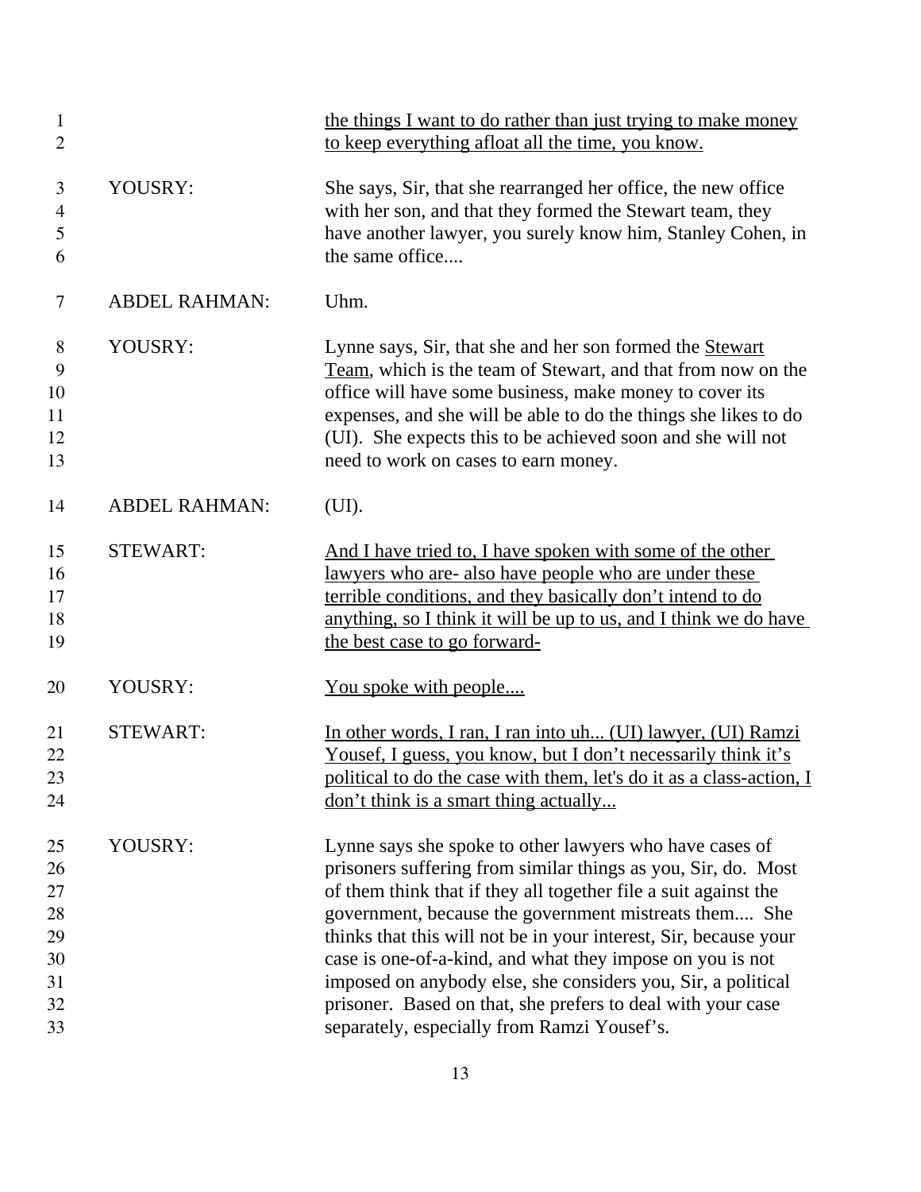| | | |
|---|---|---|
| 1<br>2 | | <u>the things I want to do rather than just trying to make money to keep everything afloat all the time, you know.</u> |
| 3<br>4<br>5<br>6 | YOUSRY: | She says, Sir, that she rearranged her office, the new office with her son, and that they formed the Stewart team, they have another lawyer, you surely know him, Stanley Cohen, in the same office.... |
| 7 | ABDEL RAHMAN: | Uhm. |
| 8<br>9<br>10<br>11<br>12<br>13 | YOUSRY: | Lynne says, Sir, that she and her son formed the <u>Stewart Team</u>, which is the team of Stewart, and that from now on the office will have some business, make money to cover its expenses, and she will be able to do the things she likes to do (UI). She expects this to be achieved soon and she will not need to work on cases to earn money. |
| 14 | ABDEL RAHMAN: | (UI). |
| 15<br>16<br>17<br>18<br>19 | STEWART: | <u>And I have tried to, I have spoken with some of the other lawyers who are- also have people who are under these terrible conditions, and they basically don't intend to do anything, so I think it will be up to us, and I think we do have the best case to go forward-</u> |
| 20 | YOUSRY: | <u>You spoke with people....</u> |
| 21<br>22<br>23<br>24 | STEWART: | <u>In other words, I ran, I ran into uh... (UI) lawyer, (UI) Ramzi Yousef, I guess, you know, but I don't necessarily think it's political to do the case with them, let's do it as a class-action, I don't think is a smart thing actually...</u> |
| 25<br>26<br>27<br>28<br>29<br>30<br>31<br>32<br>33 | YOUSRY: | Lynne says she spoke to other lawyers who have cases of prisoners suffering from similar things as you, Sir, do. Most of them think that if they all together file a suit against the government, because the government mistreats them.... She thinks that this will not be in your interest, Sir, because your case is one-of-a-kind, and what they impose on you is not imposed on anybody else, she considers you, Sir, a political prisoner. Based on that, she prefers to deal with your case separately, especially from Ramzi Yousef's. |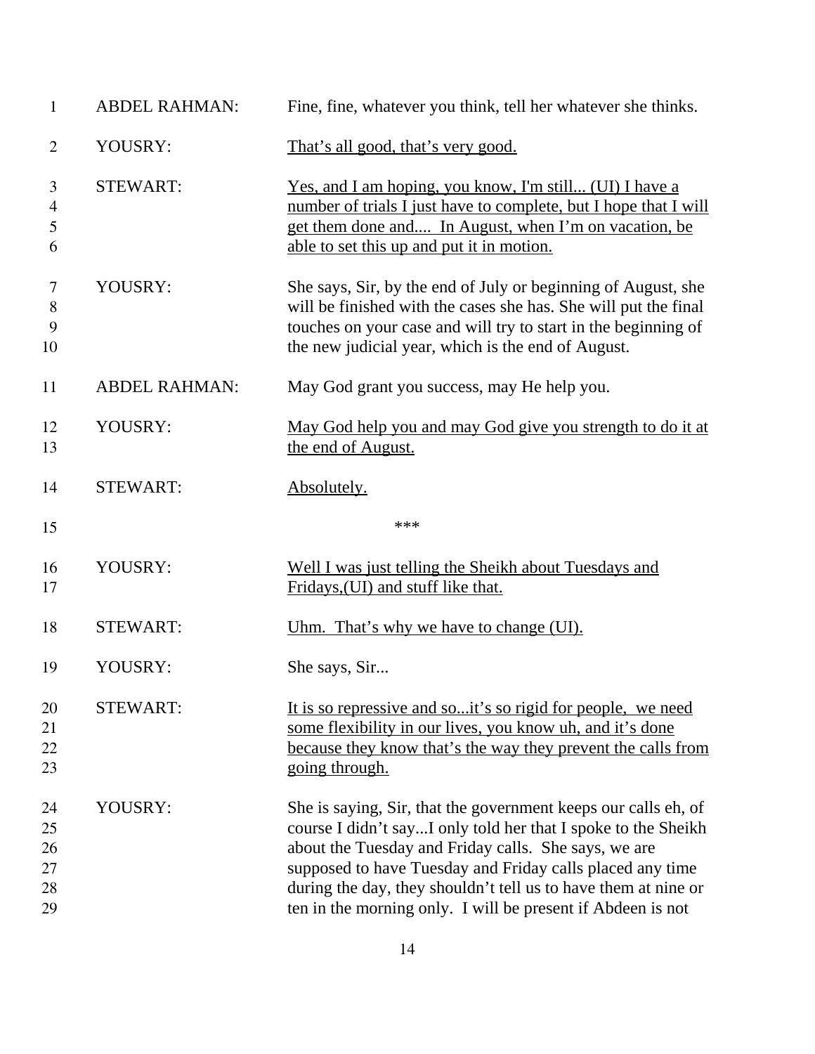| | | |
|---|---|---|
| 1 | ABDEL RAHMAN: | Fine, fine, whatever you think, tell her whatever she thinks. |
| 2 | YOUSRY: | <u>That's all good, that's very good.</u> |
| 3<br>4<br>5<br>6 | STEWART: | <u>Yes, and I am hoping, you know, I'm still... (UI) I have a number of trials I just have to complete, but I hope that I will get them done and.... In August, when I'm on vacation, be able to set this up and put it in motion.</u> |
| 7<br>8<br>9<br>10 | YOUSRY: | She says, Sir, by the end of July or beginning of August, she will be finished with the cases she has. She will put the final touches on your case and will try to start in the beginning of the new judicial year, which is the end of August. |
| 11 | ABDEL RAHMAN: | May God grant you success, may He help you. |
| 12<br>13 | YOUSRY: | <u>May God help you and may God give you strength to do it at the end of August.</u> |
| 14 | STEWART: | <u>Absolutely.</u> |
| 15 | | *** |
| 16<br>17 | YOUSRY: | <u>Well I was just telling the Sheikh about Tuesdays and Fridays,(UI) and stuff like that.</u> |
| 18 | STEWART: | <u>Uhm. That's why we have to change (UI).</u> |
| 19 | YOUSRY: | She says, Sir... |
| 20<br>21<br>22<br>23 | STEWART: | <u>It is so repressive and so...it's so rigid for people, we need some flexibility in our lives, you know uh, and it's done because they know that's the way they prevent the calls from going through.</u> |
| 24<br>25<br>26<br>27<br>28<br>29 | YOUSRY: | She is saying, Sir, that the government keeps our calls eh, of course I didn't say...I only told her that I spoke to the Sheikh about the Tuesday and Friday calls. She says, we are supposed to have Tuesday and Friday calls placed any time during the day, they shouldn't tell us to have them at nine or ten in the morning only. I will be present if Abdeen is not |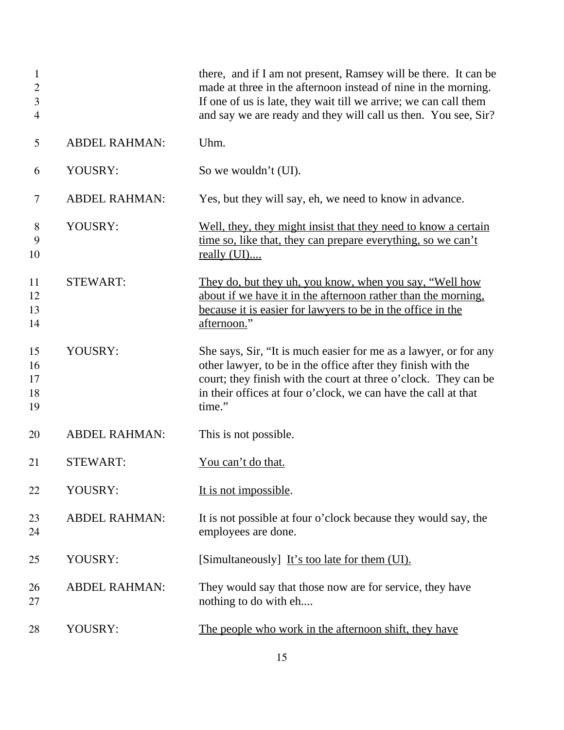| | | |
|---|---|---|
| 1–4 | | there, and if I am not present, Ramsey will be there. It can be made at three in the afternoon instead of nine in the morning. If one of us is late, they wait till we arrive; we can call them and say we are ready and they will call us then. You see, Sir? |
| 5 | ABDEL RAHMAN: | Uhm. |
| 6 | YOUSRY: | So we wouldn't (UI). |
| 7 | ABDEL RAHMAN: | Yes, but they will say, eh, we need to know in advance. |
| 8–10 | YOUSRY: | <u>Well, they, they might insist that they need to know a certain time so, like that, they can prepare everything, so we can't really (UI)....</u> |
| 11–14 | STEWART: | <u>They do, but they uh, you know, when you say, "Well how about if we have it in the afternoon rather than the morning, because it is easier for lawyers to be in the office in the afternoon.</u>" |
| 15–19 | YOUSRY: | She says, Sir, "It is much easier for me as a lawyer, or for any other lawyer, to be in the office after they finish with the court; they finish with the court at three o'clock. They can be in their offices at four o'clock, we can have the call at that time." |
| 20 | ABDEL RAHMAN: | This is not possible. |
| 21 | STEWART: | <u>You can't do that.</u> |
| 22 | YOUSRY: | <u>It is not impossible</u>. |
| 23–24 | ABDEL RAHMAN: | It is not possible at four o'clock because they would say, the employees are done. |
| 25 | YOUSRY: | [Simultaneously] <u>It's too late for them (UI).</u> |
| 26–27 | ABDEL RAHMAN: | They would say that those now are for service, they have nothing to do with eh.... |
| 28 | YOUSRY: | <u>The people who work in the afternoon shift, they have</u> |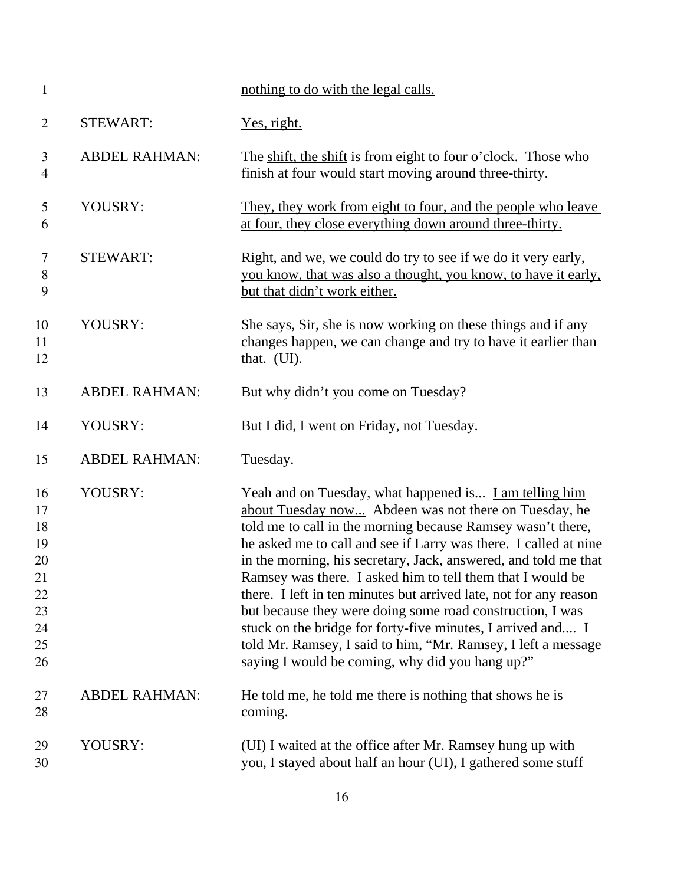| | | |
|---|---|---|
| 1 | | <u>nothing to do with the legal calls.</u> |
| 2 | STEWART: | <u>Yes, right.</u> |
| 3<br>4 | ABDEL RAHMAN: | The <u>shift, the shift</u> is from eight to four o'clock. Those who finish at four would start moving around three-thirty. |
| 5<br>6 | YOUSRY: | <u>They, they work from eight to four, and the people who leave at four, they close everything down around three-thirty.</u> |
| 7<br>8<br>9 | STEWART: | <u>Right, and we, we could do try to see if we do it very early, you know, that was also a thought, you know, to have it early, but that didn't work either.</u> |
| 10<br>11<br>12 | YOUSRY: | She says, Sir, she is now working on these things and if any changes happen, we can change and try to have it earlier than that. (UI). |
| 13 | ABDEL RAHMAN: | But why didn't you come on Tuesday? |
| 14 | YOUSRY: | But I did, I went on Friday, not Tuesday. |
| 15 | ABDEL RAHMAN: | Tuesday. |
| 16<br>17<br>18<br>19<br>20<br>21<br>22<br>23<br>24<br>25<br>26 | YOUSRY: | Yeah and on Tuesday, what happened is... <u>I am telling him about Tuesday now...</u> Abdeen was not there on Tuesday, he told me to call in the morning because Ramsey wasn't there, he asked me to call and see if Larry was there. I called at nine in the morning, his secretary, Jack, answered, and told me that Ramsey was there. I asked him to tell them that I would be there. I left in ten minutes but arrived late, not for any reason but because they were doing some road construction, I was stuck on the bridge for forty-five minutes, I arrived and.... I told Mr. Ramsey, I said to him, "Mr. Ramsey, I left a message saying I would be coming, why did you hang up?" |
| 27<br>28 | ABDEL RAHMAN: | He told me, he told me there is nothing that shows he is coming. |
| 29<br>30 | YOUSRY: | (UI) I waited at the office after Mr. Ramsey hung up with you, I stayed about half an hour (UI), I gathered some stuff |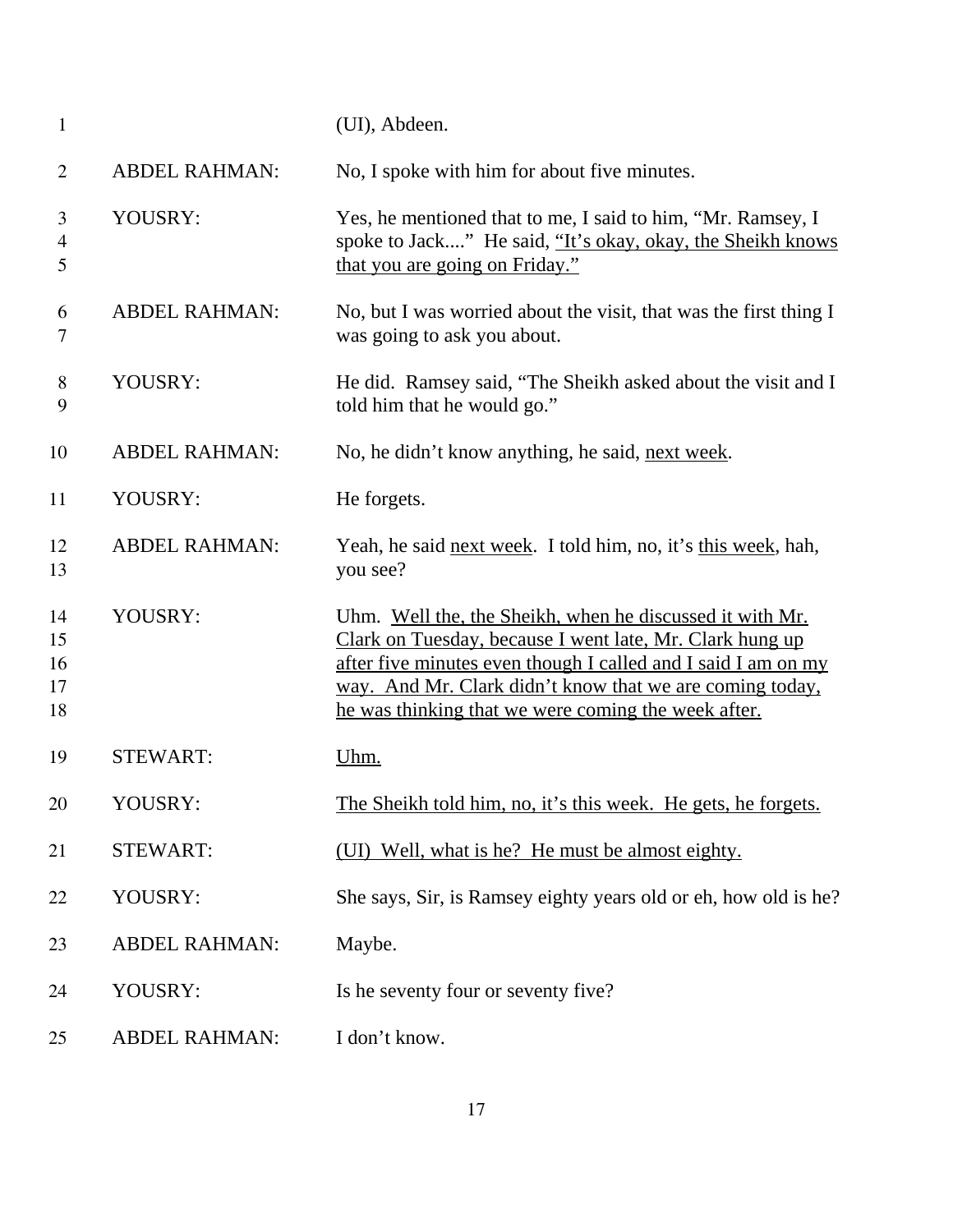| | | |
|---|---|---|
| 1 | | (UI), Abdeen. |
| 2 | ABDEL RAHMAN: | No, I spoke with him for about five minutes. |
| 3 4 5 | YOUSRY: | Yes, he mentioned that to me, I said to him, "Mr. Ramsey, I spoke to Jack...." He said, <u>"It's okay, okay, the Sheikh knows that you are going on Friday."</u> |
| 6 7 | ABDEL RAHMAN: | No, but I was worried about the visit, that was the first thing I was going to ask you about. |
| 8 9 | YOUSRY: | He did. Ramsey said, "The Sheikh asked about the visit and I told him that he would go." |
| 10 | ABDEL RAHMAN: | No, he didn't know anything, he said, <u>next week</u>. |
| 11 | YOUSRY: | He forgets. |
| 12 13 | ABDEL RAHMAN: | Yeah, he said <u>next week</u>. I told him, no, it's <u>this week</u>, hah, you see? |
| 14 15 16 17 18 | YOUSRY: | Uhm. <u>Well the, the Sheikh, when he discussed it with Mr. Clark on Tuesday, because I went late, Mr. Clark hung up after five minutes even though I called and I said I am on my way. And Mr. Clark didn't know that we are coming today, he was thinking that we were coming the week after.</u> |
| 19 | STEWART: | <u>Uhm.</u> |
| 20 | YOUSRY: | <u>The Sheikh told him, no, it's this week. He gets, he forgets.</u> |
| 21 | STEWART: | <u>(UI) Well, what is he? He must be almost eighty.</u> |
| 22 | YOUSRY: | She says, Sir, is Ramsey eighty years old or eh, how old is he? |
| 23 | ABDEL RAHMAN: | Maybe. |
| 24 | YOUSRY: | Is he seventy four or seventy five? |
| 25 | ABDEL RAHMAN: | I don't know. |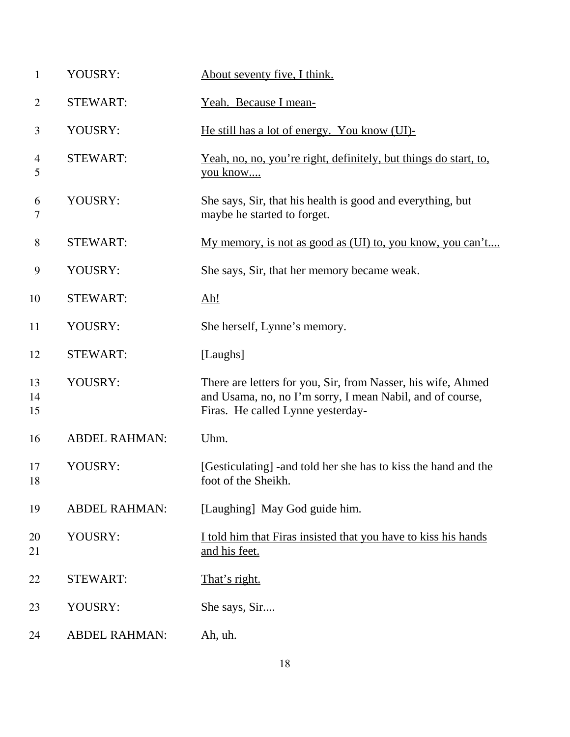| | | |
|---|---|---|
| 1 | YOUSRY: | <u>About seventy five, I think.</u> |
| 2 | STEWART: | <u>Yeah. Because I mean-</u> |
| 3 | YOUSRY: | <u>He still has a lot of energy. You know (UI)-</u> |
| 4<br>5 | STEWART: | <u>Yeah, no, no, you're right, definitely, but things do start, to, you know....</u> |
| 6<br>7 | YOUSRY: | She says, Sir, that his health is good and everything, but maybe he started to forget. |
| 8 | STEWART: | <u>My memory, is not as good as (UI) to, you know, you can't....</u> |
| 9 | YOUSRY: | She says, Sir, that her memory became weak. |
| 10 | STEWART: | <u>Ah!</u> |
| 11 | YOUSRY: | She herself, Lynne's memory. |
| 12 | STEWART: | [Laughs] |
| 13<br>14<br>15 | YOUSRY: | There are letters for you, Sir, from Nasser, his wife, Ahmed and Usama, no, no I'm sorry, I mean Nabil, and of course, Firas. He called Lynne yesterday- |
| 16 | ABDEL RAHMAN: | Uhm. |
| 17<br>18 | YOUSRY: | [Gesticulating] -and told her she has to kiss the hand and the foot of the Sheikh. |
| 19 | ABDEL RAHMAN: | [Laughing] May God guide him. |
| 20<br>21 | YOUSRY: | <u>I told him that Firas insisted that you have to kiss his hands and his feet.</u> |
| 22 | STEWART: | <u>That's right.</u> |
| 23 | YOUSRY: | She says, Sir.... |
| 24 | ABDEL RAHMAN: | Ah, uh. |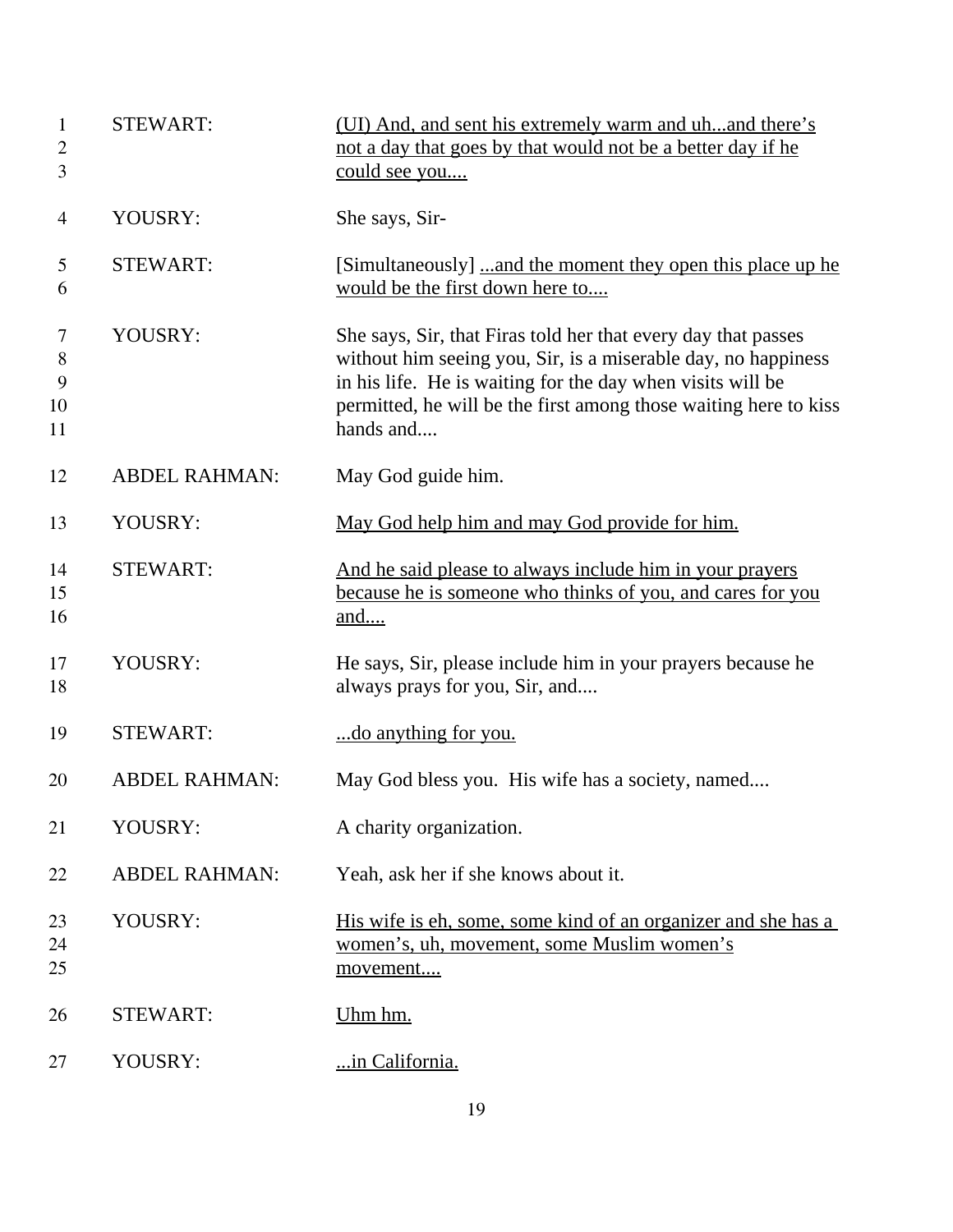| | | |
|---|---|---|
| 1<br>2<br>3 | STEWART: | <u>(UI) And, and sent his extremely warm and uh...and there's not a day that goes by that would not be a better day if he could see you....</u> |
| 4 | YOUSRY: | She says, Sir- |
| 5<br>6 | STEWART: | [Simultaneously] <u>...and the moment they open this place up he would be the first down here to....</u> |
| 7<br>8<br>9<br>10<br>11 | YOUSRY: | She says, Sir, that Firas told her that every day that passes without him seeing you, Sir, is a miserable day, no happiness in his life. He is waiting for the day when visits will be permitted, he will be the first among those waiting here to kiss hands and.... |
| 12 | ABDEL RAHMAN: | May God guide him. |
| 13 | YOUSRY: | <u>May God help him and may God provide for him.</u> |
| 14<br>15<br>16 | STEWART: | <u>And he said please to always include him in your prayers because he is someone who thinks of you, and cares for you and....</u> |
| 17<br>18 | YOUSRY: | He says, Sir, please include him in your prayers because he always prays for you, Sir, and.... |
| 19 | STEWART: | <u>...do anything for you.</u> |
| 20 | ABDEL RAHMAN: | May God bless you. His wife has a society, named.... |
| 21 | YOUSRY: | A charity organization. |
| 22 | ABDEL RAHMAN: | Yeah, ask her if she knows about it. |
| 23<br>24<br>25 | YOUSRY: | <u>His wife is eh, some, some kind of an organizer and she has a women's, uh, movement, some Muslim women's movement....</u> |
| 26 | STEWART: | <u>Uhm hm.</u> |
| 27 | YOUSRY: | <u>...in California.</u> |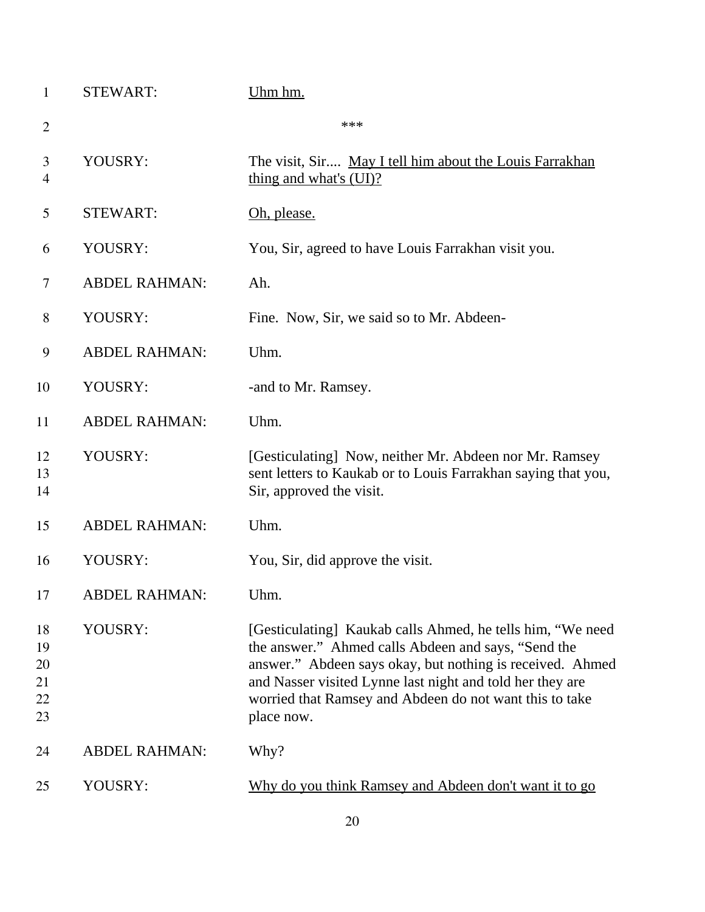| | | |
|---|---|---|
| 1 | STEWART: | <u>Uhm hm.</u> |
| 2 | | *** |
| 3<br>4 | YOUSRY: | The visit, Sir.... <u>May I tell him about the Louis Farrakhan thing and what's (UI)?</u> |
| 5 | STEWART: | <u>Oh, please.</u> |
| 6 | YOUSRY: | You, Sir, agreed to have Louis Farrakhan visit you. |
| 7 | ABDEL RAHMAN: | Ah. |
| 8 | YOUSRY: | Fine. Now, Sir, we said so to Mr. Abdeen- |
| 9 | ABDEL RAHMAN: | Uhm. |
| 10 | YOUSRY: | -and to Mr. Ramsey. |
| 11 | ABDEL RAHMAN: | Uhm. |
| 12<br>13<br>14 | YOUSRY: | [Gesticulating] Now, neither Mr. Abdeen nor Mr. Ramsey sent letters to Kaukab or to Louis Farrakhan saying that you, Sir, approved the visit. |
| 15 | ABDEL RAHMAN: | Uhm. |
| 16 | YOUSRY: | You, Sir, did approve the visit. |
| 17 | ABDEL RAHMAN: | Uhm. |
| 18<br>19<br>20<br>21<br>22<br>23 | YOUSRY: | [Gesticulating] Kaukab calls Ahmed, he tells him, "We need the answer." Ahmed calls Abdeen and says, "Send the answer." Abdeen says okay, but nothing is received. Ahmed and Nasser visited Lynne last night and told her they are worried that Ramsey and Abdeen do not want this to take place now. |
| 24 | ABDEL RAHMAN: | Why? |
| 25 | YOUSRY: | <u>Why do you think Ramsey and Abdeen don't want it to go</u> |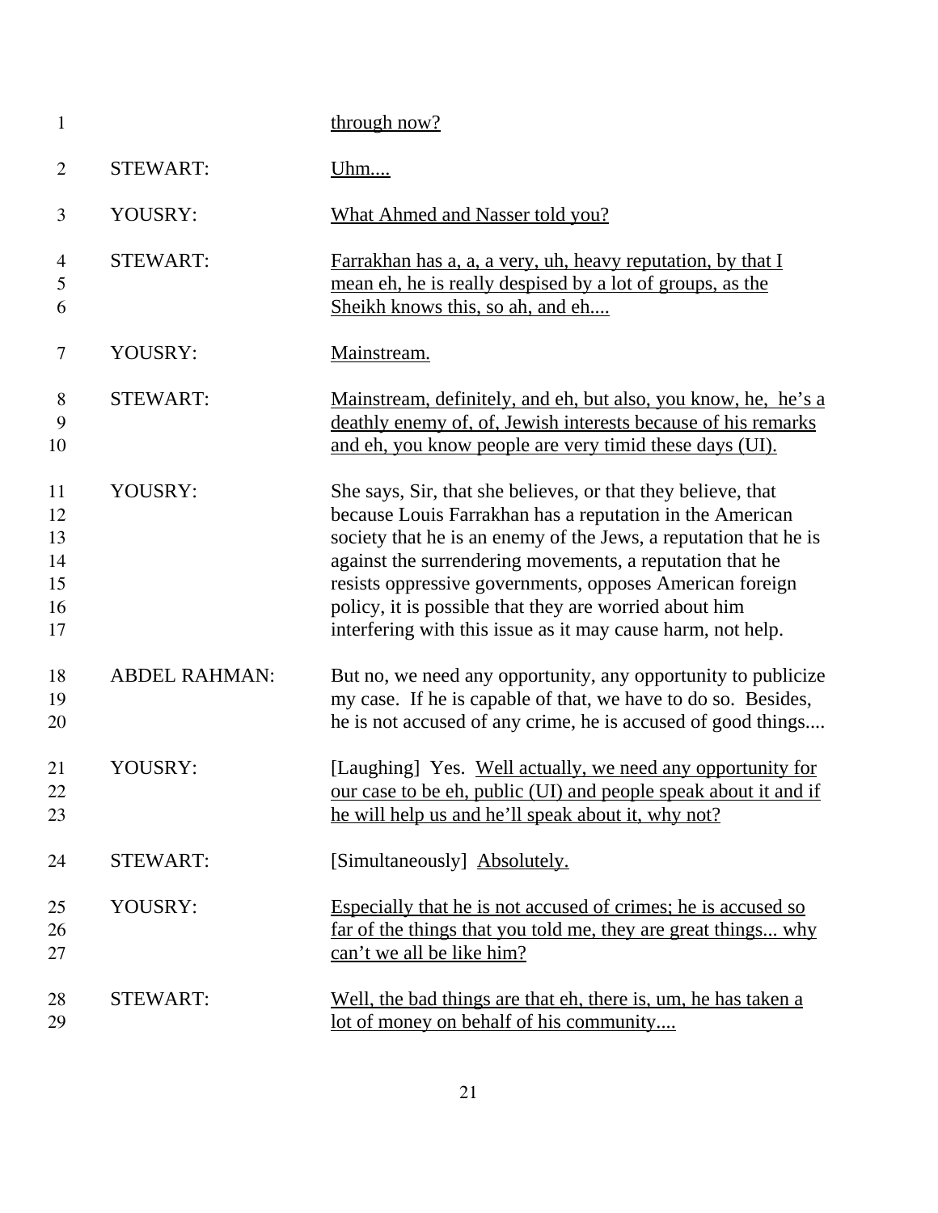| | | |
|---|---|---|
| 1 | | <u>through now?</u> |
| 2 | STEWART: | <u>Uhm....</u> |
| 3 | YOUSRY: | <u>What Ahmed and Nasser told you?</u> |
| 4<br>5<br>6 | STEWART: | <u>Farrakhan has a, a, a very, uh, heavy reputation, by that I mean eh, he is really despised by a lot of groups, as the Sheikh knows this, so ah, and eh....</u> |
| 7 | YOUSRY: | <u>Mainstream.</u> |
| 8<br>9<br>10 | STEWART: | <u>Mainstream, definitely, and eh, but also, you know, he, he's a deathly enemy of, of, Jewish interests because of his remarks and eh, you know people are very timid these days (UI).</u> |
| 11<br>12<br>13<br>14<br>15<br>16<br>17 | YOUSRY: | She says, Sir, that she believes, or that they believe, that because Louis Farrakhan has a reputation in the American society that he is an enemy of the Jews, a reputation that he is against the surrendering movements, a reputation that he resists oppressive governments, opposes American foreign policy, it is possible that they are worried about him interfering with this issue as it may cause harm, not help. |
| 18<br>19<br>20 | ABDEL RAHMAN: | But no, we need any opportunity, any opportunity to publicize my case. If he is capable of that, we have to do so. Besides, he is not accused of any crime, he is accused of good things.... |
| 21<br>22<br>23 | YOUSRY: | [Laughing] Yes. <u>Well actually, we need any opportunity for our case to be eh, public (UI) and people speak about it and if he will help us and he'll speak about it, why not?</u> |
| 24 | STEWART: | [Simultaneously] <u>Absolutely.</u> |
| 25<br>26<br>27 | YOUSRY: | <u>Especially that he is not accused of crimes; he is accused so far of the things that you told me, they are great things... why can't we all be like him?</u> |
| 28<br>29 | STEWART: | <u>Well, the bad things are that eh, there is, um, he has taken a lot of money on behalf of his community....</u> |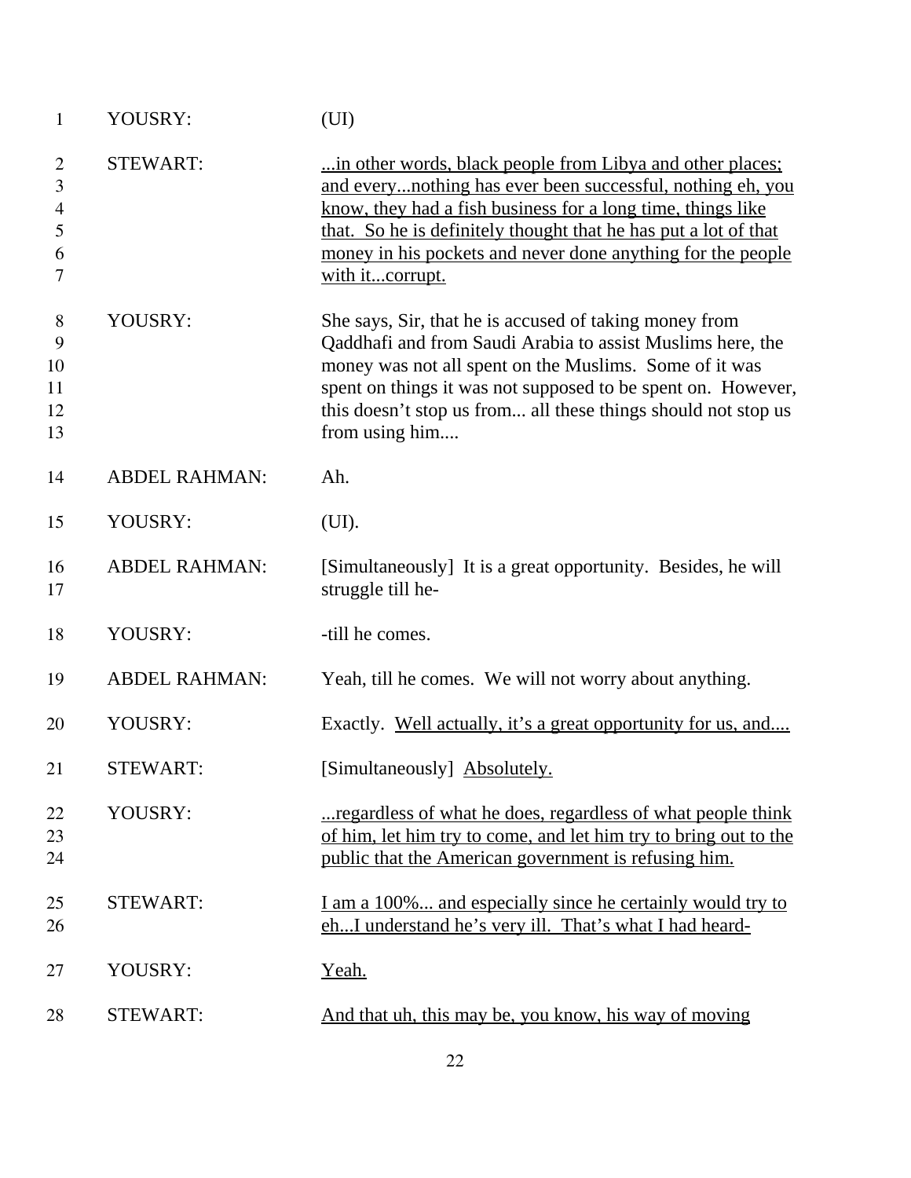| | | |
|---|---|---|
| 1 | YOUSRY: | (UI) |
| 2-7 | STEWART: | ...in other words, black people from Libya and other places; and every...nothing has ever been successful, nothing eh, you know, they had a fish business for a long time, things like that. So he is definitely thought that he has put a lot of that money in his pockets and never done anything for the people with it...corrupt. |
| 8-13 | YOUSRY: | She says, Sir, that he is accused of taking money from Qaddhafi and from Saudi Arabia to assist Muslims here, the money was not all spent on the Muslims. Some of it was spent on things it was not supposed to be spent on. However, this doesn't stop us from... all these things should not stop us from using him.... |
| 14 | ABDEL RAHMAN: | Ah. |
| 15 | YOUSRY: | (UI). |
| 16-17 | ABDEL RAHMAN: | [Simultaneously] It is a great opportunity. Besides, he will struggle till he- |
| 18 | YOUSRY: | -till he comes. |
| 19 | ABDEL RAHMAN: | Yeah, till he comes. We will not worry about anything. |
| 20 | YOUSRY: | Exactly. Well actually, it's a great opportunity for us, and.... |
| 21 | STEWART: | [Simultaneously] Absolutely. |
| 22-24 | YOUSRY: | ...regardless of what he does, regardless of what people think of him, let him try to come, and let him try to bring out to the public that the American government is refusing him. |
| 25-26 | STEWART: | I am a 100%... and especially since he certainly would try to eh...I understand he's very ill. That's what I had heard- |
| 27 | YOUSRY: | Yeah. |
| 28 | STEWART: | And that uh, this may be, you know, his way of moving |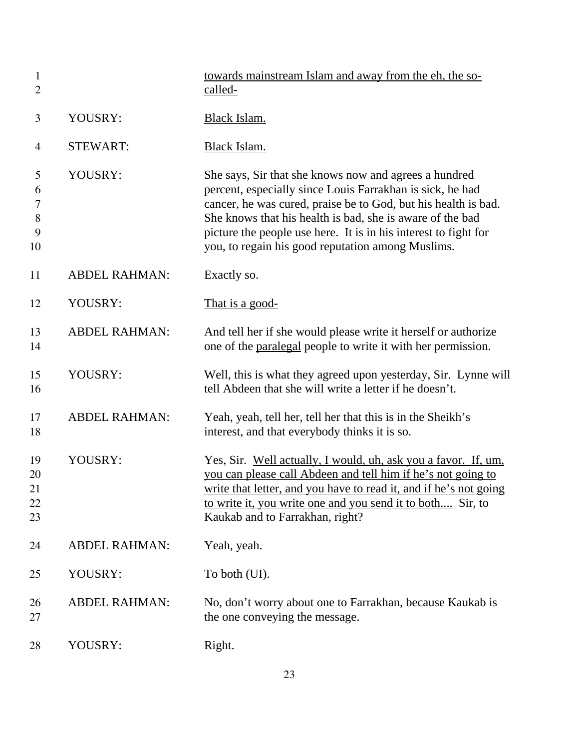| | | |
|---|---|---|
| 1<br>2 | | <u>towards mainstream Islam and away from the eh, the so-called-</u> |
| 3 | YOUSRY: | <u>Black Islam.</u> |
| 4 | STEWART: | <u>Black Islam.</u> |
| 5<br>6<br>7<br>8<br>9<br>10 | YOUSRY: | She says, Sir that she knows now and agrees a hundred percent, especially since Louis Farrakhan is sick, he had cancer, he was cured, praise be to God, but his health is bad. She knows that his health is bad, she is aware of the bad picture the people use here. It is in his interest to fight for you, to regain his good reputation among Muslims. |
| 11 | ABDEL RAHMAN: | Exactly so. |
| 12 | YOUSRY: | <u>That is a good-</u> |
| 13<br>14 | ABDEL RAHMAN: | And tell her if she would please write it herself or authorize one of the <u>paralegal</u> people to write it with her permission. |
| 15<br>16 | YOUSRY: | Well, this is what they agreed upon yesterday, Sir. Lynne will tell Abdeen that she will write a letter if he doesn't. |
| 17<br>18 | ABDEL RAHMAN: | Yeah, yeah, tell her, tell her that this is in the Sheikh's interest, and that everybody thinks it is so. |
| 19<br>20<br>21<br>22<br>23 | YOUSRY: | Yes, Sir. <u>Well actually, I would, uh, ask you a favor. If, um, you can please call Abdeen and tell him if he's not going to write that letter, and you have to read it, and if he's not going to write it, you write one and you send it to both....</u> Sir, to Kaukab and to Farrakhan, right? |
| 24 | ABDEL RAHMAN: | Yeah, yeah. |
| 25 | YOUSRY: | To both (UI). |
| 26<br>27 | ABDEL RAHMAN: | No, don't worry about one to Farrakhan, because Kaukab is the one conveying the message. |
| 28 | YOUSRY: | Right. |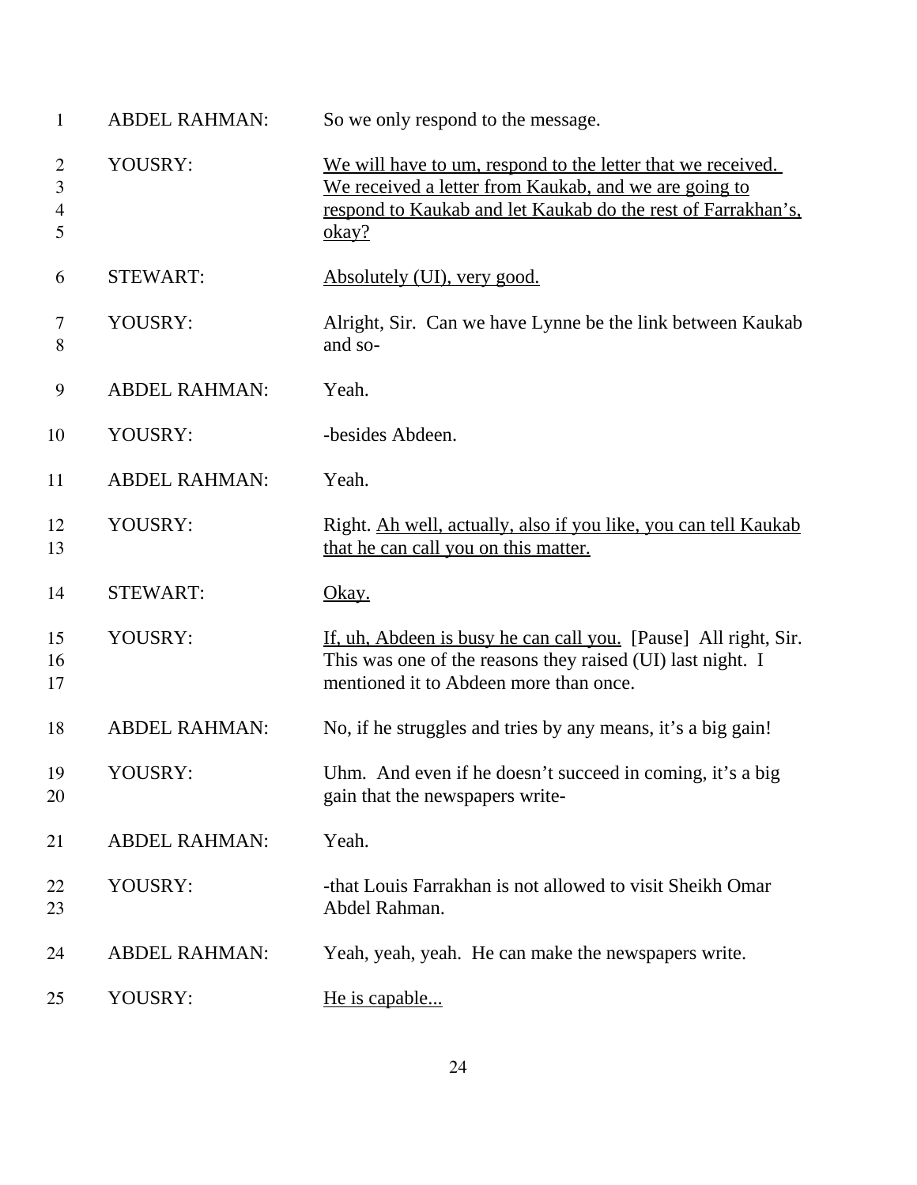| | | |
|---|---|---|
| 1 | ABDEL RAHMAN: | So we only respond to the message. |
| 2<br>3<br>4<br>5 | YOUSRY: | <u>We will have to um, respond to the letter that we received. We received a letter from Kaukab, and we are going to respond to Kaukab and let Kaukab do the rest of Farrakhan's, okay?</u> |
| 6 | STEWART: | <u>Absolutely (UI), very good.</u> |
| 7<br>8 | YOUSRY: | Alright, Sir. Can we have Lynne be the link between Kaukab and so- |
| 9 | ABDEL RAHMAN: | Yeah. |
| 10 | YOUSRY: | -besides Abdeen. |
| 11 | ABDEL RAHMAN: | Yeah. |
| 12<br>13 | YOUSRY: | Right. <u>Ah well, actually, also if you like, you can tell Kaukab that he can call you on this matter.</u> |
| 14 | STEWART: | <u>Okay.</u> |
| 15<br>16<br>17 | YOUSRY: | <u>If, uh, Abdeen is busy he can call you.</u> [Pause] All right, Sir. This was one of the reasons they raised (UI) last night. I mentioned it to Abdeen more than once. |
| 18 | ABDEL RAHMAN: | No, if he struggles and tries by any means, it's a big gain! |
| 19<br>20 | YOUSRY: | Uhm. And even if he doesn't succeed in coming, it's a big gain that the newspapers write- |
| 21 | ABDEL RAHMAN: | Yeah. |
| 22<br>23 | YOUSRY: | -that Louis Farrakhan is not allowed to visit Sheikh Omar Abdel Rahman. |
| 24 | ABDEL RAHMAN: | Yeah, yeah, yeah. He can make the newspapers write. |
| 25 | YOUSRY: | <u>He is capable...</u> |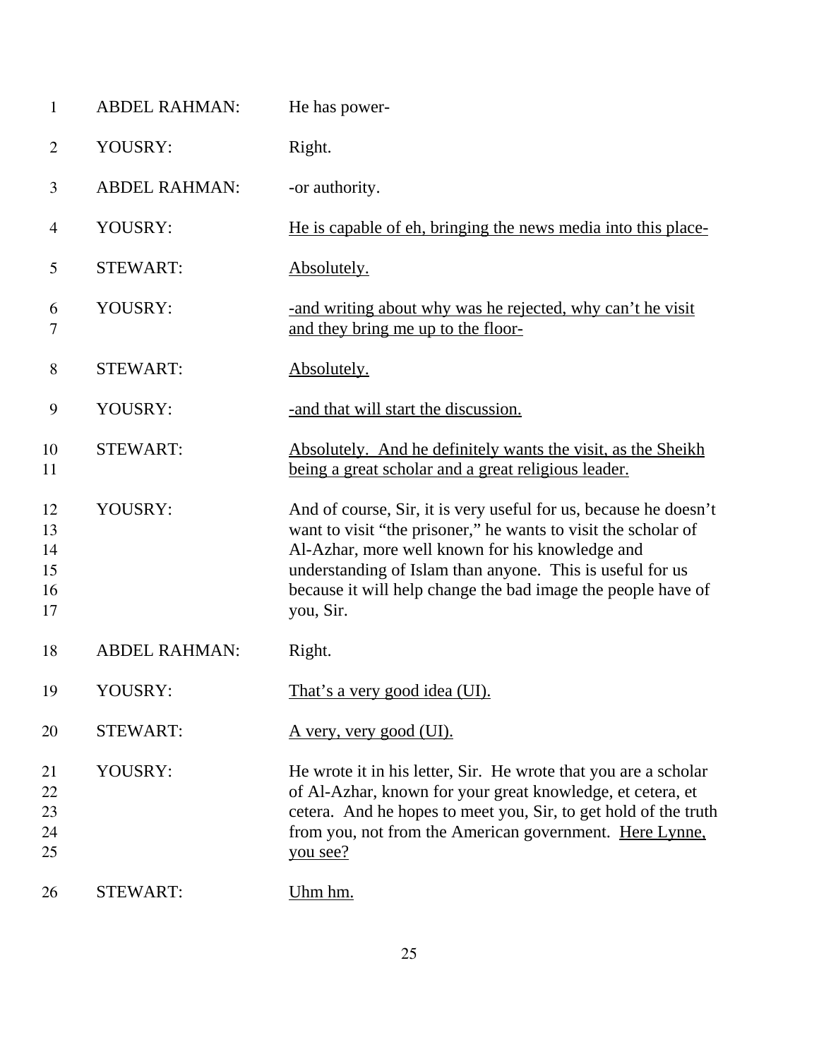| | | |
|---|---|---|
| 1 | ABDEL RAHMAN: | He has power- |
| 2 | YOUSRY: | Right. |
| 3 | ABDEL RAHMAN: | -or authority. |
| 4 | YOUSRY: | <u>He is capable of eh, bringing the news media into this place-</u> |
| 5 | STEWART: | <u>Absolutely.</u> |
| 6<br>7 | YOUSRY: | <u>-and writing about why was he rejected, why can't he visit and they bring me up to the floor-</u> |
| 8 | STEWART: | <u>Absolutely.</u> |
| 9 | YOUSRY: | <u>-and that will start the discussion.</u> |
| 10<br>11 | STEWART: | <u>Absolutely. And he definitely wants the visit, as the Sheikh being a great scholar and a great religious leader.</u> |
| 12<br>13<br>14<br>15<br>16<br>17 | YOUSRY: | And of course, Sir, it is very useful for us, because he doesn't want to visit "the prisoner," he wants to visit the scholar of Al-Azhar, more well known for his knowledge and understanding of Islam than anyone. This is useful for us because it will help change the bad image the people have of you, Sir. |
| 18 | ABDEL RAHMAN: | Right. |
| 19 | YOUSRY: | <u>That's a very good idea (UI).</u> |
| 20 | STEWART: | <u>A very, very good (UI).</u> |
| 21<br>22<br>23<br>24<br>25 | YOUSRY: | He wrote it in his letter, Sir. He wrote that you are a scholar of Al-Azhar, known for your great knowledge, et cetera, et cetera. And he hopes to meet you, Sir, to get hold of the truth from you, not from the American government. <u>Here Lynne, you see?</u> |
| 26 | STEWART: | <u>Uhm hm.</u> |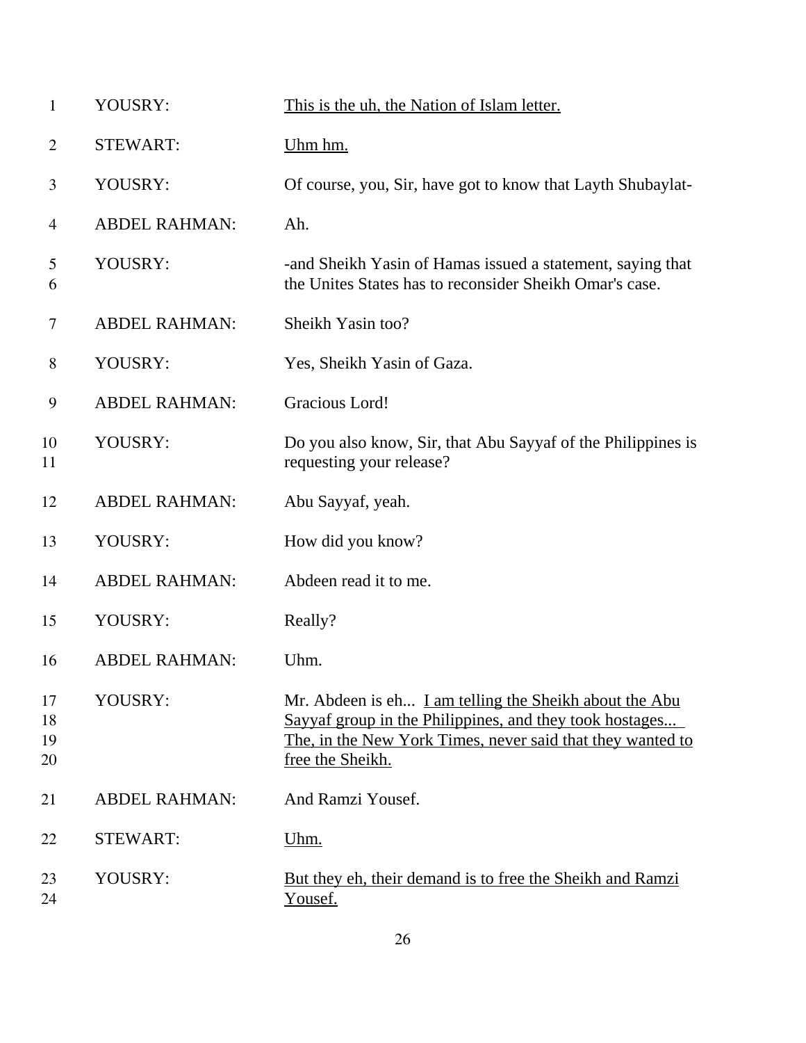| | | |
|---|---|---|
| 1 | YOUSRY: | <u>This is the uh, the Nation of Islam letter.</u> |
| 2 | STEWART: | <u>Uhm hm.</u> |
| 3 | YOUSRY: | Of course, you, Sir, have got to know that Layth Shubaylat- |
| 4 | ABDEL RAHMAN: | Ah. |
| 5<br>6 | YOUSRY: | -and Sheikh Yasin of Hamas issued a statement, saying that the Unites States has to reconsider Sheikh Omar's case. |
| 7 | ABDEL RAHMAN: | Sheikh Yasin too? |
| 8 | YOUSRY: | Yes, Sheikh Yasin of Gaza. |
| 9 | ABDEL RAHMAN: | Gracious Lord! |
| 10<br>11 | YOUSRY: | Do you also know, Sir, that Abu Sayyaf of the Philippines is requesting your release? |
| 12 | ABDEL RAHMAN: | Abu Sayyaf, yeah. |
| 13 | YOUSRY: | How did you know? |
| 14 | ABDEL RAHMAN: | Abdeen read it to me. |
| 15 | YOUSRY: | Really? |
| 16 | ABDEL RAHMAN: | Uhm. |
| 17<br>18<br>19<br>20 | YOUSRY: | Mr. Abdeen is eh... <u>I am telling the Sheikh about the Abu Sayyaf group in the Philippines, and they took hostages... The, in the New York Times, never said that they wanted to free the Sheikh.</u> |
| 21 | ABDEL RAHMAN: | And Ramzi Yousef. |
| 22 | STEWART: | <u>Uhm.</u> |
| 23<br>24 | YOUSRY: | <u>But they eh, their demand is to free the Sheikh and Ramzi Yousef.</u> |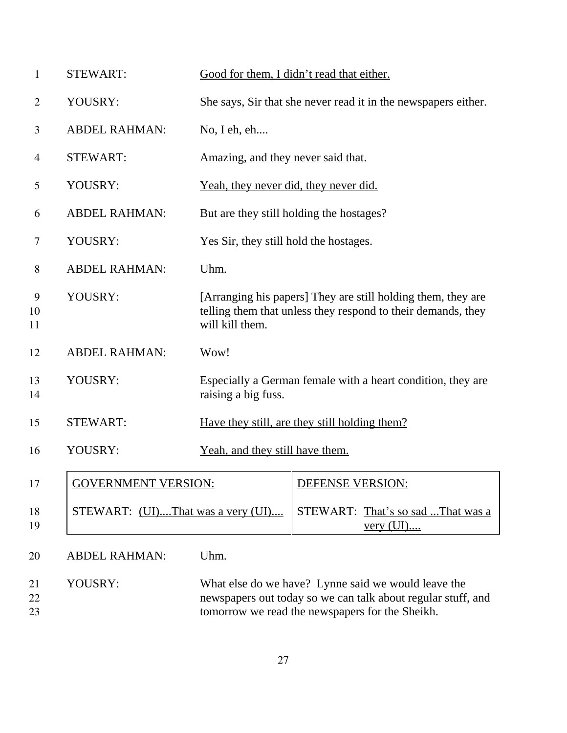| | | |
|---|---|---|
| 1 | STEWART: | <u>Good for them, I didn't read that either.</u> |
| 2 | YOUSRY: | She says, Sir that she never read it in the newspapers either. |
| 3 | ABDEL RAHMAN: | No, I eh, eh.... |
| 4 | STEWART: | <u>Amazing, and they never said that.</u> |
| 5 | YOUSRY: | <u>Yeah, they never did, they never did.</u> |
| 6 | ABDEL RAHMAN: | But are they still holding the hostages? |
| 7 | YOUSRY: | Yes Sir, they still hold the hostages. |
| 8 | ABDEL RAHMAN: | Uhm. |
| 9 10 11 | YOUSRY: | [Arranging his papers] They are still holding them, they are telling them that unless they respond to their demands, they will kill them. |
| 12 | ABDEL RAHMAN: | Wow! |
| 13 14 | YOUSRY: | Especially a German female with a heart condition, they are raising a big fuss. |
| 15 | STEWART: | <u>Have they still, are they still holding them?</u> |
| 16 | YOUSRY: | <u>Yeah, and they still have them.</u> |

| | GOVERNMENT VERSION: | DEFENSE VERSION: |
|---|---|---|
| 17 | | |
| 18 19 | STEWART: <u>(UI)....That was a very (UI)....</u> | STEWART: <u>That's so sad ...That was a very (UI)....</u> |

| | | |
|---|---|---|
| 20 | ABDEL RAHMAN: | Uhm. |
| 21 22 23 | YOUSRY: | What else do we have? Lynne said we would leave the newspapers out today so we can talk about regular stuff, and tomorrow we read the newspapers for the Sheikh. |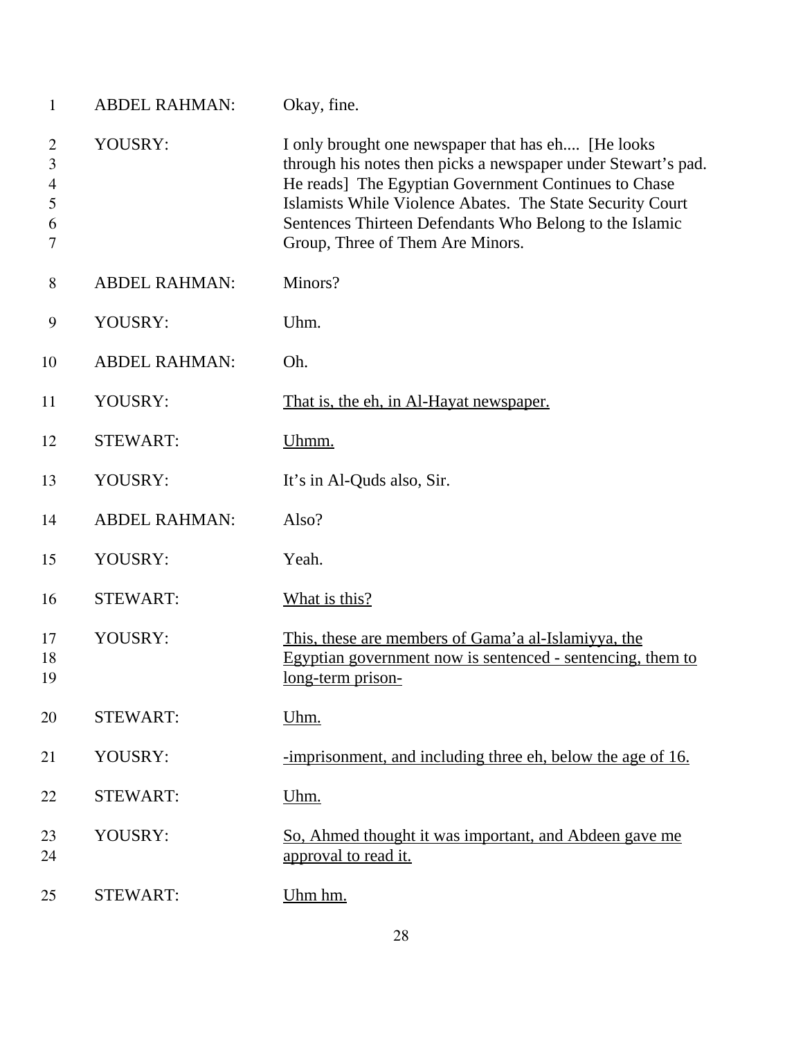| | | |
|---|---|---|
| 1 | ABDEL RAHMAN: | Okay, fine. |
| 2–7 | YOUSRY: | I only brought one newspaper that has eh.... [He looks through his notes then picks a newspaper under Stewart's pad. He reads] The Egyptian Government Continues to Chase Islamists While Violence Abates. The State Security Court Sentences Thirteen Defendants Who Belong to the Islamic Group, Three of Them Are Minors. |
| 8 | ABDEL RAHMAN: | Minors? |
| 9 | YOUSRY: | Uhm. |
| 10 | ABDEL RAHMAN: | Oh. |
| 11 | YOUSRY: | <u>That is, the eh, in Al-Hayat newspaper.</u> |
| 12 | STEWART: | <u>Uhmm.</u> |
| 13 | YOUSRY: | It's in Al-Quds also, Sir. |
| 14 | ABDEL RAHMAN: | Also? |
| 15 | YOUSRY: | Yeah. |
| 16 | STEWART: | <u>What is this?</u> |
| 17–19 | YOUSRY: | <u>This, these are members of Gama'a al-Islamiyya, the Egyptian government now is sentenced - sentencing, them to long-term prison-</u> |
| 20 | STEWART: | <u>Uhm.</u> |
| 21 | YOUSRY: | <u>-imprisonment, and including three eh, below the age of 16.</u> |
| 22 | STEWART: | <u>Uhm.</u> |
| 23–24 | YOUSRY: | <u>So, Ahmed thought it was important, and Abdeen gave me approval to read it.</u> |
| 25 | STEWART: | <u>Uhm hm.</u> |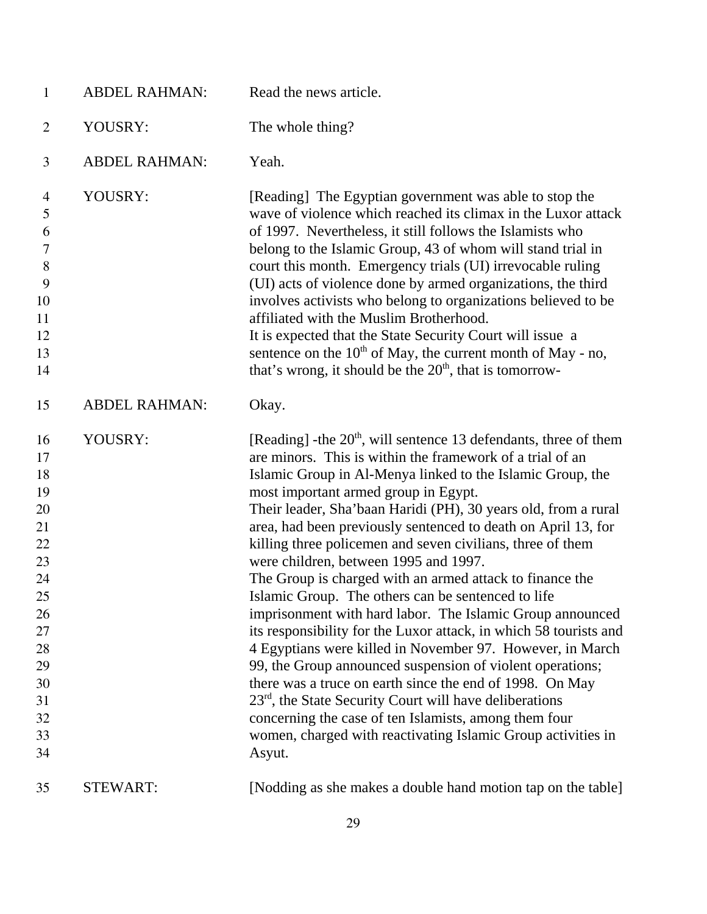| | | |
|---|---|---|
| 1 | ABDEL RAHMAN: | Read the news article. |
| 2 | YOUSRY: | The whole thing? |
| 3 | ABDEL RAHMAN: | Yeah. |
| 4–14 | YOUSRY: | [Reading] The Egyptian government was able to stop the wave of violence which reached its climax in the Luxor attack of 1997. Nevertheless, it still follows the Islamists who belong to the Islamic Group, 43 of whom will stand trial in court this month. Emergency trials (UI) irrevocable ruling (UI) acts of violence done by armed organizations, the third involves activists who belong to organizations believed to be affiliated with the Muslim Brotherhood.<br>It is expected that the State Security Court will issue a sentence on the 10th of May, the current month of May - no, that's wrong, it should be the 20th, that is tomorrow- |
| 15 | ABDEL RAHMAN: | Okay. |
| 16–34 | YOUSRY: | [Reading] -the 20th, will sentence 13 defendants, three of them are minors. This is within the framework of a trial of an Islamic Group in Al-Menya linked to the Islamic Group, the most important armed group in Egypt.<br>Their leader, Sha'baan Haridi (PH), 30 years old, from a rural area, had been previously sentenced to death on April 13, for killing three policemen and seven civilians, three of them were children, between 1995 and 1997.<br>The Group is charged with an armed attack to finance the Islamic Group. The others can be sentenced to life imprisonment with hard labor. The Islamic Group announced its responsibility for the Luxor attack, in which 58 tourists and 4 Egyptians were killed in November 97. However, in March 99, the Group announced suspension of violent operations; there was a truce on earth since the end of 1998. On May 23rd, the State Security Court will have deliberations concerning the case of ten Islamists, among them four women, charged with reactivating Islamic Group activities in Asyut. |
| 35 | STEWART: | [Nodding as she makes a double hand motion tap on the table] |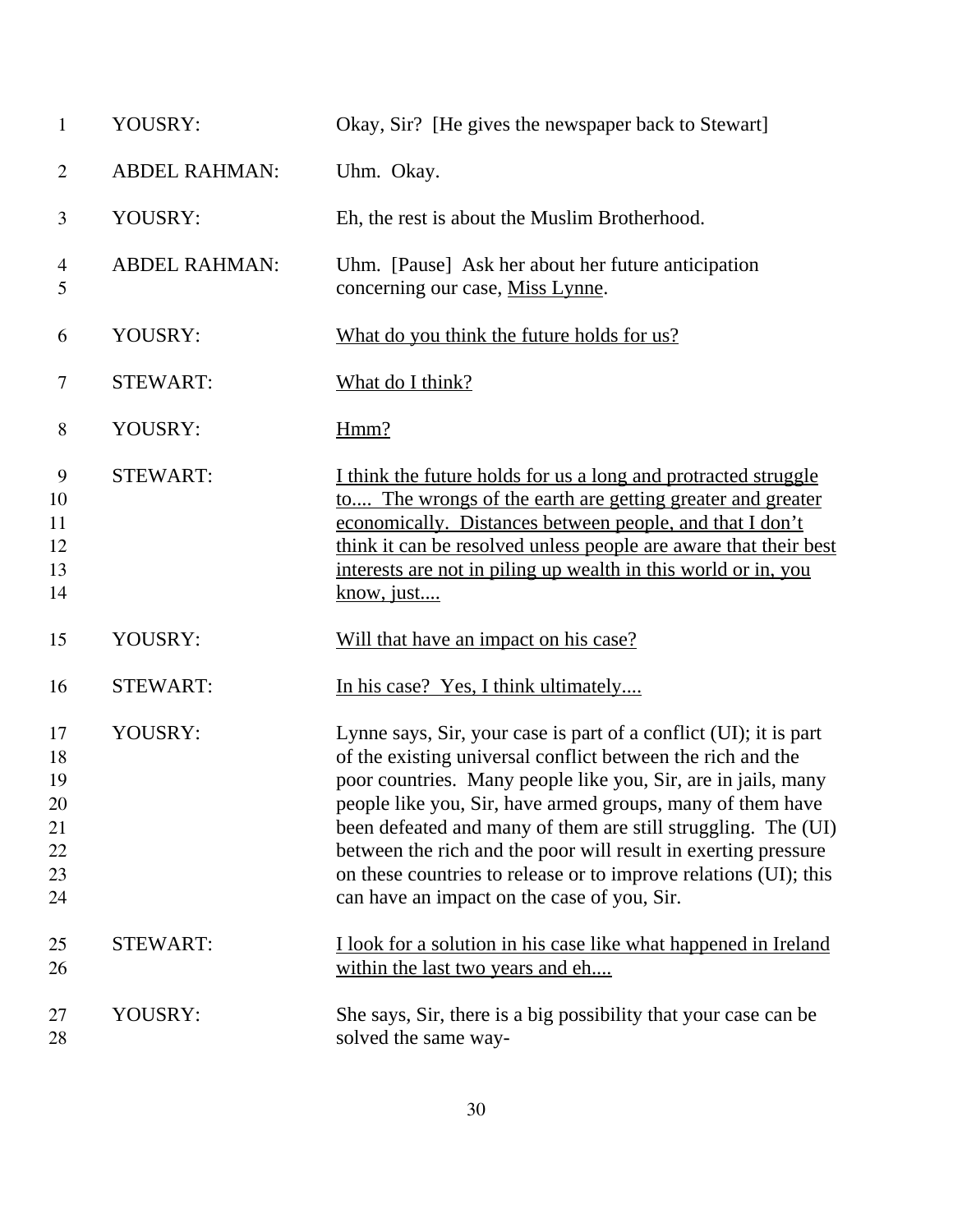| | | |
|---|---|---|
| 1 | YOUSRY: | Okay, Sir? [He gives the newspaper back to Stewart] |
| 2 | ABDEL RAHMAN: | Uhm. Okay. |
| 3 | YOUSRY: | Eh, the rest is about the Muslim Brotherhood. |
| 4<br>5 | ABDEL RAHMAN: | Uhm. [Pause] Ask her about her future anticipation concerning our case, <u>Miss Lynne</u>. |
| 6 | YOUSRY: | <u>What do you think the future holds for us?</u> |
| 7 | STEWART: | <u>What do I think?</u> |
| 8 | YOUSRY: | <u>Hmm?</u> |
| 9<br>10<br>11<br>12<br>13<br>14 | STEWART: | <u>I think the future holds for us a long and protracted struggle to.... The wrongs of the earth are getting greater and greater economically. Distances between people, and that I don't think it can be resolved unless people are aware that their best interests are not in piling up wealth in this world or in, you know, just....</u> |
| 15 | YOUSRY: | <u>Will that have an impact on his case?</u> |
| 16 | STEWART: | <u>In his case? Yes, I think ultimately....</u> |
| 17<br>18<br>19<br>20<br>21<br>22<br>23<br>24 | YOUSRY: | Lynne says, Sir, your case is part of a conflict (UI); it is part of the existing universal conflict between the rich and the poor countries. Many people like you, Sir, are in jails, many people like you, Sir, have armed groups, many of them have been defeated and many of them are still struggling. The (UI) between the rich and the poor will result in exerting pressure on these countries to release or to improve relations (UI); this can have an impact on the case of you, Sir. |
| 25<br>26 | STEWART: | <u>I look for a solution in his case like what happened in Ireland within the last two years and eh....</u> |
| 27<br>28 | YOUSRY: | She says, Sir, there is a big possibility that your case can be solved the same way- |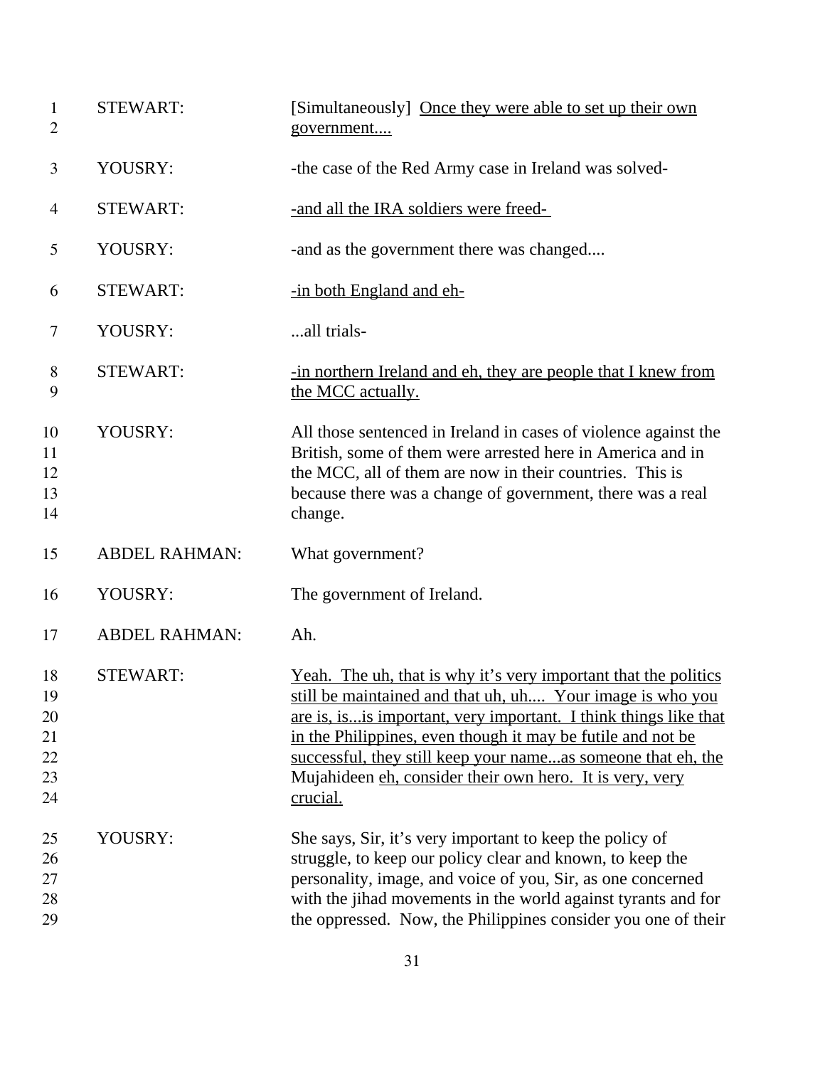| | | |
|---|---|---|
| 1<br>2 | STEWART: | [Simultaneously] <u>Once they were able to set up their own government....</u> |
| 3 | YOUSRY: | -the case of the Red Army case in Ireland was solved- |
| 4 | STEWART: | <u>-and all the IRA soldiers were freed-</u> |
| 5 | YOUSRY: | -and as the government there was changed.... |
| 6 | STEWART: | <u>-in both England and eh-</u> |
| 7 | YOUSRY: | ...all trials- |
| 8<br>9 | STEWART: | <u>-in northern Ireland and eh, they are people that I knew from the MCC actually.</u> |
| 10<br>11<br>12<br>13<br>14 | YOUSRY: | All those sentenced in Ireland in cases of violence against the British, some of them were arrested here in America and in the MCC, all of them are now in their countries. This is because there was a change of government, there was a real change. |
| 15 | ABDEL RAHMAN: | What government? |
| 16 | YOUSRY: | The government of Ireland. |
| 17 | ABDEL RAHMAN: | Ah. |
| 18<br>19<br>20<br>21<br>22<br>23<br>24 | STEWART: | <u>Yeah. The uh, that is why it's very important that the politics still be maintained and that uh, uh.... Your image is who you are is, is...is important, very important. I think things like that in the Philippines, even though it may be futile and not be successful, they still keep your name...as someone that eh, the</u> Mujahideen <u>eh, consider their own hero. It is very, very crucial.</u> |
| 25<br>26<br>27<br>28<br>29 | YOUSRY: | She says, Sir, it's very important to keep the policy of struggle, to keep our policy clear and known, to keep the personality, image, and voice of you, Sir, as one concerned with the jihad movements in the world against tyrants and for the oppressed. Now, the Philippines consider you one of their |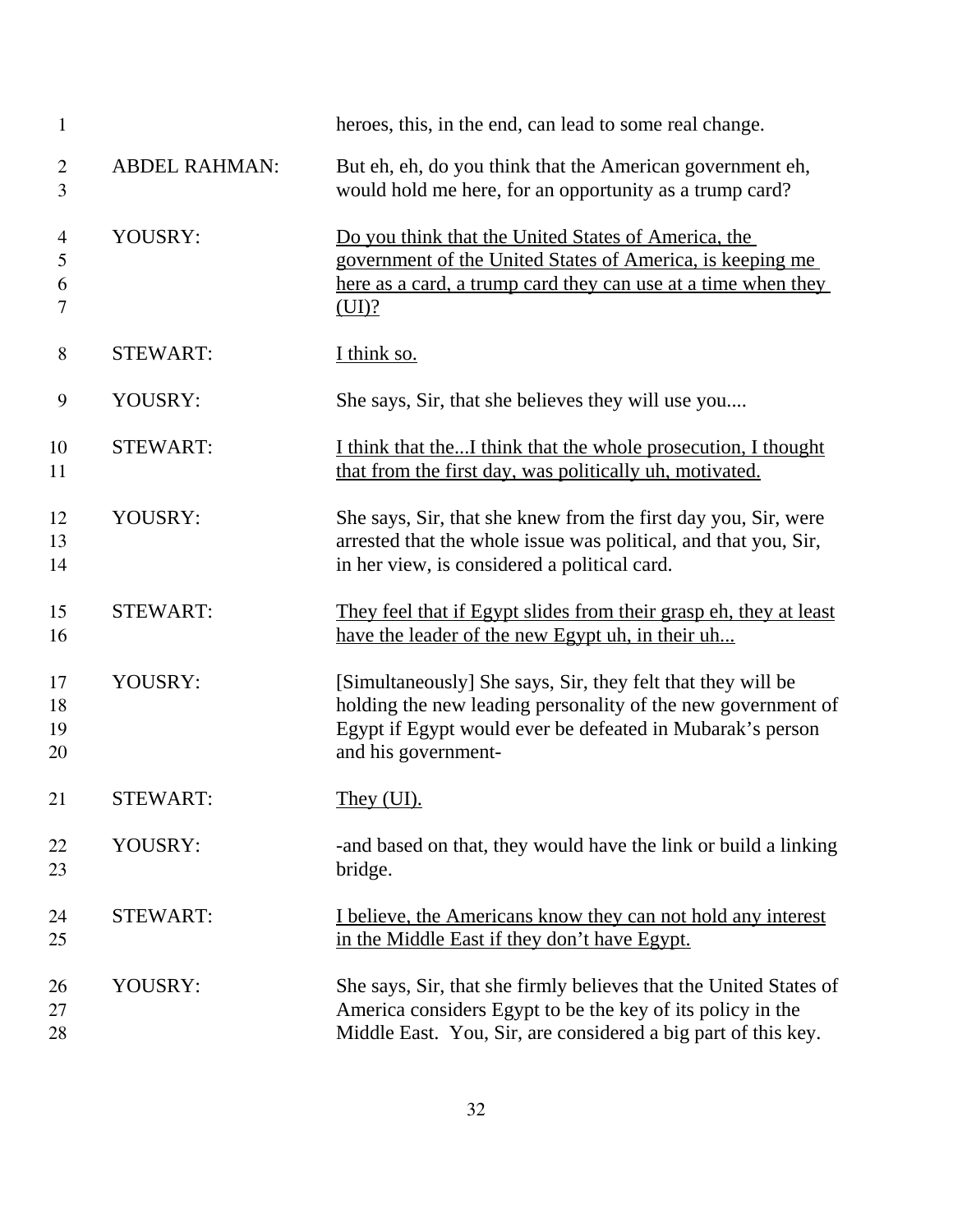| | | |
|---|---|---|
| 1 | | heroes, this, in the end, can lead to some real change. |
| 2<br>3 | ABDEL RAHMAN: | But eh, eh, do you think that the American government eh, would hold me here, for an opportunity as a trump card? |
| 4<br>5<br>6<br>7 | YOUSRY: | <u>Do you think that the United States of America, the government of the United States of America, is keeping me here as a card, a trump card they can use at a time when they (UI)?</u> |
| 8 | STEWART: | <u>I think so.</u> |
| 9 | YOUSRY: | She says, Sir, that she believes they will use you.... |
| 10<br>11 | STEWART: | <u>I think that the...I think that the whole prosecution, I thought that from the first day, was politically uh, motivated.</u> |
| 12<br>13<br>14 | YOUSRY: | She says, Sir, that she knew from the first day you, Sir, were arrested that the whole issue was political, and that you, Sir, in her view, is considered a political card. |
| 15<br>16 | STEWART: | <u>They feel that if Egypt slides from their grasp eh, they at least have the leader of the new Egypt uh, in their uh...</u> |
| 17<br>18<br>19<br>20 | YOUSRY: | [Simultaneously] She says, Sir, they felt that they will be holding the new leading personality of the new government of Egypt if Egypt would ever be defeated in Mubarak's person and his government- |
| 21 | STEWART: | <u>They (UI).</u> |
| 22<br>23 | YOUSRY: | -and based on that, they would have the link or build a linking bridge. |
| 24<br>25 | STEWART: | <u>I believe, the Americans know they can not hold any interest in the Middle East if they don't have Egypt.</u> |
| 26<br>27<br>28 | YOUSRY: | She says, Sir, that she firmly believes that the United States of America considers Egypt to be the key of its policy in the Middle East. You, Sir, are considered a big part of this key. |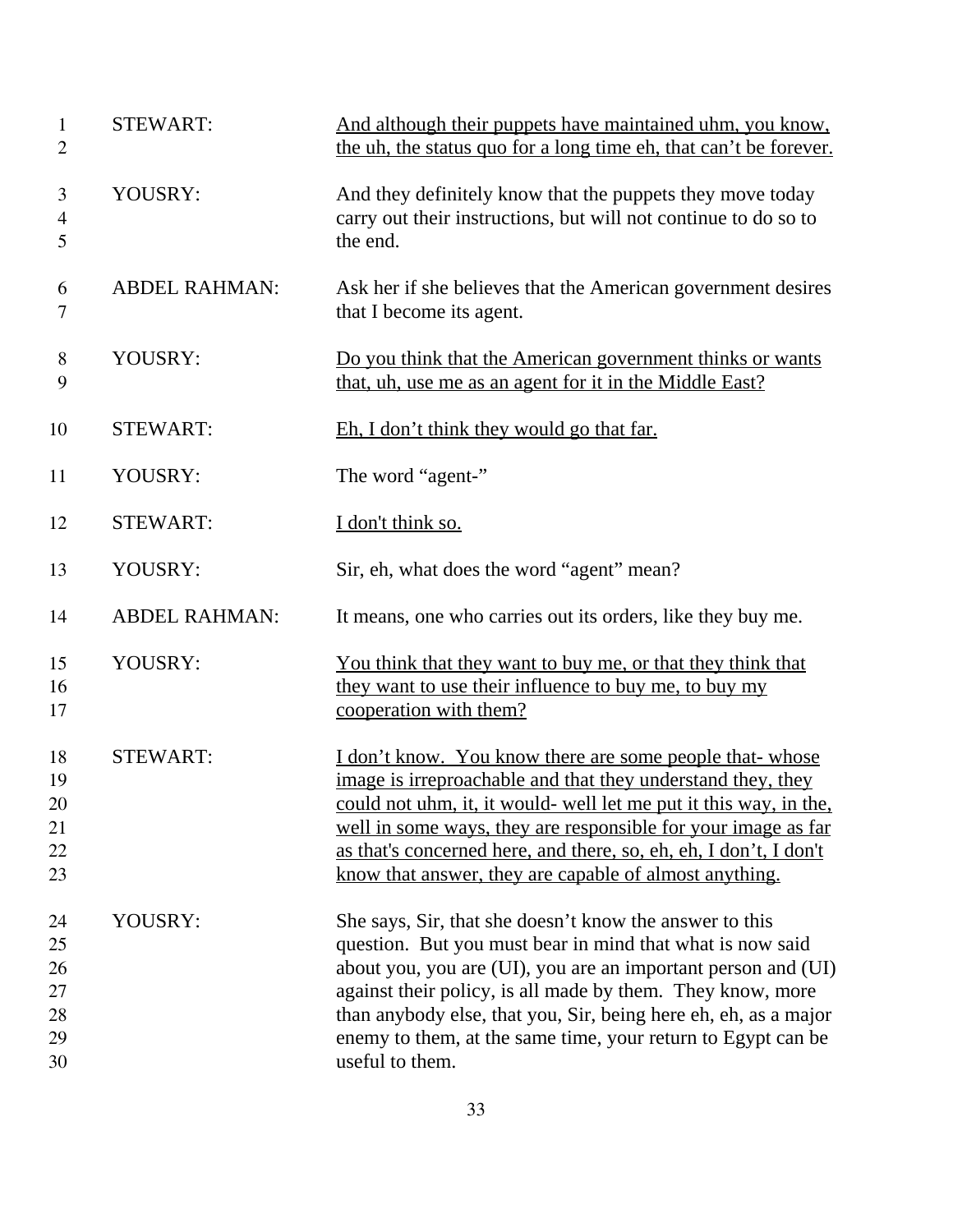| | | |
|---|---|---|
| 1<br>2 | STEWART: | <u>And although their puppets have maintained uhm, you know, the uh, the status quo for a long time eh, that can't be forever.</u> |
| 3<br>4<br>5 | YOUSRY: | And they definitely know that the puppets they move today carry out their instructions, but will not continue to do so to the end. |
| 6<br>7 | ABDEL RAHMAN: | Ask her if she believes that the American government desires that I become its agent. |
| 8<br>9 | YOUSRY: | <u>Do you think that the American government thinks or wants that, uh, use me as an agent for it in the Middle East?</u> |
| 10 | STEWART: | <u>Eh, I don't think they would go that far.</u> |
| 11 | YOUSRY: | The word "agent-" |
| 12 | STEWART: | <u>I don't think so.</u> |
| 13 | YOUSRY: | Sir, eh, what does the word "agent" mean? |
| 14 | ABDEL RAHMAN: | It means, one who carries out its orders, like they buy me. |
| 15<br>16<br>17 | YOUSRY: | <u>You think that they want to buy me, or that they think that they want to use their influence to buy me, to buy my cooperation with them?</u> |
| 18<br>19<br>20<br>21<br>22<br>23 | STEWART: | <u>I don't know. You know there are some people that- whose image is irreproachable and that they understand they, they could not uhm, it, it would- well let me put it this way, in the, well in some ways, they are responsible for your image as far as that's concerned here, and there, so, eh, eh, I don't, I don't know that answer, they are capable of almost anything.</u> |
| 24<br>25<br>26<br>27<br>28<br>29<br>30 | YOUSRY: | She says, Sir, that she doesn't know the answer to this question. But you must bear in mind that what is now said about you, you are (UI), you are an important person and (UI) against their policy, is all made by them. They know, more than anybody else, that you, Sir, being here eh, eh, as a major enemy to them, at the same time, your return to Egypt can be useful to them. |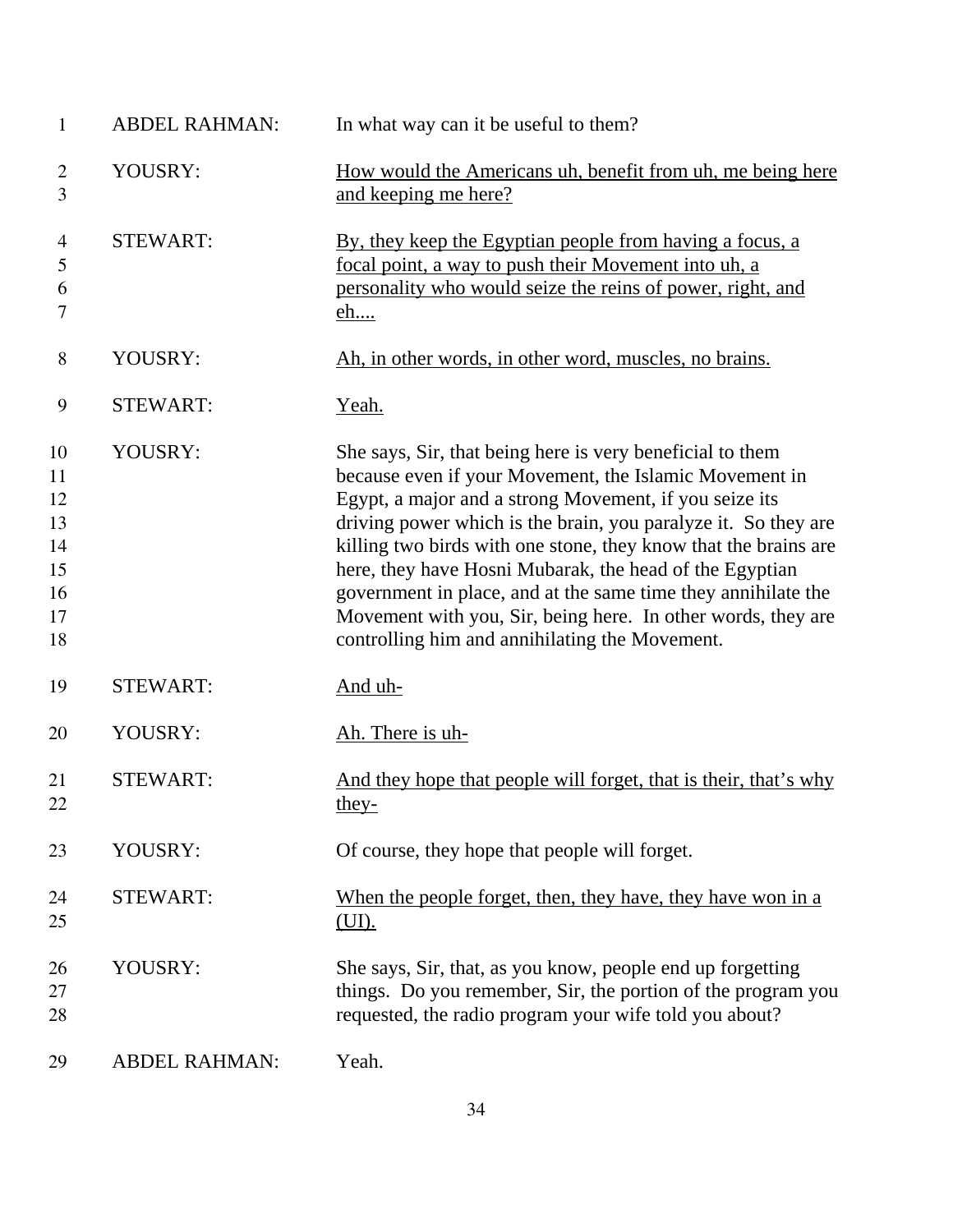| | | |
|---|---|---|
| 1 | ABDEL RAHMAN: | In what way can it be useful to them? |
| 2<br>3 | YOUSRY: | <u>How would the Americans uh, benefit from uh, me being here and keeping me here?</u> |
| 4<br>5<br>6<br>7 | STEWART: | <u>By, they keep the Egyptian people from having a focus, a focal point, a way to push their Movement into uh, a personality who would seize the reins of power, right, and eh....</u> |
| 8 | YOUSRY: | <u>Ah, in other words, in other word, muscles, no brains.</u> |
| 9 | STEWART: | <u>Yeah.</u> |
| 10<br>11<br>12<br>13<br>14<br>15<br>16<br>17<br>18 | YOUSRY: | She says, Sir, that being here is very beneficial to them because even if your Movement, the Islamic Movement in Egypt, a major and a strong Movement, if you seize its driving power which is the brain, you paralyze it. So they are killing two birds with one stone, they know that the brains are here, they have Hosni Mubarak, the head of the Egyptian government in place, and at the same time they annihilate the Movement with you, Sir, being here. In other words, they are controlling him and annihilating the Movement. |
| 19 | STEWART: | <u>And uh-</u> |
| 20 | YOUSRY: | <u>Ah. There is uh-</u> |
| 21<br>22 | STEWART: | <u>And they hope that people will forget, that is their, that's why they-</u> |
| 23 | YOUSRY: | Of course, they hope that people will forget. |
| 24<br>25 | STEWART: | <u>When the people forget, then, they have, they have won in a (UI).</u> |
| 26<br>27<br>28 | YOUSRY: | She says, Sir, that, as you know, people end up forgetting things. Do you remember, Sir, the portion of the program you requested, the radio program your wife told you about? |
| 29 | ABDEL RAHMAN: | Yeah. |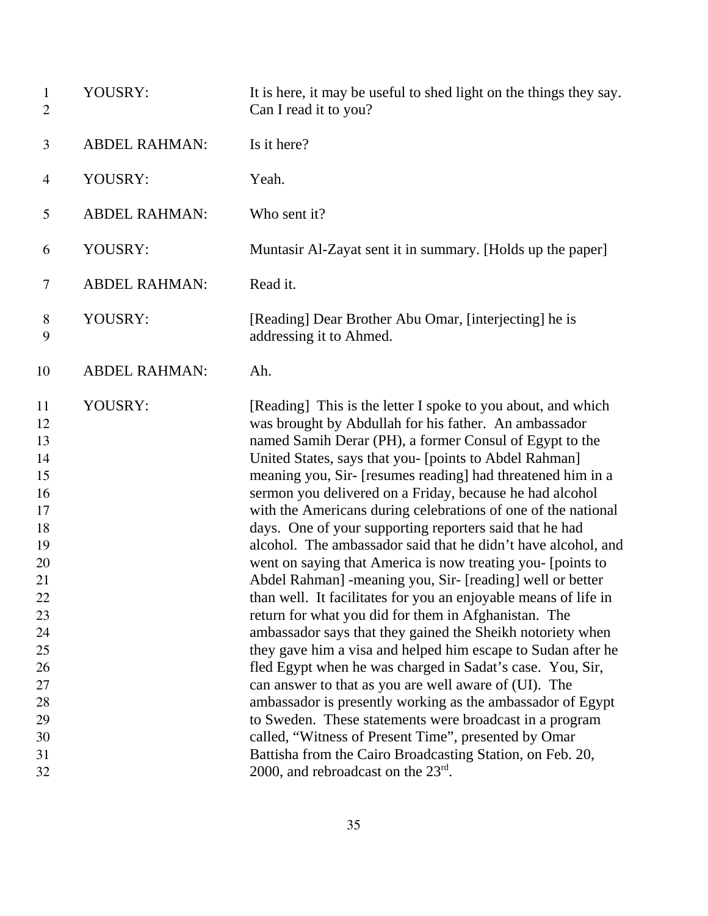| | | |
|---|---|---|
| 1<br>2 | YOUSRY: | It is here, it may be useful to shed light on the things they say. Can I read it to you? |
| 3 | ABDEL RAHMAN: | Is it here? |
| 4 | YOUSRY: | Yeah. |
| 5 | ABDEL RAHMAN: | Who sent it? |
| 6 | YOUSRY: | Muntasir Al-Zayat sent it in summary. [Holds up the paper] |
| 7 | ABDEL RAHMAN: | Read it. |
| 8<br>9 | YOUSRY: | [Reading] Dear Brother Abu Omar, [interjecting] he is addressing it to Ahmed. |
| 10 | ABDEL RAHMAN: | Ah. |
| 11<br>12<br>13<br>14<br>15<br>16<br>17<br>18<br>19<br>20<br>21<br>22<br>23<br>24<br>25<br>26<br>27<br>28<br>29<br>30<br>31<br>32 | YOUSRY: | [Reading] This is the letter I spoke to you about, and which was brought by Abdullah for his father. An ambassador named Samih Derar (PH), a former Consul of Egypt to the United States, says that you- [points to Abdel Rahman] meaning you, Sir- [resumes reading] had threatened him in a sermon you delivered on a Friday, because he had alcohol with the Americans during celebrations of one of the national days. One of your supporting reporters said that he had alcohol. The ambassador said that he didn't have alcohol, and went on saying that America is now treating you- [points to Abdel Rahman] -meaning you, Sir- [reading] well or better than well. It facilitates for you an enjoyable means of life in return for what you did for them in Afghanistan. The ambassador says that they gained the Sheikh notoriety when they gave him a visa and helped him escape to Sudan after he fled Egypt when he was charged in Sadat's case. You, Sir, can answer to that as you are well aware of (UI). The ambassador is presently working as the ambassador of Egypt to Sweden. These statements were broadcast in a program called, "Witness of Present Time", presented by Omar Battisha from the Cairo Broadcasting Station, on Feb. 20, 2000, and rebroadcast on the 23rd. |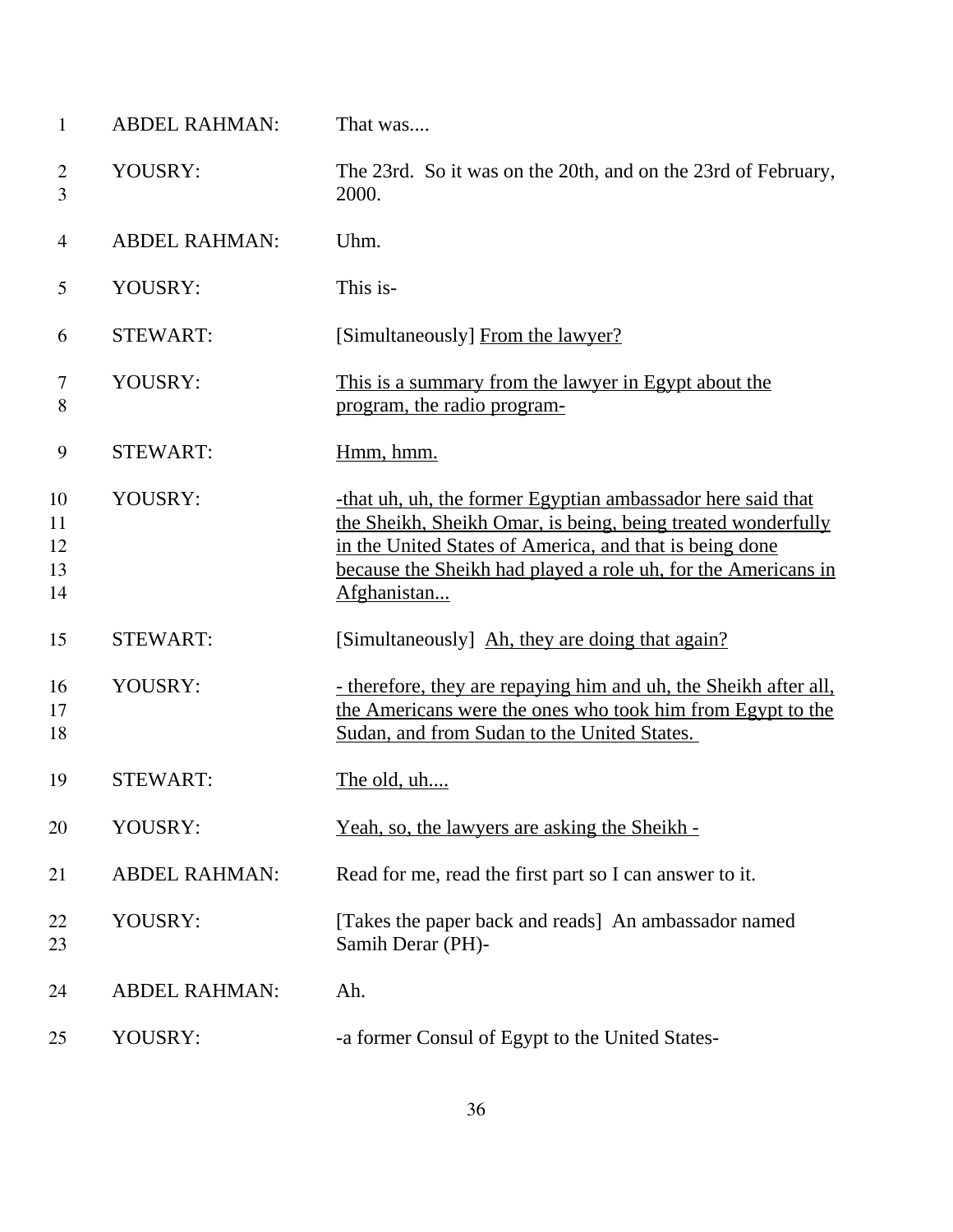| | | |
|---|---|---|
| 1 | ABDEL RAHMAN: | That was.... |
| 2<br>3 | YOUSRY: | The 23rd. So it was on the 20th, and on the 23rd of February, 2000. |
| 4 | ABDEL RAHMAN: | Uhm. |
| 5 | YOUSRY: | This is- |
| 6 | STEWART: | [Simultaneously] <u>From the lawyer?</u> |
| 7<br>8 | YOUSRY: | <u>This is a summary from the lawyer in Egypt about the program, the radio program-</u> |
| 9 | STEWART: | <u>Hmm, hmm.</u> |
| 10<br>11<br>12<br>13<br>14 | YOUSRY: | <u>-that uh, uh, the former Egyptian ambassador here said that the Sheikh, Sheikh Omar, is being, being treated wonderfully in the United States of America, and that is being done because the Sheikh had played a role uh, for the Americans in Afghanistan...</u> |
| 15 | STEWART: | [Simultaneously] <u>Ah, they are doing that again?</u> |
| 16<br>17<br>18 | YOUSRY: | <u>- therefore, they are repaying him and uh, the Sheikh after all, the Americans were the ones who took him from Egypt to the Sudan, and from Sudan to the United States.</u> |
| 19 | STEWART: | <u>The old, uh....</u> |
| 20 | YOUSRY: | <u>Yeah, so, the lawyers are asking the Sheikh -</u> |
| 21 | ABDEL RAHMAN: | Read for me, read the first part so I can answer to it. |
| 22<br>23 | YOUSRY: | [Takes the paper back and reads] An ambassador named Samih Derar (PH)- |
| 24 | ABDEL RAHMAN: | Ah. |
| 25 | YOUSRY: | -a former Consul of Egypt to the United States- |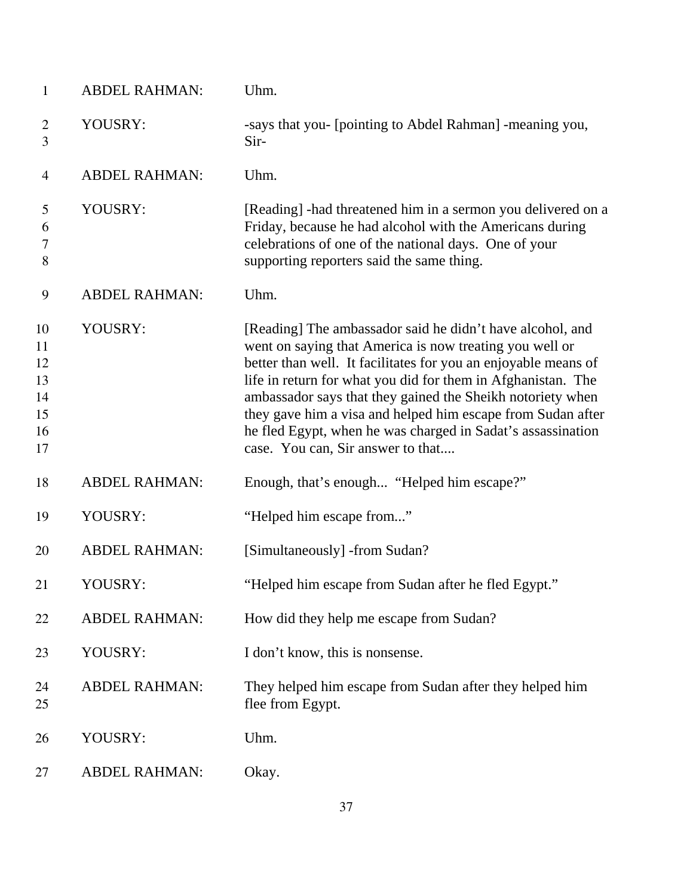| | | |
|---|---|---|
| 1 | ABDEL RAHMAN: | Uhm. |
| 2<br>3 | YOUSRY: | -says that you- [pointing to Abdel Rahman] -meaning you, Sir- |
| 4 | ABDEL RAHMAN: | Uhm. |
| 5<br>6<br>7<br>8 | YOUSRY: | [Reading] -had threatened him in a sermon you delivered on a Friday, because he had alcohol with the Americans during celebrations of one of the national days. One of your supporting reporters said the same thing. |
| 9 | ABDEL RAHMAN: | Uhm. |
| 10<br>11<br>12<br>13<br>14<br>15<br>16<br>17 | YOUSRY: | [Reading] The ambassador said he didn't have alcohol, and went on saying that America is now treating you well or better than well. It facilitates for you an enjoyable means of life in return for what you did for them in Afghanistan. The ambassador says that they gained the Sheikh notoriety when they gave him a visa and helped him escape from Sudan after he fled Egypt, when he was charged in Sadat's assassination case. You can, Sir answer to that.... |
| 18 | ABDEL RAHMAN: | Enough, that's enough... "Helped him escape?" |
| 19 | YOUSRY: | "Helped him escape from..." |
| 20 | ABDEL RAHMAN: | [Simultaneously] -from Sudan? |
| 21 | YOUSRY: | "Helped him escape from Sudan after he fled Egypt." |
| 22 | ABDEL RAHMAN: | How did they help me escape from Sudan? |
| 23 | YOUSRY: | I don't know, this is nonsense. |
| 24<br>25 | ABDEL RAHMAN: | They helped him escape from Sudan after they helped him flee from Egypt. |
| 26 | YOUSRY: | Uhm. |
| 27 | ABDEL RAHMAN: | Okay. |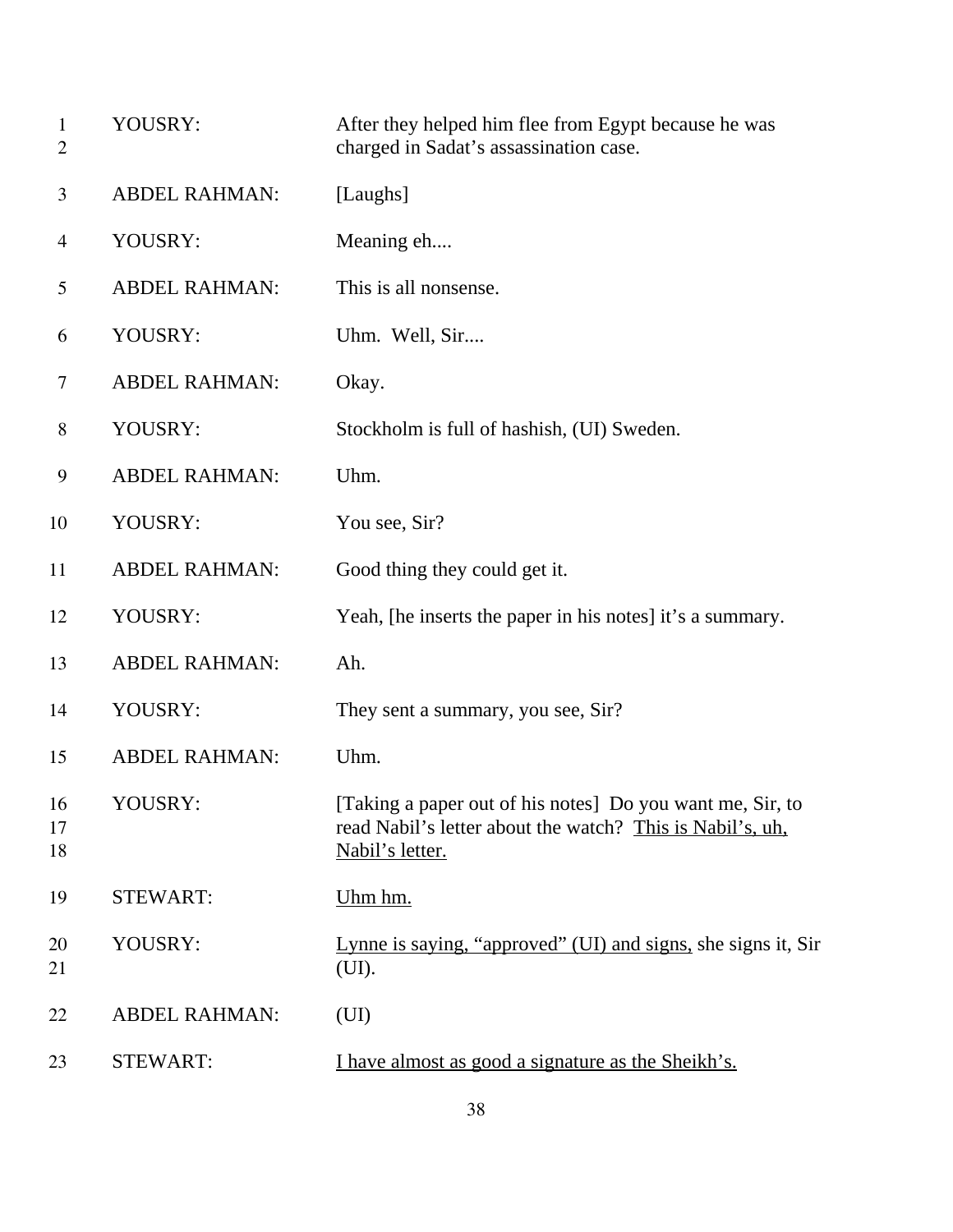| | | |
|---|---|---|
| 1<br>2 | YOUSRY: | After they helped him flee from Egypt because he was charged in Sadat's assassination case. |
| 3 | ABDEL RAHMAN: | [Laughs] |
| 4 | YOUSRY: | Meaning eh.... |
| 5 | ABDEL RAHMAN: | This is all nonsense. |
| 6 | YOUSRY: | Uhm. Well, Sir.... |
| 7 | ABDEL RAHMAN: | Okay. |
| 8 | YOUSRY: | Stockholm is full of hashish, (UI) Sweden. |
| 9 | ABDEL RAHMAN: | Uhm. |
| 10 | YOUSRY: | You see, Sir? |
| 11 | ABDEL RAHMAN: | Good thing they could get it. |
| 12 | YOUSRY: | Yeah, [he inserts the paper in his notes] it's a summary. |
| 13 | ABDEL RAHMAN: | Ah. |
| 14 | YOUSRY: | They sent a summary, you see, Sir? |
| 15 | ABDEL RAHMAN: | Uhm. |
| 16<br>17<br>18 | YOUSRY: | [Taking a paper out of his notes] Do you want me, Sir, to read Nabil's letter about the watch? <u>This is Nabil's, uh, Nabil's letter.</u> |
| 19 | STEWART: | <u>Uhm hm.</u> |
| 20<br>21 | YOUSRY: | <u>Lynne is saying, "approved" (UI) and signs,</u> she signs it, Sir (UI). |
| 22 | ABDEL RAHMAN: | (UI) |
| 23 | STEWART: | <u>I have almost as good a signature as the Sheikh's.</u> |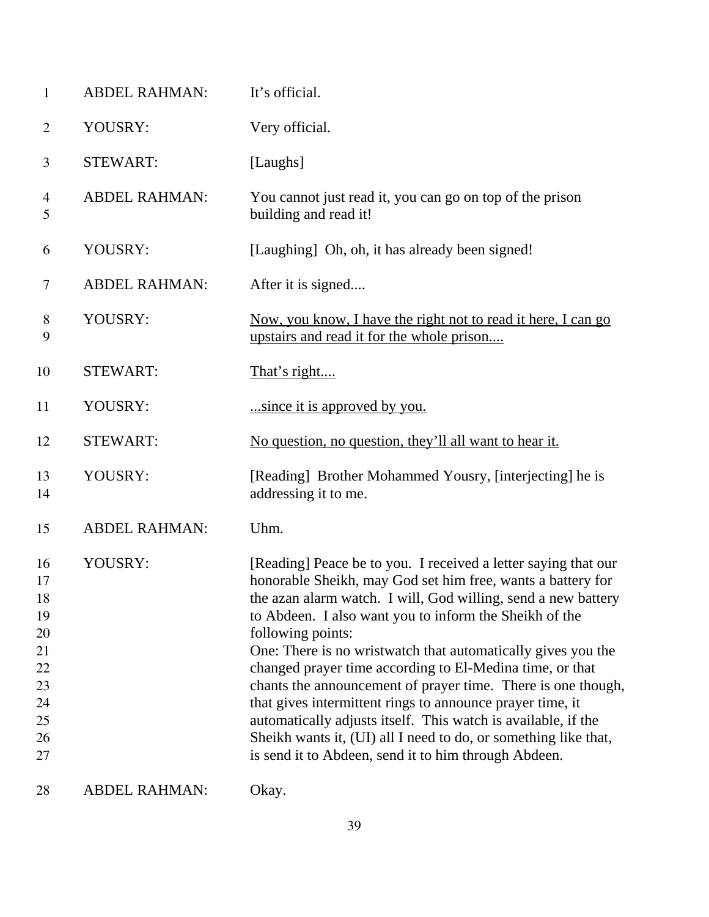| | | |
|---|---|---|
| 1 | ABDEL RAHMAN: | It's official. |
| 2 | YOUSRY: | Very official. |
| 3 | STEWART: | [Laughs] |
| 4<br>5 | ABDEL RAHMAN: | You cannot just read it, you can go on top of the prison building and read it! |
| 6 | YOUSRY: | [Laughing] Oh, oh, it has already been signed! |
| 7 | ABDEL RAHMAN: | After it is signed.... |
| 8<br>9 | YOUSRY: | <u>Now, you know, I have the right not to read it here, I can go upstairs and read it for the whole prison....</u> |
| 10 | STEWART: | <u>That's right....</u> |
| 11 | YOUSRY: | <u>...since it is approved by you.</u> |
| 12 | STEWART: | <u>No question, no question, they'll all want to hear it.</u> |
| 13<br>14 | YOUSRY: | [Reading] Brother Mohammed Yousry, [interjecting] he is addressing it to me. |
| 15 | ABDEL RAHMAN: | Uhm. |
| 16<br>17<br>18<br>19<br>20<br>21<br>22<br>23<br>24<br>25<br>26<br>27 | YOUSRY: | [Reading] Peace be to you. I received a letter saying that our honorable Sheikh, may God set him free, wants a battery for the azan alarm watch. I will, God willing, send a new battery to Abdeen. I also want you to inform the Sheikh of the following points:<br>One: There is no wristwatch that automatically gives you the changed prayer time according to El-Medina time, or that chants the announcement of prayer time. There is one though, that gives intermittent rings to announce prayer time, it automatically adjusts itself. This watch is available, if the Sheikh wants it, (UI) all I need to do, or something like that, is send it to Abdeen, send it to him through Abdeen. |
| 28 | ABDEL RAHMAN: | Okay. |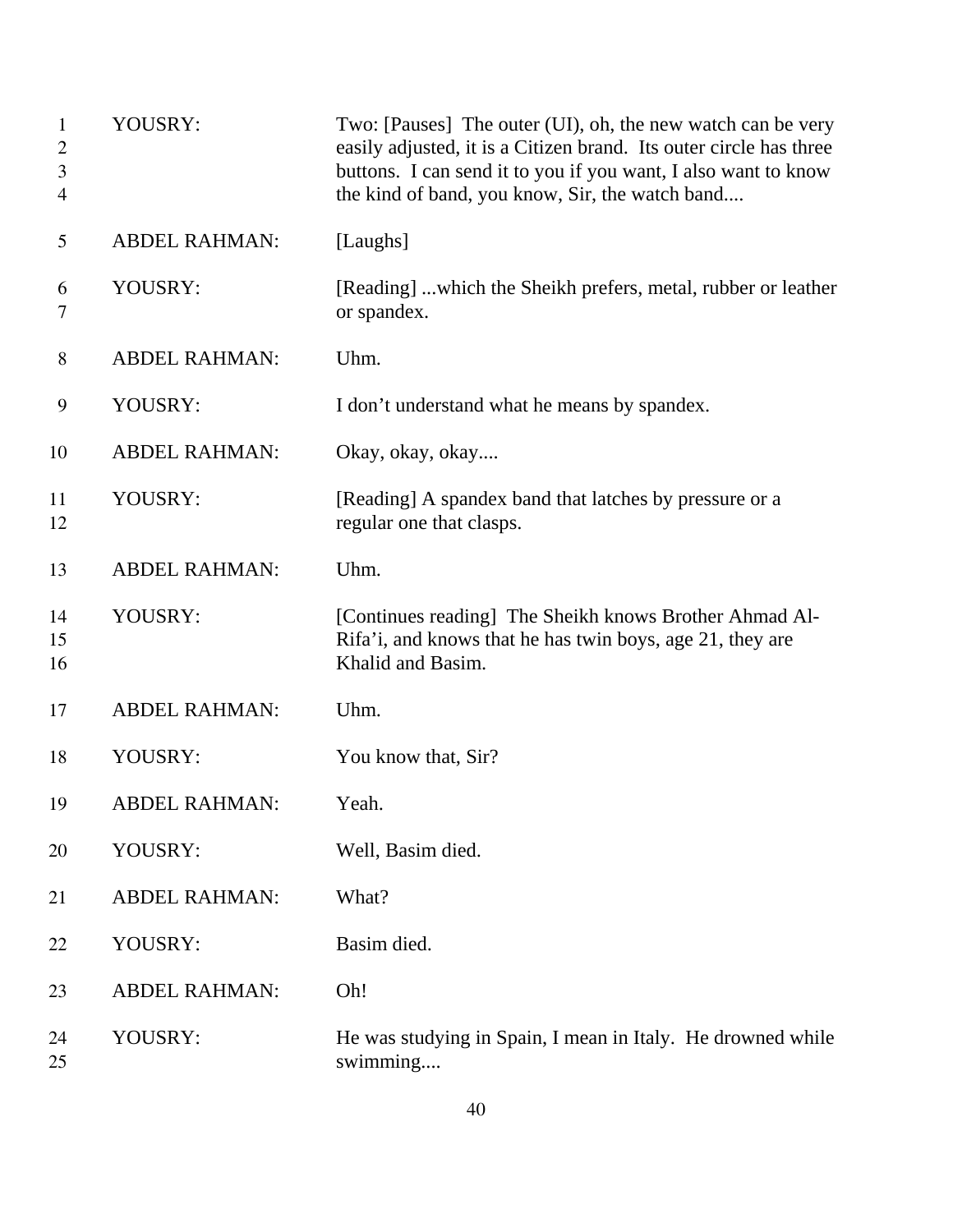1 YOUSRY: Two: [Pauses] The outer (UI), oh, the new watch can be very
2 easily adjusted, it is a Citizen brand. Its outer circle has three
3 buttons. I can send it to you if you want, I also want to know
4 the kind of band, you know, Sir, the watch band....

5 ABDEL RAHMAN: [Laughs]

6 YOUSRY: [Reading] ...which the Sheikh prefers, metal, rubber or leather
7 or spandex.

8 ABDEL RAHMAN: Uhm.

9 YOUSRY: I don't understand what he means by spandex.

10 ABDEL RAHMAN: Okay, okay, okay....

11 YOUSRY: [Reading] A spandex band that latches by pressure or a
12 regular one that clasps.

13 ABDEL RAHMAN: Uhm.

14 YOUSRY: [Continues reading] The Sheikh knows Brother Ahmad Al-
15 Rifa'i, and knows that he has twin boys, age 21, they are
16 Khalid and Basim.

17 ABDEL RAHMAN: Uhm.

18 YOUSRY: You know that, Sir?

19 ABDEL RAHMAN: Yeah.

20 YOUSRY: Well, Basim died.

21 ABDEL RAHMAN: What?

22 YOUSRY: Basim died.

23 ABDEL RAHMAN: Oh!

24 YOUSRY: He was studying in Spain, I mean in Italy. He drowned while
25 swimming....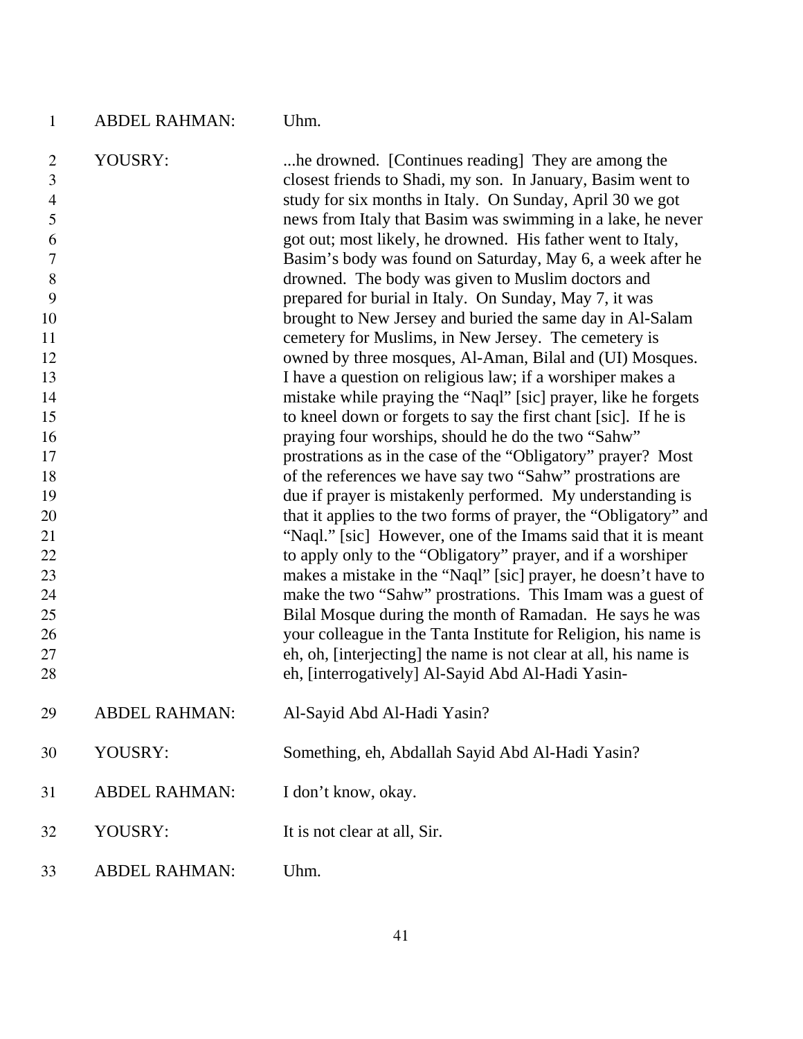1 ABDEL RAHMAN: Uhm.

2 YOUSRY: ...he drowned. [Continues reading] They are among the
3 closest friends to Shadi, my son. In January, Basim went to
4 study for six months in Italy. On Sunday, April 30 we got
5 news from Italy that Basim was swimming in a lake, he never
6 got out; most likely, he drowned. His father went to Italy,
7 Basim's body was found on Saturday, May 6, a week after he
8 drowned. The body was given to Muslim doctors and
9 prepared for burial in Italy. On Sunday, May 7, it was
10 brought to New Jersey and buried the same day in Al-Salam
11 cemetery for Muslims, in New Jersey. The cemetery is
12 owned by three mosques, Al-Aman, Bilal and (UI) Mosques.
13 I have a question on religious law; if a worshiper makes a
14 mistake while praying the "Naql" [sic] prayer, like he forgets
15 to kneel down or forgets to say the first chant [sic]. If he is
16 praying four worships, should he do the two "Sahw"
17 prostrations as in the case of the "Obligatory" prayer? Most
18 of the references we have say two "Sahw" prostrations are
19 due if prayer is mistakenly performed. My understanding is
20 that it applies to the two forms of prayer, the "Obligatory" and
21 "Naql." [sic] However, one of the Imams said that it is meant
22 to apply only to the "Obligatory" prayer, and if a worshiper
23 makes a mistake in the "Naql" [sic] prayer, he doesn't have to
24 make the two "Sahw" prostrations. This Imam was a guest of
25 Bilal Mosque during the month of Ramadan. He says he was
26 your colleague in the Tanta Institute for Religion, his name is
27 eh, oh, [interjecting] the name is not clear at all, his name is
28 eh, [interrogatively] Al-Sayid Abd Al-Hadi Yasin-

29 ABDEL RAHMAN: Al-Sayid Abd Al-Hadi Yasin?

30 YOUSRY: Something, eh, Abdallah Sayid Abd Al-Hadi Yasin?

31 ABDEL RAHMAN: I don't know, okay.

32 YOUSRY: It is not clear at all, Sir.

33 ABDEL RAHMAN: Uhm.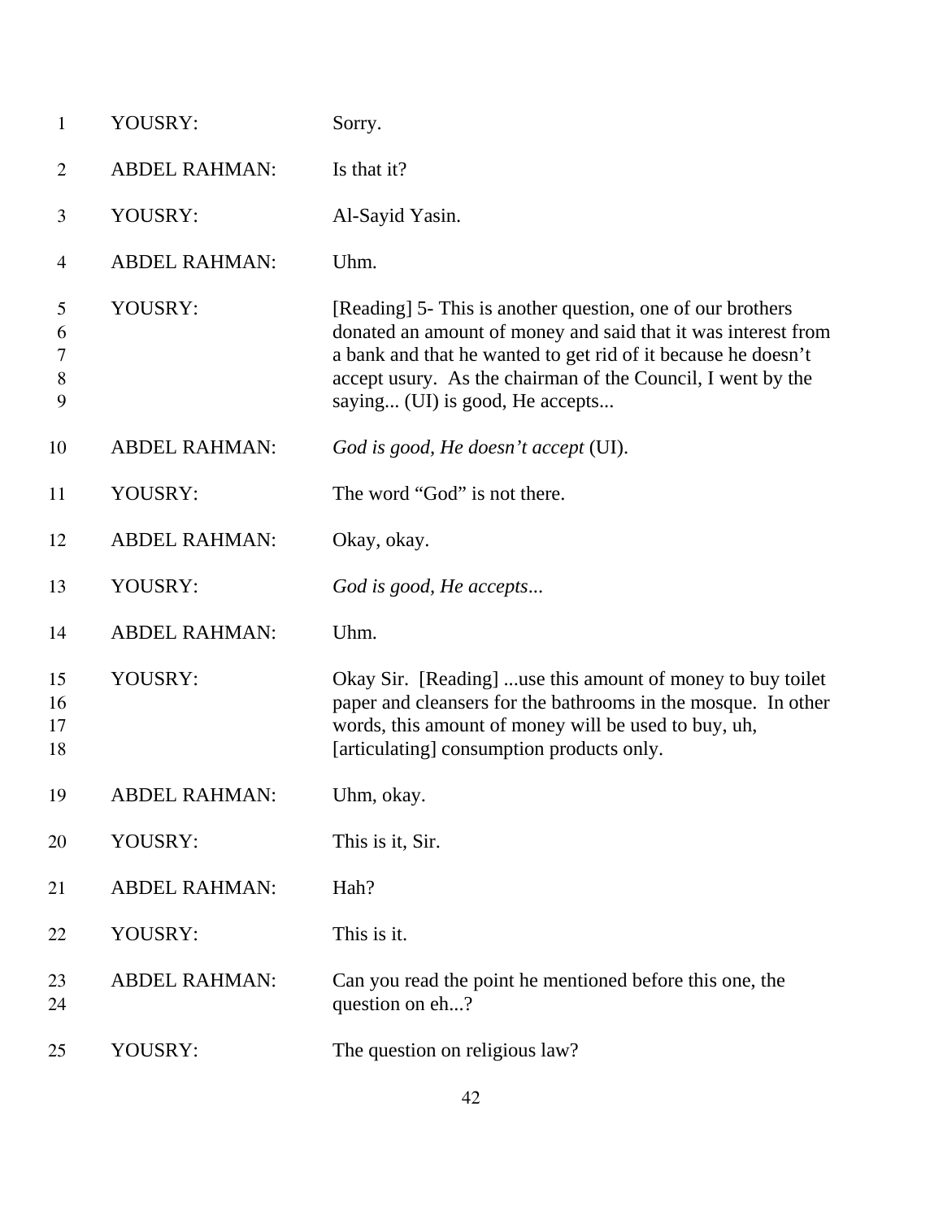| | | |
|---|---|---|
| 1 | YOUSRY: | Sorry. |
| 2 | ABDEL RAHMAN: | Is that it? |
| 3 | YOUSRY: | Al-Sayid Yasin. |
| 4 | ABDEL RAHMAN: | Uhm. |
| 5<br>6<br>7<br>8<br>9 | YOUSRY: | [Reading] 5- This is another question, one of our brothers donated an amount of money and said that it was interest from a bank and that he wanted to get rid of it because he doesn't accept usury. As the chairman of the Council, I went by the saying... (UI) is good, He accepts... |
| 10 | ABDEL RAHMAN: | *God is good, He doesn't accept* (UI). |
| 11 | YOUSRY: | The word "God" is not there. |
| 12 | ABDEL RAHMAN: | Okay, okay. |
| 13 | YOUSRY: | *God is good, He accepts...* |
| 14 | ABDEL RAHMAN: | Uhm. |
| 15<br>16<br>17<br>18 | YOUSRY: | Okay Sir. [Reading] ...use this amount of money to buy toilet paper and cleansers for the bathrooms in the mosque. In other words, this amount of money will be used to buy, uh, [articulating] consumption products only. |
| 19 | ABDEL RAHMAN: | Uhm, okay. |
| 20 | YOUSRY: | This is it, Sir. |
| 21 | ABDEL RAHMAN: | Hah? |
| 22 | YOUSRY: | This is it. |
| 23<br>24 | ABDEL RAHMAN: | Can you read the point he mentioned before this one, the question on eh...? |
| 25 | YOUSRY: | The question on religious law? |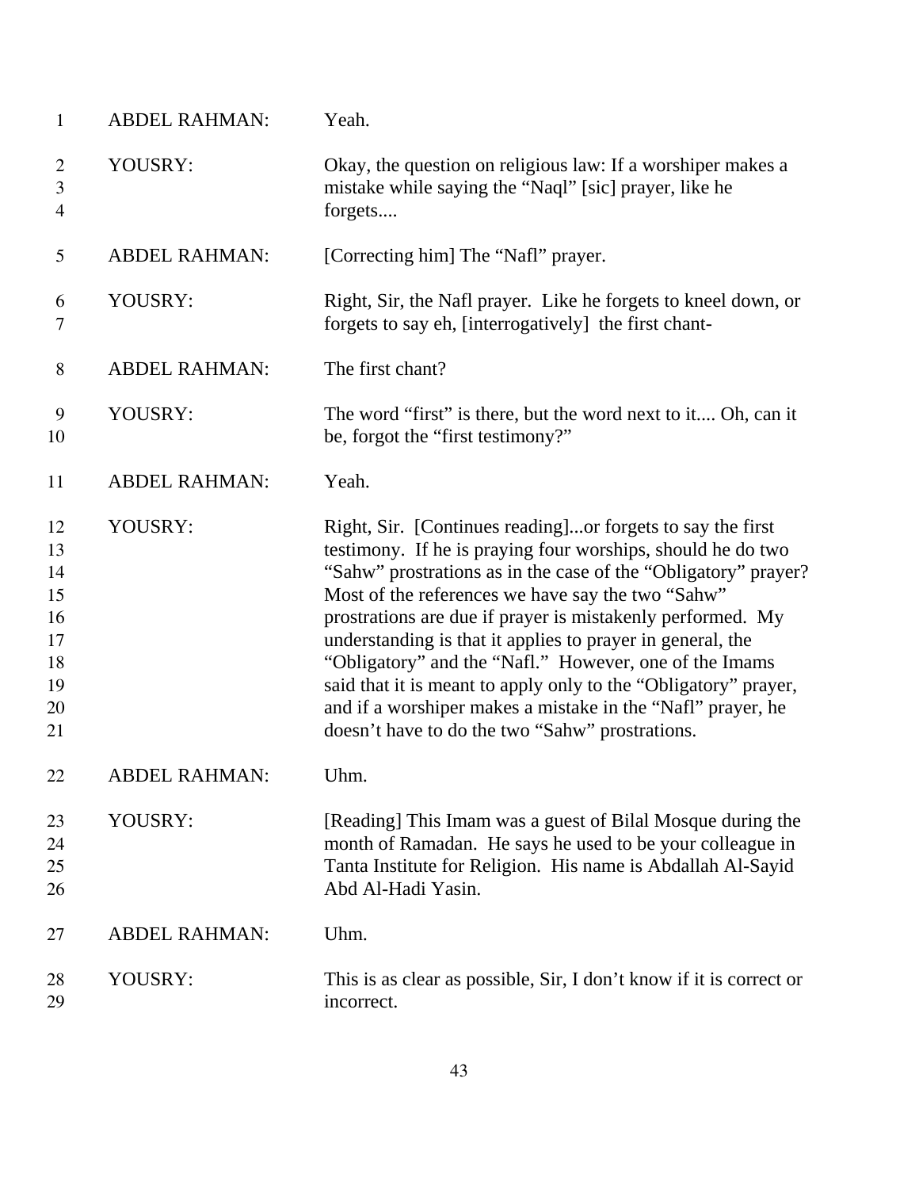| | | |
|---|---|---|
| 1 | ABDEL RAHMAN: | Yeah. |
| 2-4 | YOUSRY: | Okay, the question on religious law: If a worshiper makes a mistake while saying the "Naql" [sic] prayer, like he forgets.... |
| 5 | ABDEL RAHMAN: | [Correcting him] The "Nafl" prayer. |
| 6-7 | YOUSRY: | Right, Sir, the Nafl prayer. Like he forgets to kneel down, or forgets to say eh, [interrogatively] the first chant- |
| 8 | ABDEL RAHMAN: | The first chant? |
| 9-10 | YOUSRY: | The word "first" is there, but the word next to it.... Oh, can it be, forgot the "first testimony?" |
| 11 | ABDEL RAHMAN: | Yeah. |
| 12-21 | YOUSRY: | Right, Sir. [Continues reading]...or forgets to say the first testimony. If he is praying four worships, should he do two "Sahw" prostrations as in the case of the "Obligatory" prayer? Most of the references we have say the two "Sahw" prostrations are due if prayer is mistakenly performed. My understanding is that it applies to prayer in general, the "Obligatory" and the "Nafl." However, one of the Imams said that it is meant to apply only to the "Obligatory" prayer, and if a worshiper makes a mistake in the "Nafl" prayer, he doesn't have to do the two "Sahw" prostrations. |
| 22 | ABDEL RAHMAN: | Uhm. |
| 23-26 | YOUSRY: | [Reading] This Imam was a guest of Bilal Mosque during the month of Ramadan. He says he used to be your colleague in Tanta Institute for Religion. His name is Abdallah Al-Sayid Abd Al-Hadi Yasin. |
| 27 | ABDEL RAHMAN: | Uhm. |
| 28-29 | YOUSRY: | This is as clear as possible, Sir, I don't know if it is correct or incorrect. |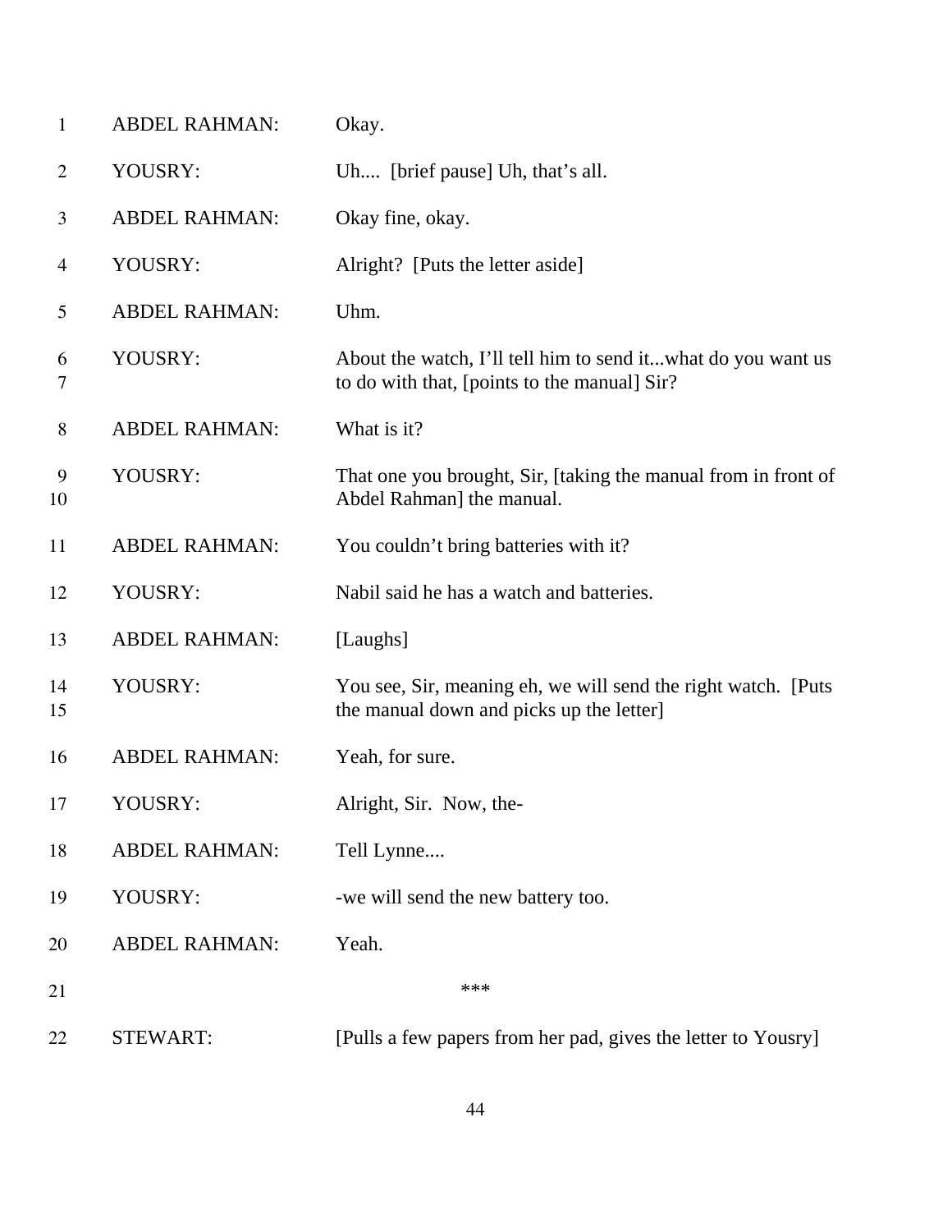| | | |
|---|---|---|
| 1 | ABDEL RAHMAN: | Okay. |
| 2 | YOUSRY: | Uh.... [brief pause] Uh, that's all. |
| 3 | ABDEL RAHMAN: | Okay fine, okay. |
| 4 | YOUSRY: | Alright? [Puts the letter aside] |
| 5 | ABDEL RAHMAN: | Uhm. |
| 6<br>7 | YOUSRY: | About the watch, I'll tell him to send it...what do you want us to do with that, [points to the manual] Sir? |
| 8 | ABDEL RAHMAN: | What is it? |
| 9<br>10 | YOUSRY: | That one you brought, Sir, [taking the manual from in front of Abdel Rahman] the manual. |
| 11 | ABDEL RAHMAN: | You couldn't bring batteries with it? |
| 12 | YOUSRY: | Nabil said he has a watch and batteries. |
| 13 | ABDEL RAHMAN: | [Laughs] |
| 14<br>15 | YOUSRY: | You see, Sir, meaning eh, we will send the right watch. [Puts the manual down and picks up the letter] |
| 16 | ABDEL RAHMAN: | Yeah, for sure. |
| 17 | YOUSRY: | Alright, Sir. Now, the- |
| 18 | ABDEL RAHMAN: | Tell Lynne.... |
| 19 | YOUSRY: | -we will send the new battery too. |
| 20 | ABDEL RAHMAN: | Yeah. |
| 21 | | *** |
| 22 | STEWART: | [Pulls a few papers from her pad, gives the letter to Yousry] |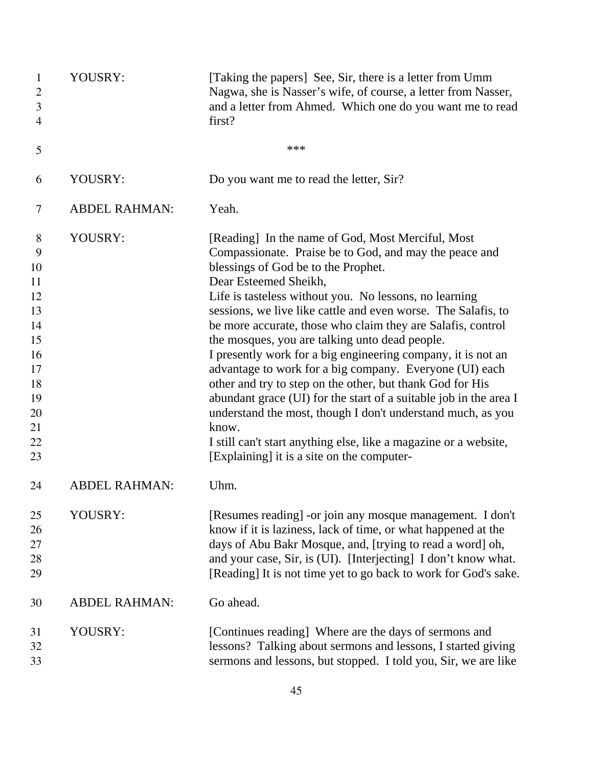YOUSRY: [Taking the papers] See, Sir, there is a letter from Umm Nagwa, she is Nasser's wife, of course, a letter from Nasser, and a letter from Ahmed. Which one do you want me to read first?

***

YOUSRY: Do you want me to read the letter, Sir?

ABDEL RAHMAN: Yeah.

YOUSRY: [Reading] In the name of God, Most Merciful, Most Compassionate. Praise be to God, and may the peace and blessings of God be to the Prophet.
Dear Esteemed Sheikh,
Life is tasteless without you. No lessons, no learning sessions, we live like cattle and even worse. The Salafis, to be more accurate, those who claim they are Salafis, control the mosques, you are talking unto dead people.
I presently work for a big engineering company, it is not an advantage to work for a big company. Everyone (UI) each other and try to step on the other, but thank God for His abundant grace (UI) for the start of a suitable job in the area I understand the most, though I don't understand much, as you know.
I still can't start anything else, like a magazine or a website, [Explaining] it is a site on the computer-

ABDEL RAHMAN: Uhm.

YOUSRY: [Resumes reading] -or join any mosque management. I don't know if it is laziness, lack of time, or what happened at the days of Abu Bakr Mosque, and, [trying to read a word] oh, and your case, Sir, is (UI). [Interjecting] I don't know what. [Reading] It is not time yet to go back to work for God's sake.

ABDEL RAHMAN: Go ahead.

YOUSRY: [Continues reading] Where are the days of sermons and lessons? Talking about sermons and lessons, I started giving sermons and lessons, but stopped. I told you, Sir, we are like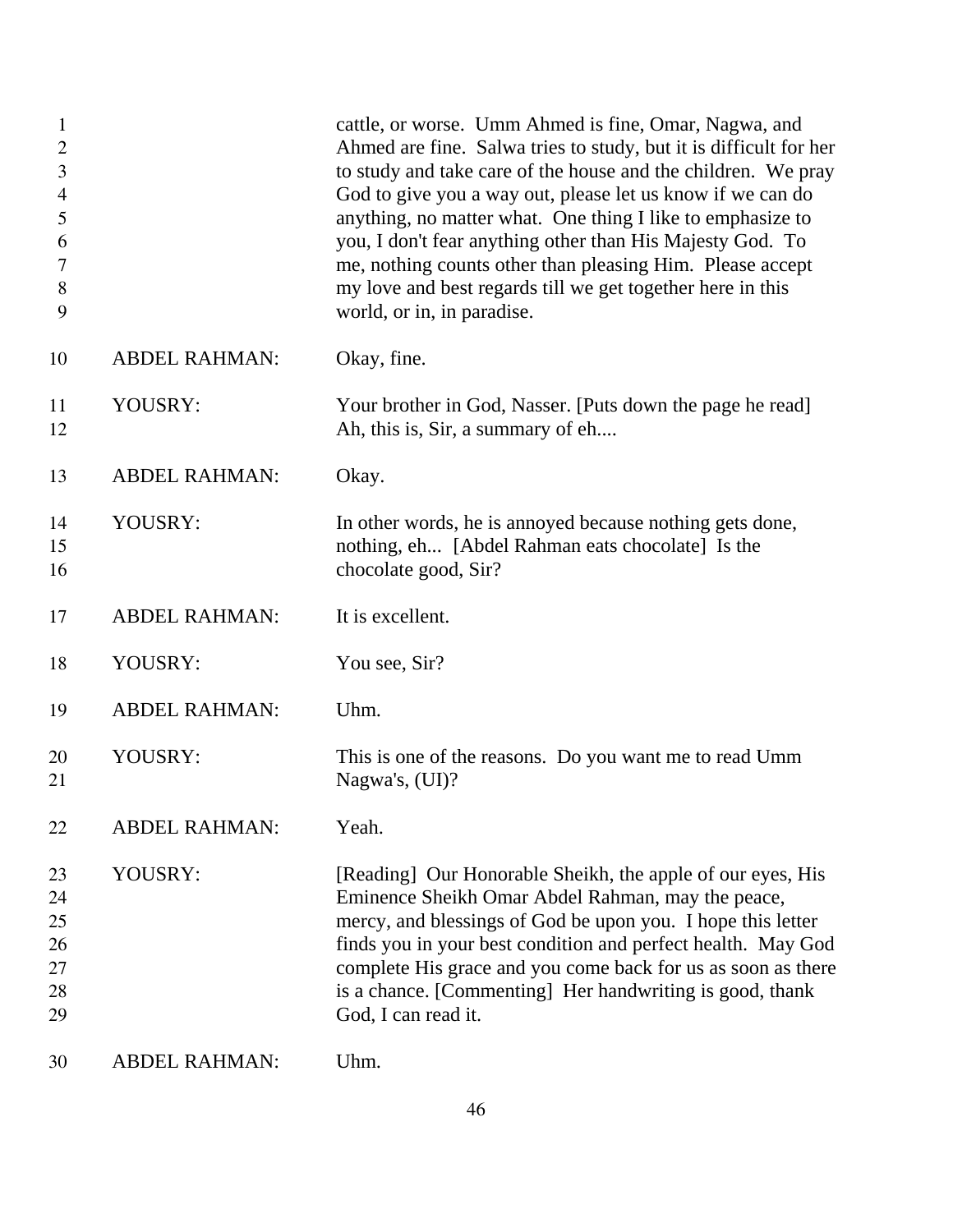cattle, or worse. Umm Ahmed is fine, Omar, Nagwa, and Ahmed are fine. Salwa tries to study, but it is difficult for her to study and take care of the house and the children. We pray God to give you a way out, please let us know if we can do anything, no matter what. One thing I like to emphasize to you, I don't fear anything other than His Majesty God. To me, nothing counts other than pleasing Him. Please accept my love and best regards till we get together here in this world, or in, in paradise.

ABDEL RAHMAN: Okay, fine.

YOUSRY: Your brother in God, Nasser. [Puts down the page he read] Ah, this is, Sir, a summary of eh....

ABDEL RAHMAN: Okay.

YOUSRY: In other words, he is annoyed because nothing gets done, nothing, eh... [Abdel Rahman eats chocolate] Is the chocolate good, Sir?

ABDEL RAHMAN: It is excellent.

YOUSRY: You see, Sir?

ABDEL RAHMAN: Uhm.

YOUSRY: This is one of the reasons. Do you want me to read Umm Nagwa's, (UI)?

ABDEL RAHMAN: Yeah.

YOUSRY: [Reading] Our Honorable Sheikh, the apple of our eyes, His Eminence Sheikh Omar Abdel Rahman, may the peace, mercy, and blessings of God be upon you. I hope this letter finds you in your best condition and perfect health. May God complete His grace and you come back for us as soon as there is a chance. [Commenting] Her handwriting is good, thank God, I can read it.

ABDEL RAHMAN: Uhm.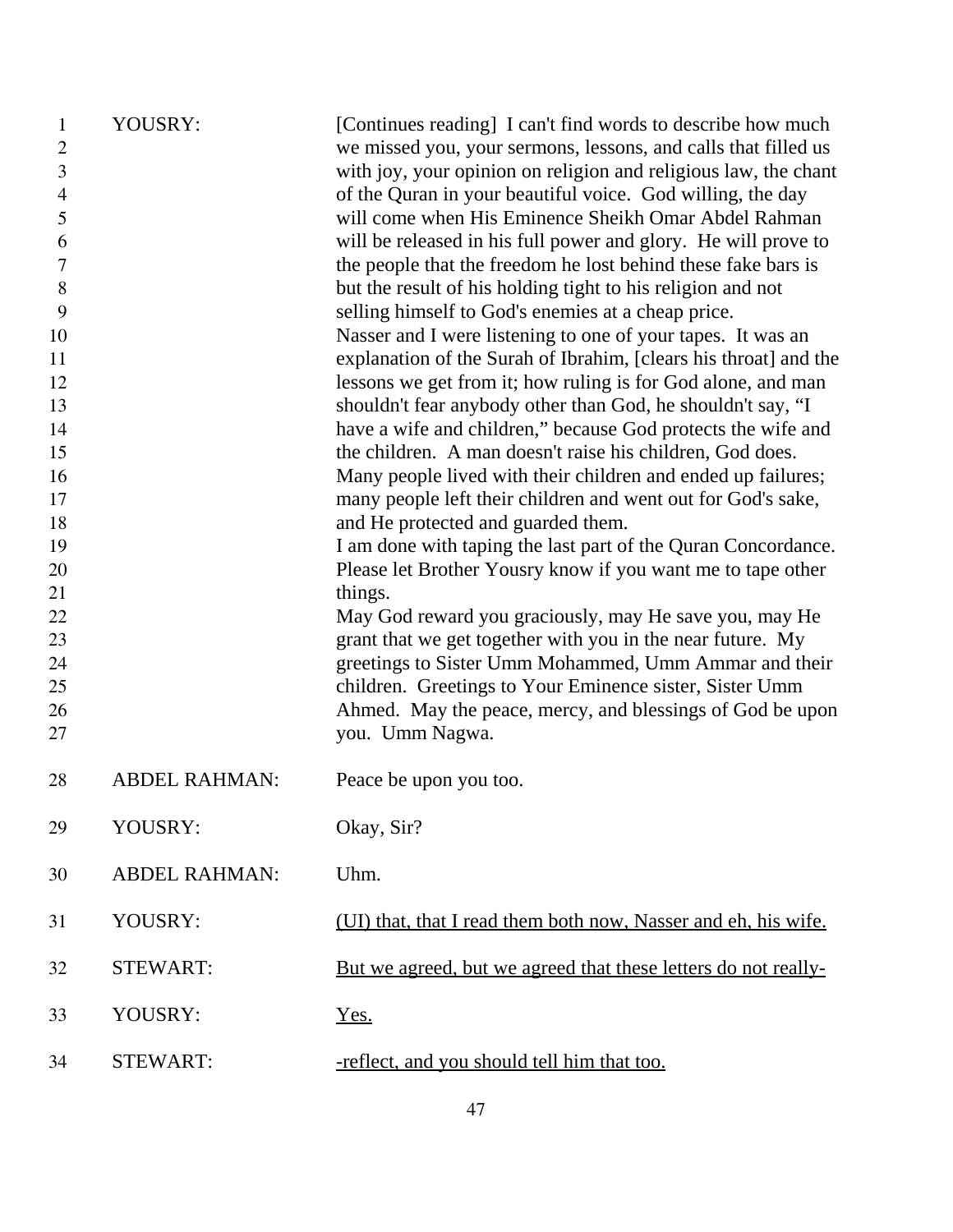| | | |
|---|---|---|
| 1 | YOUSRY: | [Continues reading] I can't find words to describe how much we missed you, your sermons, lessons, and calls that filled us with joy, your opinion on religion and religious law, the chant of the Quran in your beautiful voice. God willing, the day will come when His Eminence Sheikh Omar Abdel Rahman will be released in his full power and glory. He will prove to the people that the freedom he lost behind these fake bars is but the result of his holding tight to his religion and not selling himself to God's enemies at a cheap price. Nasser and I were listening to one of your tapes. It was an explanation of the Surah of Ibrahim, [clears his throat] and the lessons we get from it; how ruling is for God alone, and man shouldn't fear anybody other than God, he shouldn't say, "I have a wife and children," because God protects the wife and the children. A man doesn't raise his children, God does. Many people lived with their children and ended up failures; many people left their children and went out for God's sake, and He protected and guarded them. I am done with taping the last part of the Quran Concordance. Please let Brother Yousry know if you want me to tape other things. May God reward you graciously, may He save you, may He grant that we get together with you in the near future. My greetings to Sister Umm Mohammed, Umm Ammar and their children. Greetings to Your Eminence sister, Sister Umm Ahmed. May the peace, mercy, and blessings of God be upon you. Umm Nagwa. |
| 28 | ABDEL RAHMAN: | Peace be upon you too. |
| 29 | YOUSRY: | Okay, Sir? |
| 30 | ABDEL RAHMAN: | Uhm. |
| 31 | YOUSRY: | <u>(UI) that, that I read them both now, Nasser and eh, his wife.</u> |
| 32 | STEWART: | <u>But we agreed, but we agreed that these letters do not really-</u> |
| 33 | YOUSRY: | <u>Yes.</u> |
| 34 | STEWART: | <u>-reflect, and you should tell him that too.</u> |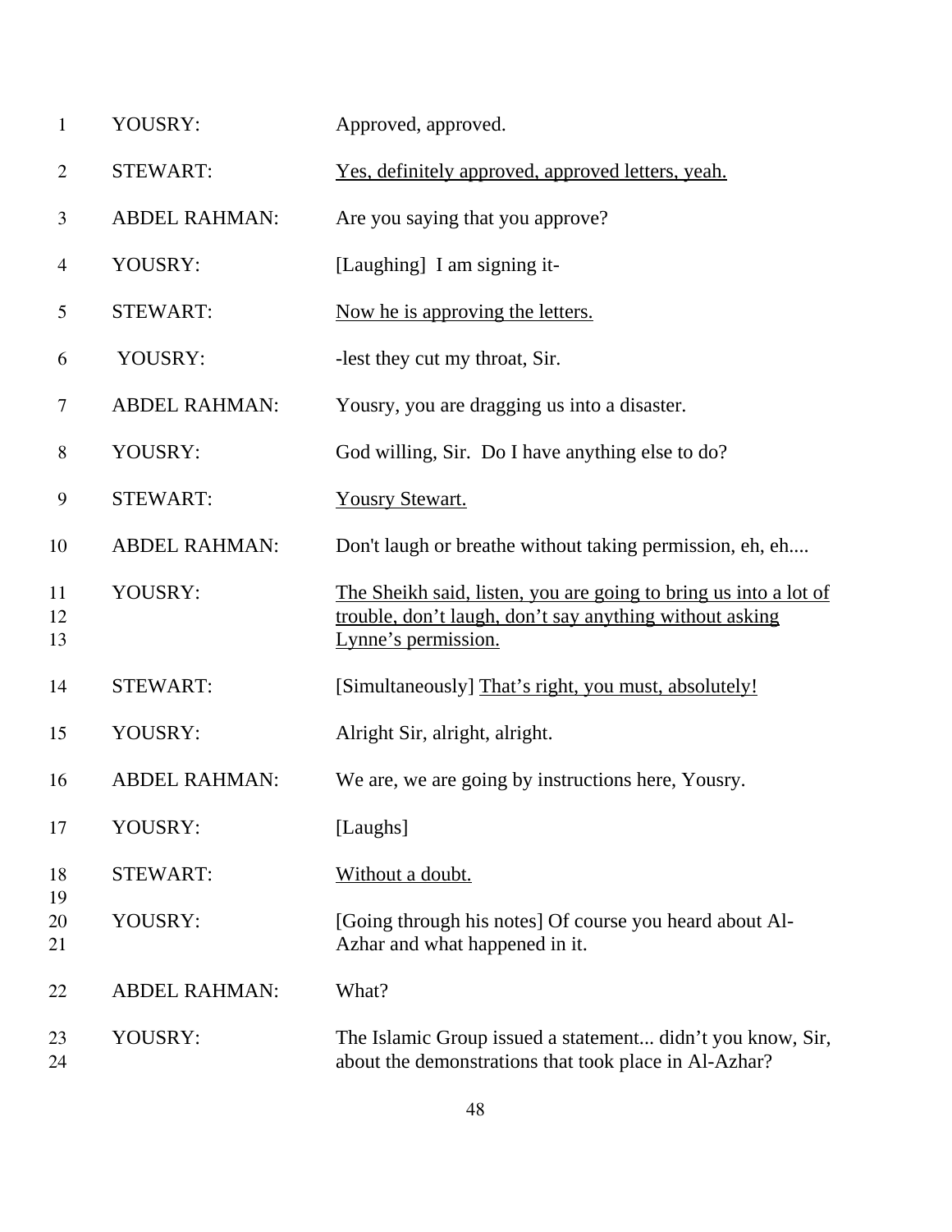| | | |
|---|---|---|
| 1 | YOUSRY: | Approved, approved. |
| 2 | STEWART: | <u>Yes, definitely approved, approved letters, yeah.</u> |
| 3 | ABDEL RAHMAN: | Are you saying that you approve? |
| 4 | YOUSRY: | [Laughing] I am signing it- |
| 5 | STEWART: | <u>Now he is approving the letters.</u> |
| 6 | YOUSRY: | -lest they cut my throat, Sir. |
| 7 | ABDEL RAHMAN: | Yousry, you are dragging us into a disaster. |
| 8 | YOUSRY: | God willing, Sir. Do I have anything else to do? |
| 9 | STEWART: | <u>Yousry Stewart.</u> |
| 10 | ABDEL RAHMAN: | Don't laugh or breathe without taking permission, eh, eh.... |
| 11<br>12<br>13 | YOUSRY: | <u>The Sheikh said, listen, you are going to bring us into a lot of trouble, don't laugh, don't say anything without asking Lynne's permission.</u> |
| 14 | STEWART: | [Simultaneously] <u>That's right, you must, absolutely!</u> |
| 15 | YOUSRY: | Alright Sir, alright, alright. |
| 16 | ABDEL RAHMAN: | We are, we are going by instructions here, Yousry. |
| 17 | YOUSRY: | [Laughs] |
| 18<br>19 | STEWART: | <u>Without a doubt.</u> |
| 20<br>21 | YOUSRY: | [Going through his notes] Of course you heard about Al-Azhar and what happened in it. |
| 22 | ABDEL RAHMAN: | What? |
| 23<br>24 | YOUSRY: | The Islamic Group issued a statement... didn't you know, Sir, about the demonstrations that took place in Al-Azhar? |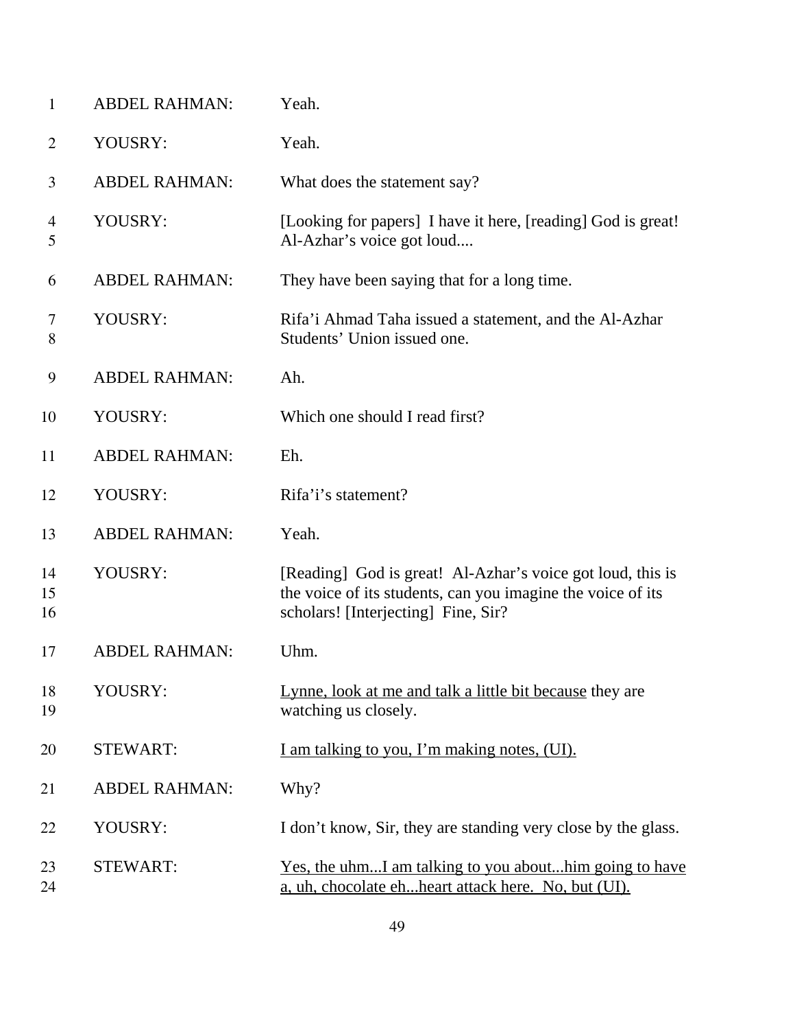| | | |
|---|---|---|
| 1 | ABDEL RAHMAN: | Yeah. |
| 2 | YOUSRY: | Yeah. |
| 3 | ABDEL RAHMAN: | What does the statement say? |
| 4<br>5 | YOUSRY: | [Looking for papers] I have it here, [reading] God is great! Al-Azhar's voice got loud.... |
| 6 | ABDEL RAHMAN: | They have been saying that for a long time. |
| 7<br>8 | YOUSRY: | Rifa'i Ahmad Taha issued a statement, and the Al-Azhar Students' Union issued one. |
| 9 | ABDEL RAHMAN: | Ah. |
| 10 | YOUSRY: | Which one should I read first? |
| 11 | ABDEL RAHMAN: | Eh. |
| 12 | YOUSRY: | Rifa'i's statement? |
| 13 | ABDEL RAHMAN: | Yeah. |
| 14<br>15<br>16 | YOUSRY: | [Reading] God is great! Al-Azhar's voice got loud, this is the voice of its students, can you imagine the voice of its scholars! [Interjecting] Fine, Sir? |
| 17 | ABDEL RAHMAN: | Uhm. |
| 18<br>19 | YOUSRY: | <u>Lynne, look at me and talk a little bit because</u> they are watching us closely. |
| 20 | STEWART: | <u>I am talking to you, I'm making notes, (UI).</u> |
| 21 | ABDEL RAHMAN: | Why? |
| 22 | YOUSRY: | I don't know, Sir, they are standing very close by the glass. |
| 23<br>24 | STEWART: | <u>Yes, the uhm...I am talking to you about...him going to have a, uh, chocolate eh...heart attack here. No, but (UI).</u> |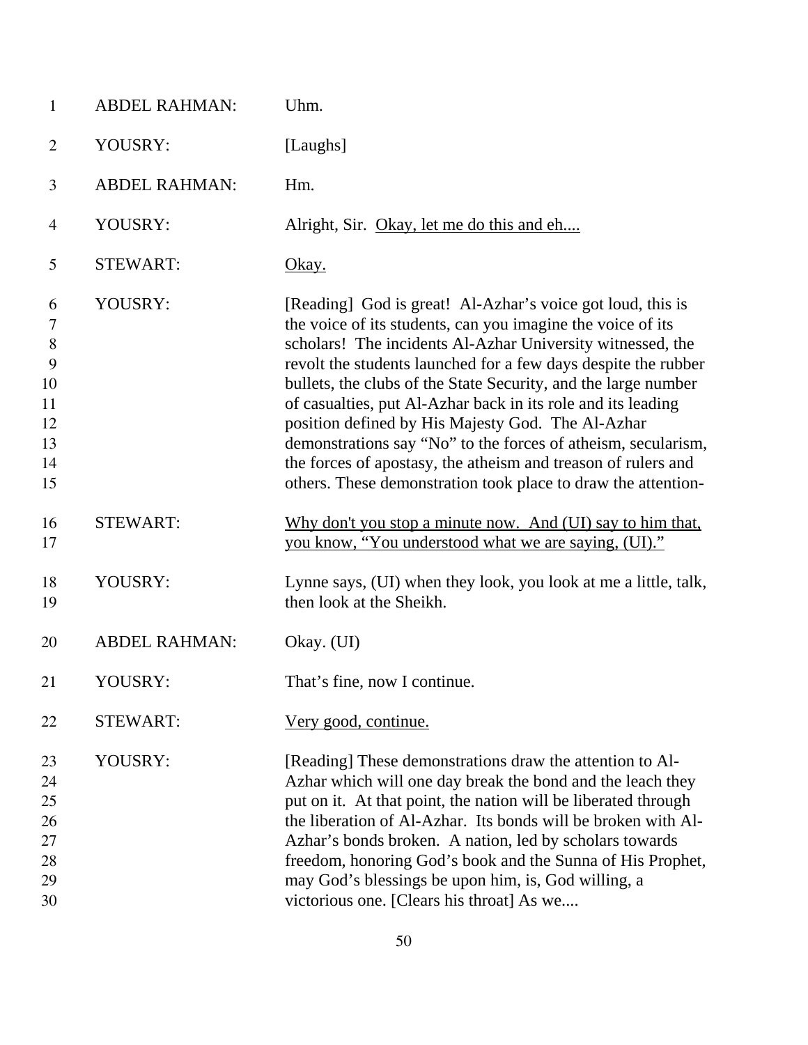| | | |
|---|---|---|
| 1 | ABDEL RAHMAN: | Uhm. |
| 2 | YOUSRY: | [Laughs] |
| 3 | ABDEL RAHMAN: | Hm. |
| 4 | YOUSRY: | Alright, Sir. <u>Okay, let me do this and eh....</u> |
| 5 | STEWART: | <u>Okay.</u> |
| 6-15 | YOUSRY: | [Reading] God is great! Al-Azhar's voice got loud, this is the voice of its students, can you imagine the voice of its scholars! The incidents Al-Azhar University witnessed, the revolt the students launched for a few days despite the rubber bullets, the clubs of the State Security, and the large number of casualties, put Al-Azhar back in its role and its leading position defined by His Majesty God. The Al-Azhar demonstrations say "No" to the forces of atheism, secularism, the forces of apostasy, the atheism and treason of rulers and others. These demonstration took place to draw the attention- |
| 16-17 | STEWART: | <u>Why don't you stop a minute now. And (UI) say to him that, you know, "You understood what we are saying, (UI)."</u> |
| 18-19 | YOUSRY: | Lynne says, (UI) when they look, you look at me a little, talk, then look at the Sheikh. |
| 20 | ABDEL RAHMAN: | Okay. (UI) |
| 21 | YOUSRY: | That's fine, now I continue. |
| 22 | STEWART: | <u>Very good, continue.</u> |
| 23-30 | YOUSRY: | [Reading] These demonstrations draw the attention to Al-Azhar which will one day break the bond and the leach they put on it. At that point, the nation will be liberated through the liberation of Al-Azhar. Its bonds will be broken with Al-Azhar's bonds broken. A nation, led by scholars towards freedom, honoring God's book and the Sunna of His Prophet, may God's blessings be upon him, is, God willing, a victorious one. [Clears his throat] As we.... |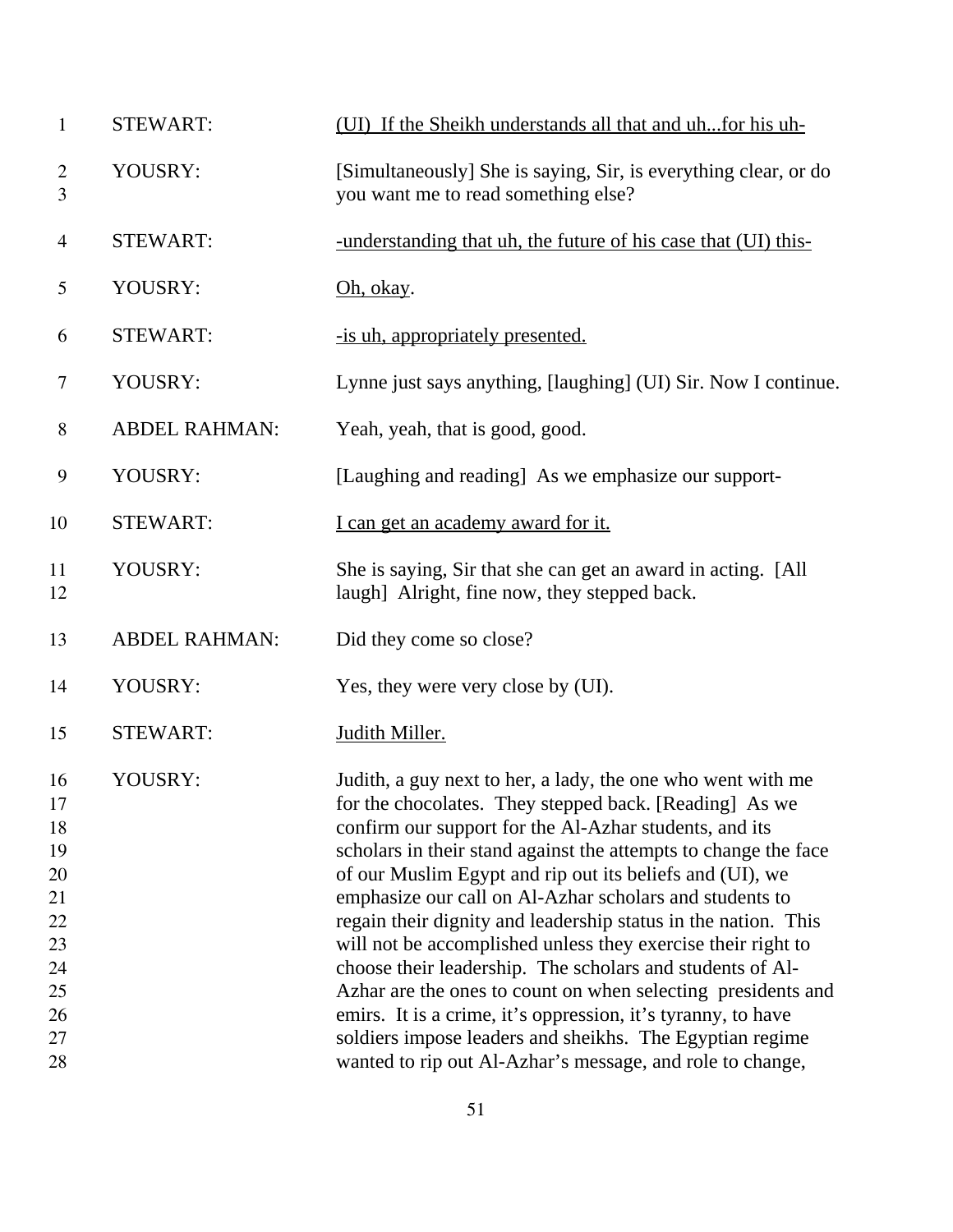| | | |
|---|---|---|
| 1 | STEWART: | <u>(UI) If the Sheikh understands all that and uh...for his uh-</u> |
| 2<br>3 | YOUSRY: | [Simultaneously] She is saying, Sir, is everything clear, or do you want me to read something else? |
| 4 | STEWART: | <u>-understanding that uh, the future of his case that (UI) this-</u> |
| 5 | YOUSRY: | <u>Oh, okay</u>. |
| 6 | STEWART: | <u>-is uh, appropriately presented.</u> |
| 7 | YOUSRY: | Lynne just says anything, [laughing] (UI) Sir. Now I continue. |
| 8 | ABDEL RAHMAN: | Yeah, yeah, that is good, good. |
| 9 | YOUSRY: | [Laughing and reading] As we emphasize our support- |
| 10 | STEWART: | <u>I can get an academy award for it.</u> |
| 11<br>12 | YOUSRY: | She is saying, Sir that she can get an award in acting. [All laugh] Alright, fine now, they stepped back. |
| 13 | ABDEL RAHMAN: | Did they come so close? |
| 14 | YOUSRY: | Yes, they were very close by (UI). |
| 15 | STEWART: | <u>Judith Miller.</u> |
| 16<br>17<br>18<br>19<br>20<br>21<br>22<br>23<br>24<br>25<br>26<br>27<br>28 | YOUSRY: | Judith, a guy next to her, a lady, the one who went with me for the chocolates. They stepped back. [Reading] As we confirm our support for the Al-Azhar students, and its scholars in their stand against the attempts to change the face of our Muslim Egypt and rip out its beliefs and (UI), we emphasize our call on Al-Azhar scholars and students to regain their dignity and leadership status in the nation. This will not be accomplished unless they exercise their right to choose their leadership. The scholars and students of Al-Azhar are the ones to count on when selecting presidents and emirs. It is a crime, it's oppression, it's tyranny, to have soldiers impose leaders and sheikhs. The Egyptian regime wanted to rip out Al-Azhar's message, and role to change, |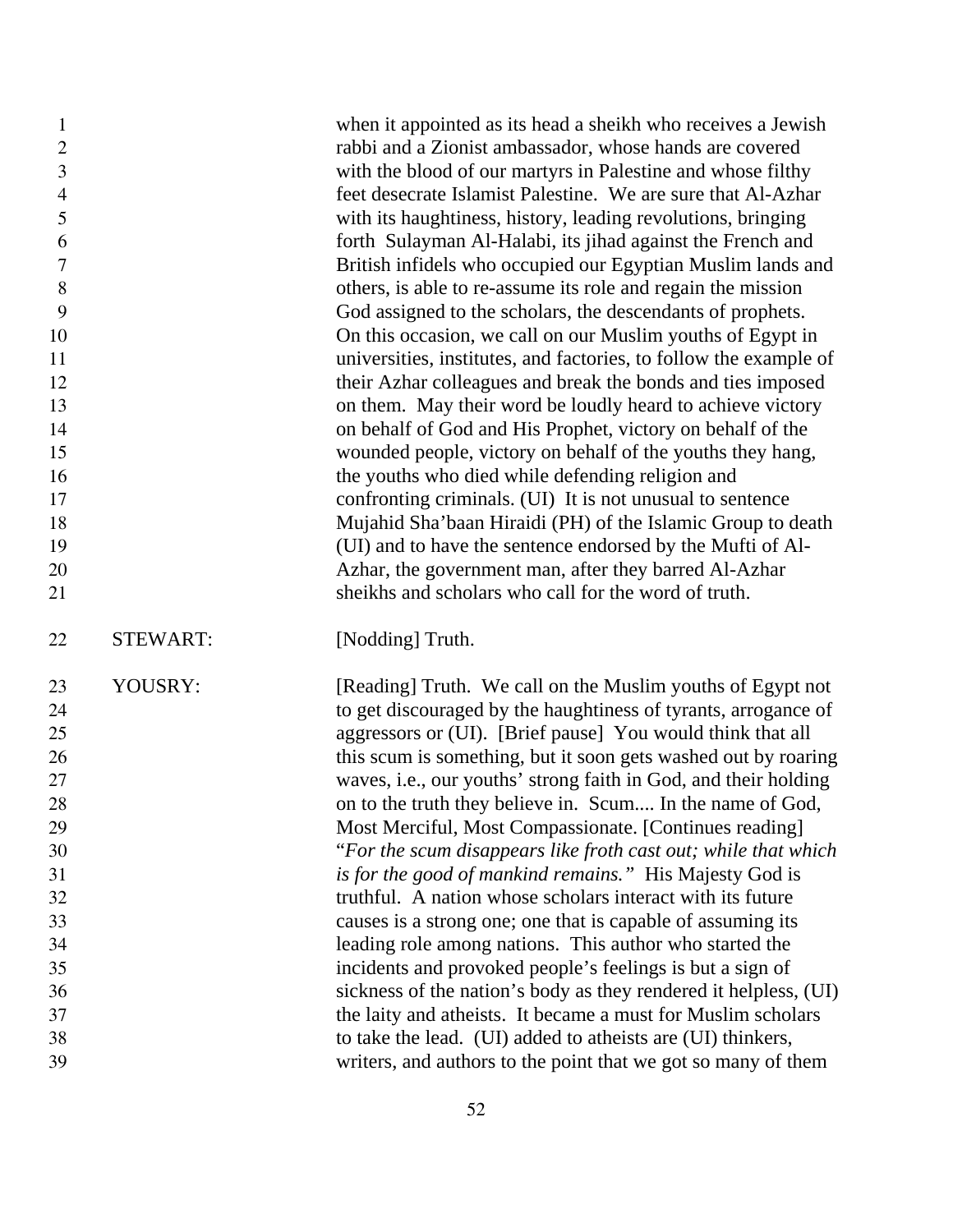1 when it appointed as its head a sheikh who receives a Jewish
2 rabbi and a Zionist ambassador, whose hands are covered
3 with the blood of our martyrs in Palestine and whose filthy
4 feet desecrate Islamist Palestine. We are sure that Al-Azhar
5 with its haughtiness, history, leading revolutions, bringing
6 forth Sulayman Al-Halabi, its jihad against the French and
7 British infidels who occupied our Egyptian Muslim lands and
8 others, is able to re-assume its role and regain the mission
9 God assigned to the scholars, the descendants of prophets.
10 On this occasion, we call on our Muslim youths of Egypt in
11 universities, institutes, and factories, to follow the example of
12 their Azhar colleagues and break the bonds and ties imposed
13 on them. May their word be loudly heard to achieve victory
14 on behalf of God and His Prophet, victory on behalf of the
15 wounded people, victory on behalf of the youths they hang,
16 the youths who died while defending religion and
17 confronting criminals. (UI) It is not unusual to sentence
18 Mujahid Sha'baan Hiraidi (PH) of the Islamic Group to death
19 (UI) and to have the sentence endorsed by the Mufti of Al-
20 Azhar, the government man, after they barred Al-Azhar
21 sheikhs and scholars who call for the word of truth.

22 STEWART: [Nodding] Truth.

23 YOUSRY: [Reading] Truth. We call on the Muslim youths of Egypt not
24 to get discouraged by the haughtiness of tyrants, arrogance of
25 aggressors or (UI). [Brief pause] You would think that all
26 this scum is something, but it soon gets washed out by roaring
27 waves, i.e., our youths' strong faith in God, and their holding
28 on to the truth they believe in. Scum.... In the name of God,
29 Most Merciful, Most Compassionate. [Continues reading]
30 "*For the scum disappears like froth cast out; while that which*
31 *is for the good of mankind remains.*" His Majesty God is
32 truthful. A nation whose scholars interact with its future
33 causes is a strong one; one that is capable of assuming its
34 leading role among nations. This author who started the
35 incidents and provoked people's feelings is but a sign of
36 sickness of the nation's body as they rendered it helpless, (UI)
37 the laity and atheists. It became a must for Muslim scholars
38 to take the lead. (UI) added to atheists are (UI) thinkers,
39 writers, and authors to the point that we got so many of them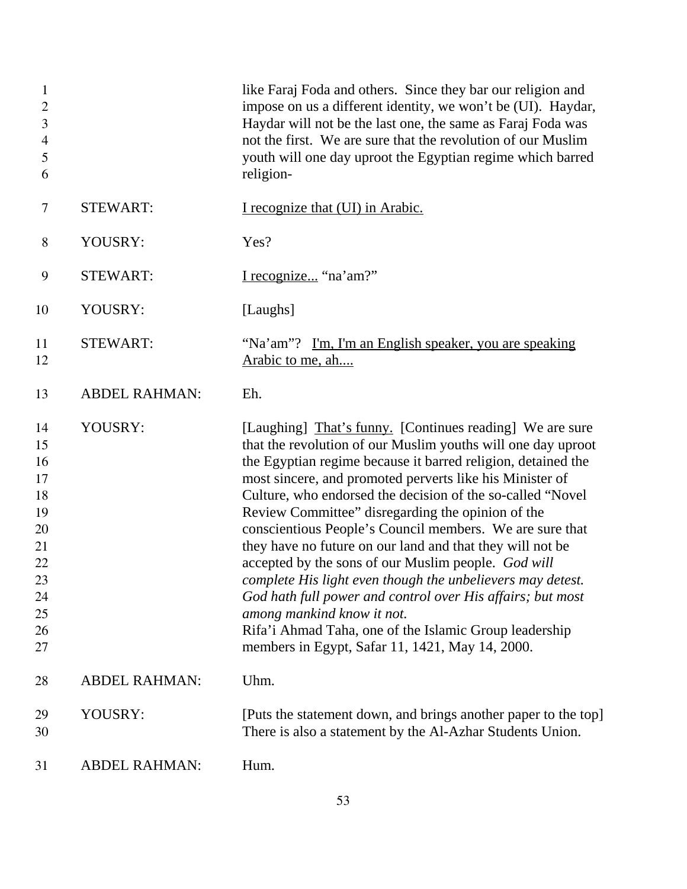| | | |
|---|---|---|
| 1<br>2<br>3<br>4<br>5<br>6 | | like Faraj Foda and others. Since they bar our religion and impose on us a different identity, we won't be (UI). Haydar, Haydar will not be the last one, the same as Faraj Foda was not the first. We are sure that the revolution of our Muslim youth will one day uproot the Egyptian regime which barred religion- |
| 7 | STEWART: | <u>I recognize that (UI) in Arabic.</u> |
| 8 | YOUSRY: | Yes? |
| 9 | STEWART: | <u>I recognize...</u> "na'am?" |
| 10 | YOUSRY: | [Laughs] |
| 11<br>12 | STEWART: | "Na'am"? <u>I'm, I'm an English speaker, you are speaking Arabic to me, ah....</u> |
| 13 | ABDEL RAHMAN: | Eh. |
| 14<br>15<br>16<br>17<br>18<br>19<br>20<br>21<br>22<br>23<br>24<br>25<br>26<br>27 | YOUSRY: | [Laughing] <u>That's funny.</u> [Continues reading] We are sure that the revolution of our Muslim youths will one day uproot the Egyptian regime because it barred religion, detained the most sincere, and promoted perverts like his Minister of Culture, who endorsed the decision of the so-called "Novel Review Committee" disregarding the opinion of the conscientious People's Council members. We are sure that they have no future on our land and that they will not be accepted by the sons of our Muslim people. *God will complete His light even though the unbelievers may detest. God hath full power and control over His affairs; but most among mankind know it not.*<br>Rifa'i Ahmad Taha, one of the Islamic Group leadership members in Egypt, Safar 11, 1421, May 14, 2000. |
| 28 | ABDEL RAHMAN: | Uhm. |
| 29<br>30 | YOUSRY: | [Puts the statement down, and brings another paper to the top] There is also a statement by the Al-Azhar Students Union. |
| 31 | ABDEL RAHMAN: | Hum. |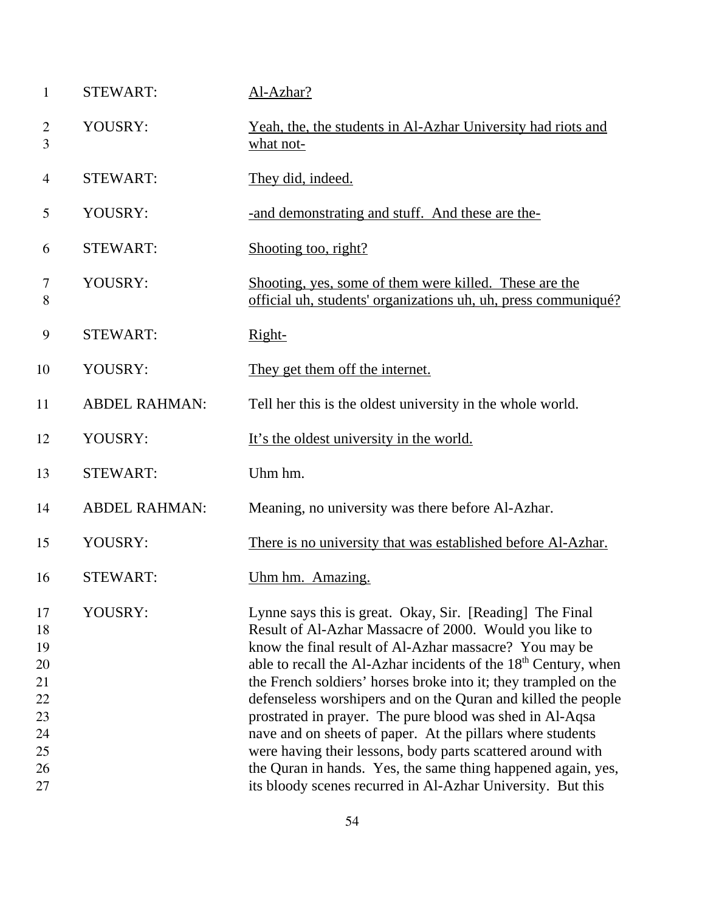| | | |
|---|---|---|
| 1 | STEWART: | <u>Al-Azhar?</u> |
| 2<br>3 | YOUSRY: | <u>Yeah, the, the students in Al-Azhar University had riots and what not-</u> |
| 4 | STEWART: | <u>They did, indeed.</u> |
| 5 | YOUSRY: | <u>-and demonstrating and stuff. And these are the-</u> |
| 6 | STEWART: | <u>Shooting too, right?</u> |
| 7<br>8 | YOUSRY: | <u>Shooting, yes, some of them were killed. These are the official uh, students' organizations uh, uh, press communiqué?</u> |
| 9 | STEWART: | <u>Right-</u> |
| 10 | YOUSRY: | <u>They get them off the internet.</u> |
| 11 | ABDEL RAHMAN: | Tell her this is the oldest university in the whole world. |
| 12 | YOUSRY: | <u>It's the oldest university in the world.</u> |
| 13 | STEWART: | Uhm hm. |
| 14 | ABDEL RAHMAN: | Meaning, no university was there before Al-Azhar. |
| 15 | YOUSRY: | <u>There is no university that was established before Al-Azhar.</u> |
| 16 | STEWART: | <u>Uhm hm. Amazing.</u> |
| 17<br>18<br>19<br>20<br>21<br>22<br>23<br>24<br>25<br>26<br>27 | YOUSRY: | Lynne says this is great. Okay, Sir. [Reading] The Final Result of Al-Azhar Massacre of 2000. Would you like to know the final result of Al-Azhar massacre? You may be able to recall the Al-Azhar incidents of the 18th Century, when the French soldiers' horses broke into it; they trampled on the defenseless worshipers and on the Quran and killed the people prostrated in prayer. The pure blood was shed in Al-Aqsa nave and on sheets of paper. At the pillars where students were having their lessons, body parts scattered around with the Quran in hands. Yes, the same thing happened again, yes, its bloody scenes recurred in Al-Azhar University. But this |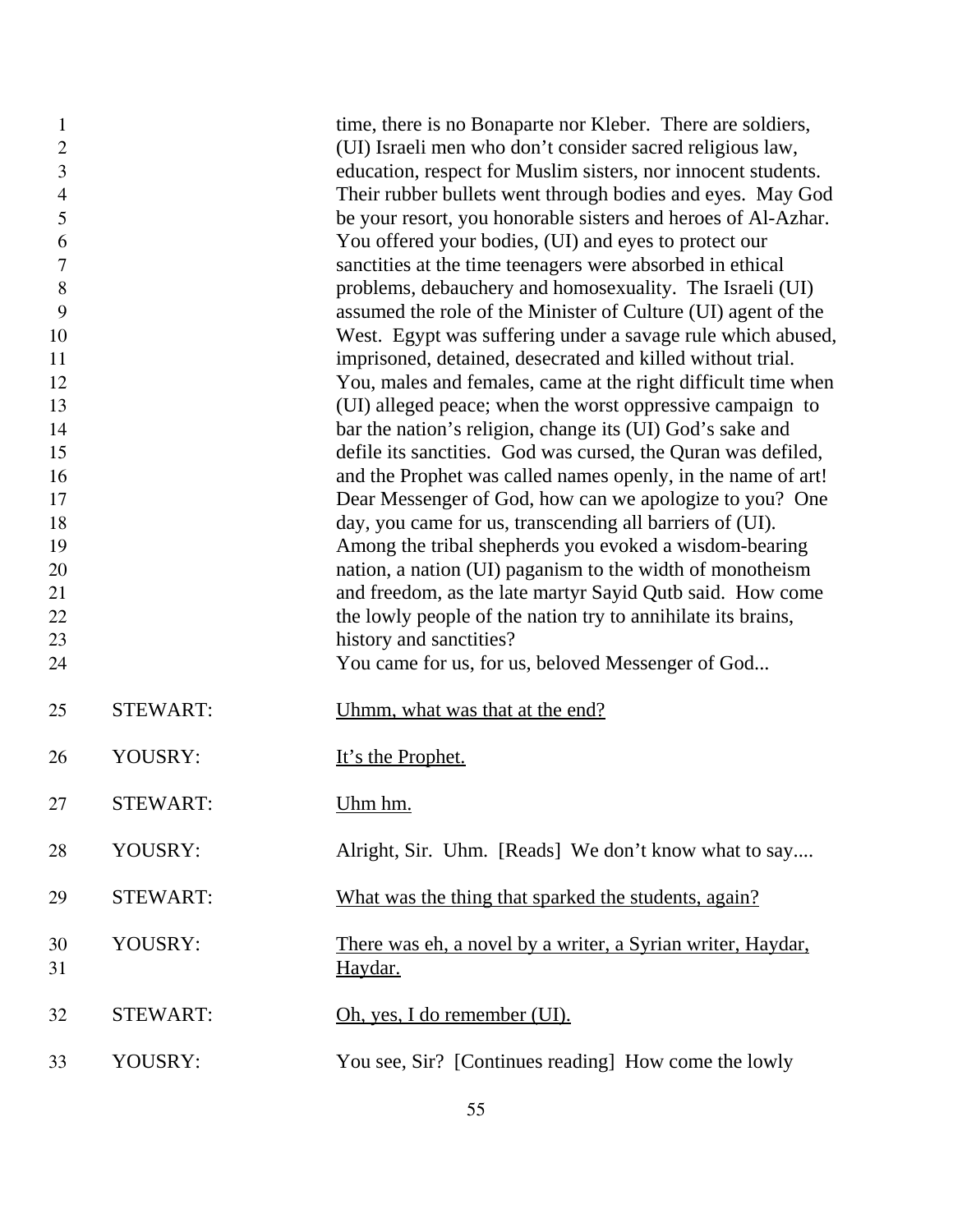1 time, there is no Bonaparte nor Kleber. There are soldiers,
2 (UI) Israeli men who don't consider sacred religious law,
3 education, respect for Muslim sisters, nor innocent students.
4 Their rubber bullets went through bodies and eyes. May God
5 be your resort, you honorable sisters and heroes of Al-Azhar.
6 You offered your bodies, (UI) and eyes to protect our
7 sanctities at the time teenagers were absorbed in ethical
8 problems, debauchery and homosexuality. The Israeli (UI)
9 assumed the role of the Minister of Culture (UI) agent of the
10 West. Egypt was suffering under a savage rule which abused,
11 imprisoned, detained, desecrated and killed without trial.
12 You, males and females, came at the right difficult time when
13 (UI) alleged peace; when the worst oppressive campaign to
14 bar the nation's religion, change its (UI) God's sake and
15 defile its sanctities. God was cursed, the Quran was defiled,
16 and the Prophet was called names openly, in the name of art!
17 Dear Messenger of God, how can we apologize to you? One
18 day, you came for us, transcending all barriers of (UI).
19 Among the tribal shepherds you evoked a wisdom-bearing
20 nation, a nation (UI) paganism to the width of monotheism
21 and freedom, as the late martyr Sayid Qutb said. How come
22 the lowly people of the nation try to annihilate its brains,
23 history and sanctities?
24 You came for us, for us, beloved Messenger of God...

25 STEWART: <u>Uhmm, what was that at the end?</u>

26 YOUSRY: <u>It's the Prophet.</u>

27 STEWART: <u>Uhm hm.</u>

28 YOUSRY: Alright, Sir. Uhm. [Reads] We don't know what to say....

29 STEWART: <u>What was the thing that sparked the students, again?</u>

30 YOUSRY: <u>There was eh, a novel by a writer, a Syrian writer, Haydar,</u>
31 <u>Haydar.</u>

32 STEWART: <u>Oh, yes, I do remember (UI).</u>

33 YOUSRY: You see, Sir? [Continues reading] How come the lowly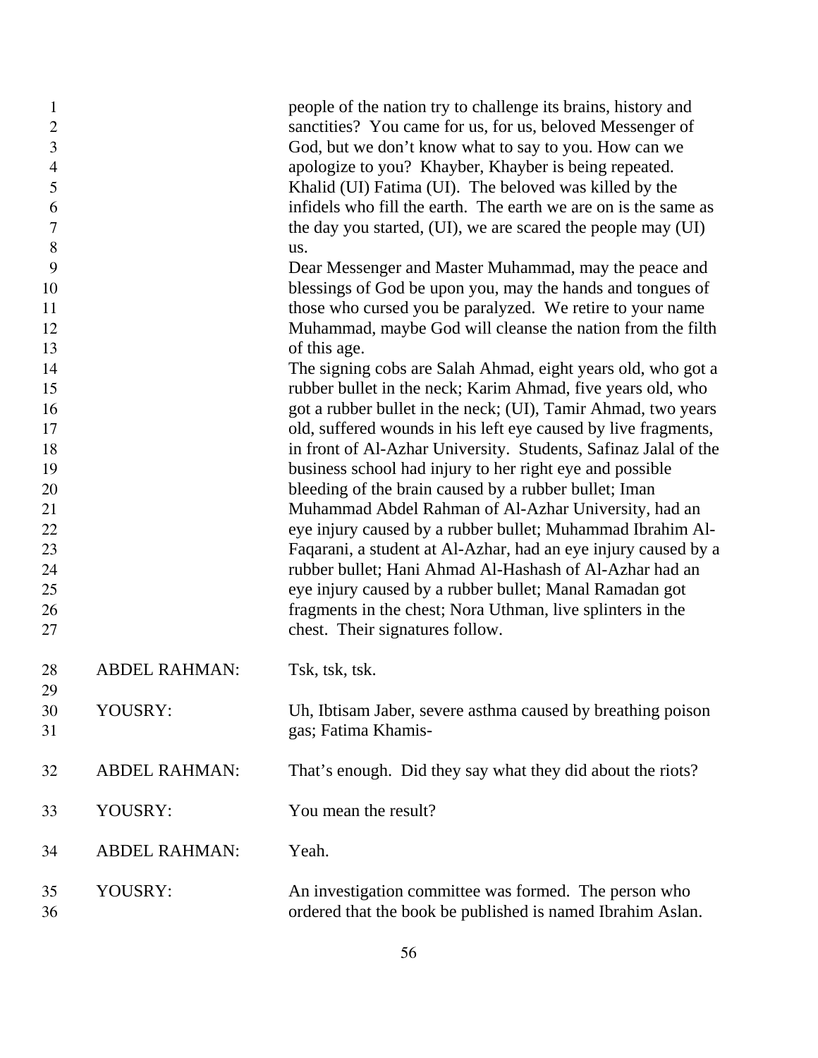people of the nation try to challenge its brains, history and sanctities? You came for us, for us, beloved Messenger of God, but we don't know what to say to you. How can we apologize to you? Khayber, Khayber is being repeated. Khalid (UI) Fatima (UI). The beloved was killed by the infidels who fill the earth. The earth we are on is the same as the day you started, (UI), we are scared the people may (UI) us.

Dear Messenger and Master Muhammad, may the peace and blessings of God be upon you, may the hands and tongues of those who cursed you be paralyzed. We retire to your name Muhammad, maybe God will cleanse the nation from the filth of this age.

The signing cobs are Salah Ahmad, eight years old, who got a rubber bullet in the neck; Karim Ahmad, five years old, who got a rubber bullet in the neck; (UI), Tamir Ahmad, two years old, suffered wounds in his left eye caused by live fragments, in front of Al-Azhar University. Students, Safinaz Jalal of the business school had injury to her right eye and possible bleeding of the brain caused by a rubber bullet; Iman Muhammad Abdel Rahman of Al-Azhar University, had an eye injury caused by a rubber bullet; Muhammad Ibrahim Al-Faqarani, a student at Al-Azhar, had an eye injury caused by a rubber bullet; Hani Ahmad Al-Hashash of Al-Azhar had an eye injury caused by a rubber bullet; Manal Ramadan got fragments in the chest; Nora Uthman, live splinters in the chest. Their signatures follow.

ABDEL RAHMAN: Tsk, tsk, tsk.

YOUSRY: Uh, Ibtisam Jaber, severe asthma caused by breathing poison gas; Fatima Khamis-

ABDEL RAHMAN: That's enough. Did they say what they did about the riots?

YOUSRY: You mean the result?

ABDEL RAHMAN: Yeah.

YOUSRY: An investigation committee was formed. The person who ordered that the book be published is named Ibrahim Aslan.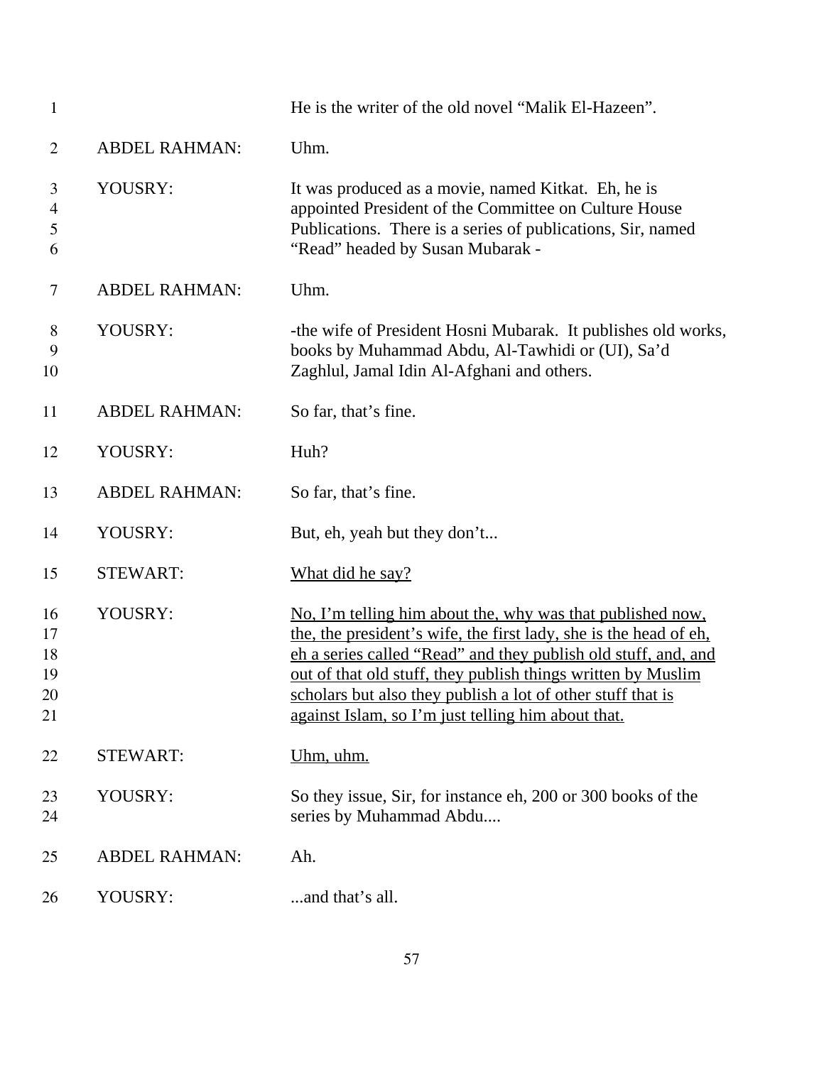| | | |
|---|---|---|
| 1 | | He is the writer of the old novel "Malik El-Hazeen". |
| 2 | ABDEL RAHMAN: | Uhm. |
| 3<br>4<br>5<br>6 | YOUSRY: | It was produced as a movie, named Kitkat. Eh, he is appointed President of the Committee on Culture House Publications. There is a series of publications, Sir, named "Read" headed by Susan Mubarak - |
| 7 | ABDEL RAHMAN: | Uhm. |
| 8<br>9<br>10 | YOUSRY: | -the wife of President Hosni Mubarak. It publishes old works, books by Muhammad Abdu, Al-Tawhidi or (UI), Sa'd Zaghlul, Jamal Idin Al-Afghani and others. |
| 11 | ABDEL RAHMAN: | So far, that's fine. |
| 12 | YOUSRY: | Huh? |
| 13 | ABDEL RAHMAN: | So far, that's fine. |
| 14 | YOUSRY: | But, eh, yeah but they don't... |
| 15 | STEWART: | <u>What did he say?</u> |
| 16<br>17<br>18<br>19<br>20<br>21 | YOUSRY: | <u>No, I'm telling him about the, why was that published now, the, the president's wife, the first lady, she is the head of eh, eh a series called "Read" and they publish old stuff, and, and out of that old stuff, they publish things written by Muslim scholars but also they publish a lot of other stuff that is against Islam, so I'm just telling him about that.</u> |
| 22 | STEWART: | <u>Uhm, uhm.</u> |
| 23<br>24 | YOUSRY: | So they issue, Sir, for instance eh, 200 or 300 books of the series by Muhammad Abdu.... |
| 25 | ABDEL RAHMAN: | Ah. |
| 26 | YOUSRY: | ...and that's all. |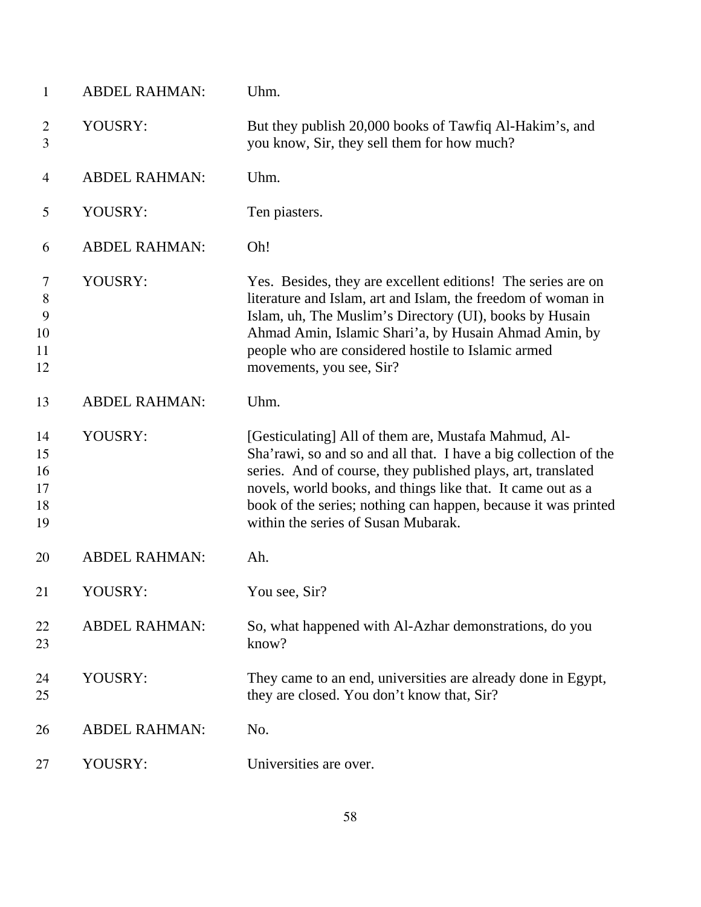| | | |
|---|---|---|
| 1 | ABDEL RAHMAN: | Uhm. |
| 2<br>3 | YOUSRY: | But they publish 20,000 books of Tawfiq Al-Hakim's, and you know, Sir, they sell them for how much? |
| 4 | ABDEL RAHMAN: | Uhm. |
| 5 | YOUSRY: | Ten piasters. |
| 6 | ABDEL RAHMAN: | Oh! |
| 7<br>8<br>9<br>10<br>11<br>12 | YOUSRY: | Yes. Besides, they are excellent editions! The series are on literature and Islam, art and Islam, the freedom of woman in Islam, uh, The Muslim's Directory (UI), books by Husain Ahmad Amin, Islamic Shari'a, by Husain Ahmad Amin, by people who are considered hostile to Islamic armed movements, you see, Sir? |
| 13 | ABDEL RAHMAN: | Uhm. |
| 14<br>15<br>16<br>17<br>18<br>19 | YOUSRY: | [Gesticulating] All of them are, Mustafa Mahmud, Al-Sha'rawi, so and so and all that. I have a big collection of the series. And of course, they published plays, art, translated novels, world books, and things like that. It came out as a book of the series; nothing can happen, because it was printed within the series of Susan Mubarak. |
| 20 | ABDEL RAHMAN: | Ah. |
| 21 | YOUSRY: | You see, Sir? |
| 22<br>23 | ABDEL RAHMAN: | So, what happened with Al-Azhar demonstrations, do you know? |
| 24<br>25 | YOUSRY: | They came to an end, universities are already done in Egypt, they are closed. You don't know that, Sir? |
| 26 | ABDEL RAHMAN: | No. |
| 27 | YOUSRY: | Universities are over. |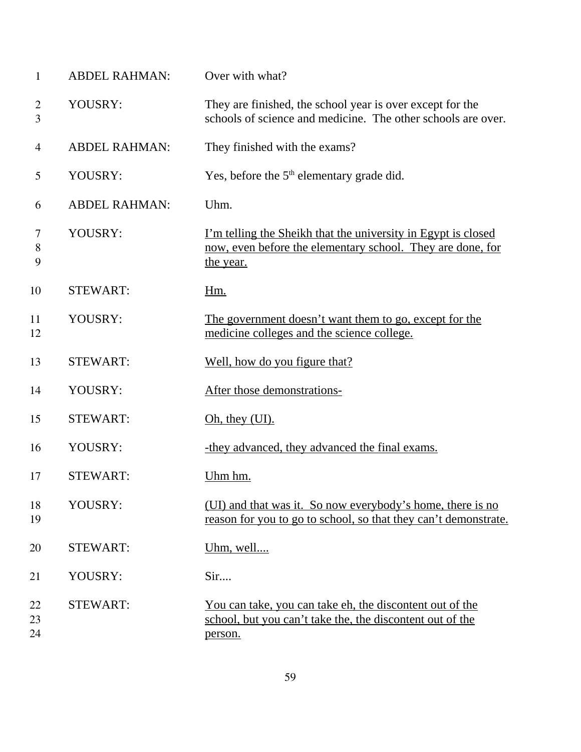| | | |
|---|---|---|
| 1 | ABDEL RAHMAN: | Over with what? |
| 2<br>3 | YOUSRY: | They are finished, the school year is over except for the schools of science and medicine. The other schools are over. |
| 4 | ABDEL RAHMAN: | They finished with the exams? |
| 5 | YOUSRY: | Yes, before the 5th elementary grade did. |
| 6 | ABDEL RAHMAN: | Uhm. |
| 7<br>8<br>9 | YOUSRY: | <u>I'm telling the Sheikh that the university in Egypt is closed now, even before the elementary school. They are done, for the year.</u> |
| 10 | STEWART: | <u>Hm.</u> |
| 11<br>12 | YOUSRY: | <u>The government doesn't want them to go, except for the medicine colleges and the science college.</u> |
| 13 | STEWART: | <u>Well, how do you figure that?</u> |
| 14 | YOUSRY: | <u>After those demonstrations-</u> |
| 15 | STEWART: | <u>Oh, they (UI).</u> |
| 16 | YOUSRY: | <u>-they advanced, they advanced the final exams.</u> |
| 17 | STEWART: | <u>Uhm hm.</u> |
| 18<br>19 | YOUSRY: | <u>(UI) and that was it. So now everybody's home, there is no reason for you to go to school, so that they can't demonstrate.</u> |
| 20 | STEWART: | <u>Uhm, well....</u> |
| 21 | YOUSRY: | Sir.... |
| 22<br>23<br>24 | STEWART: | <u>You can take, you can take eh, the discontent out of the school, but you can't take the, the discontent out of the person.</u> |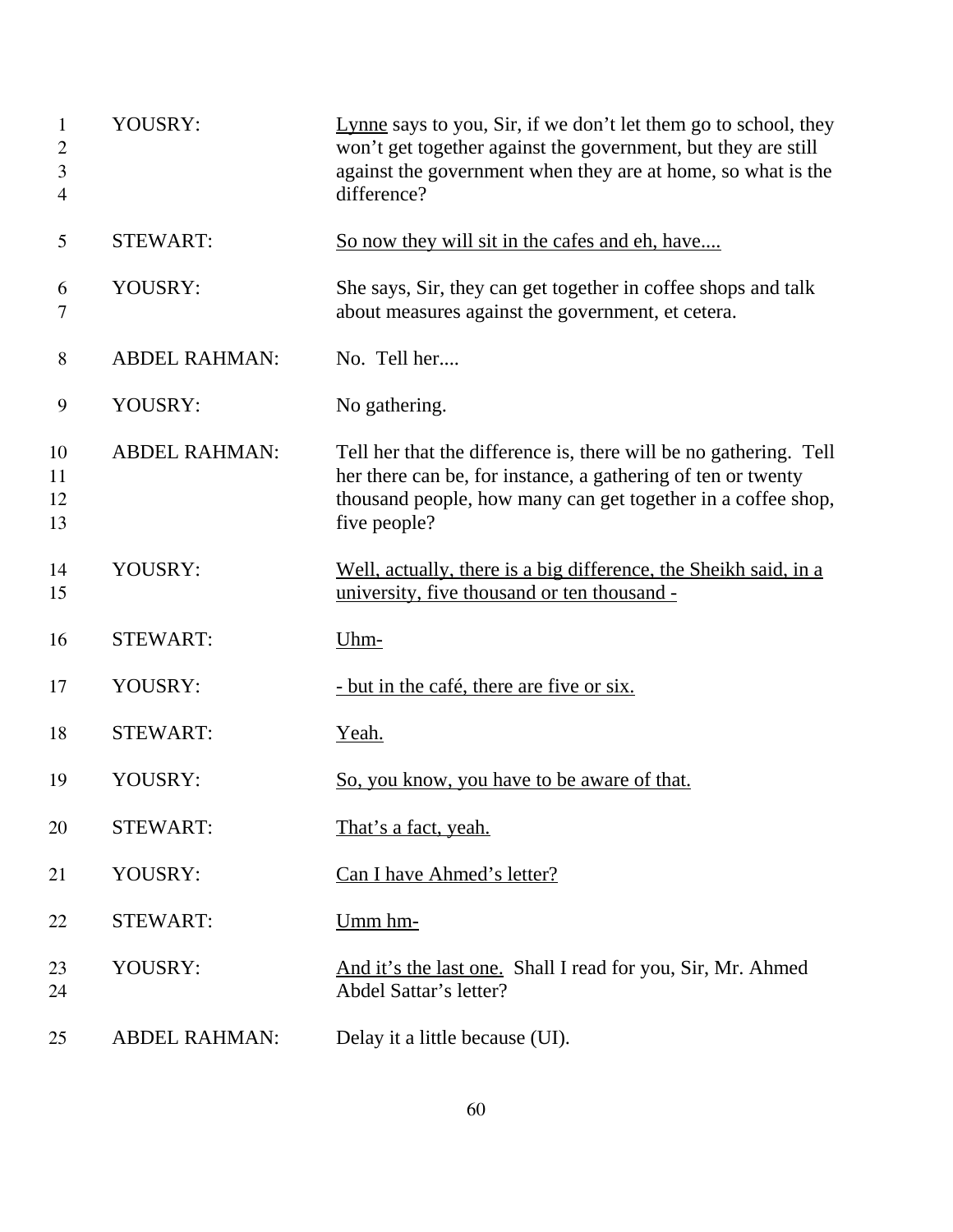| | | |
|---|---|---|
| 1<br>2<br>3<br>4 | YOUSRY: | <u>Lynne</u> says to you, Sir, if we don't let them go to school, they won't get together against the government, but they are still against the government when they are at home, so what is the difference? |
| 5 | STEWART: | <u>So now they will sit in the cafes and eh, have....</u> |
| 6<br>7 | YOUSRY: | She says, Sir, they can get together in coffee shops and talk about measures against the government, et cetera. |
| 8 | ABDEL RAHMAN: | No. Tell her.... |
| 9 | YOUSRY: | No gathering. |
| 10<br>11<br>12<br>13 | ABDEL RAHMAN: | Tell her that the difference is, there will be no gathering. Tell her there can be, for instance, a gathering of ten or twenty thousand people, how many can get together in a coffee shop, five people? |
| 14<br>15 | YOUSRY: | <u>Well, actually, there is a big difference, the Sheikh said, in a university, five thousand or ten thousand -</u> |
| 16 | STEWART: | <u>Uhm-</u> |
| 17 | YOUSRY: | <u>- but in the café, there are five or six.</u> |
| 18 | STEWART: | <u>Yeah.</u> |
| 19 | YOUSRY: | <u>So, you know, you have to be aware of that.</u> |
| 20 | STEWART: | <u>That's a fact, yeah.</u> |
| 21 | YOUSRY: | <u>Can I have Ahmed's letter?</u> |
| 22 | STEWART: | <u>Umm hm-</u> |
| 23<br>24 | YOUSRY: | <u>And it's the last one.</u> Shall I read for you, Sir, Mr. Ahmed Abdel Sattar's letter? |
| 25 | ABDEL RAHMAN: | Delay it a little because (UI). |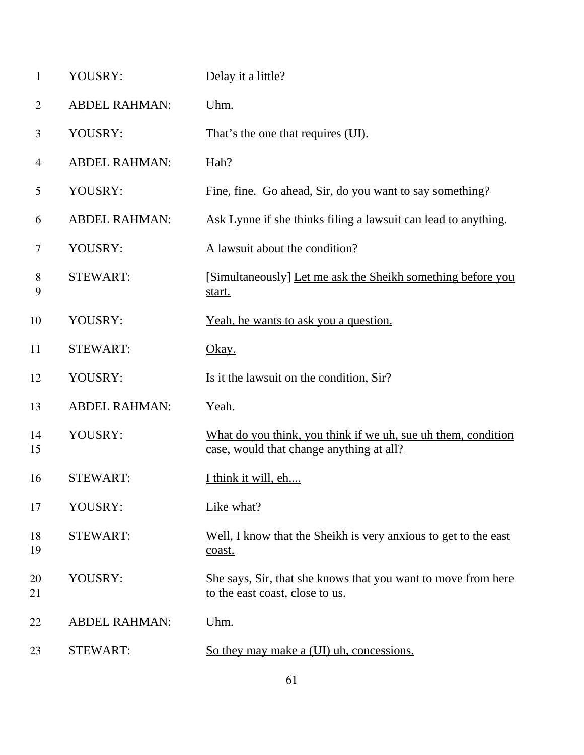| | | |
|---|---|---|
| 1 | YOUSRY: | Delay it a little? |
| 2 | ABDEL RAHMAN: | Uhm. |
| 3 | YOUSRY: | That's the one that requires (UI). |
| 4 | ABDEL RAHMAN: | Hah? |
| 5 | YOUSRY: | Fine, fine. Go ahead, Sir, do you want to say something? |
| 6 | ABDEL RAHMAN: | Ask Lynne if she thinks filing a lawsuit can lead to anything. |
| 7 | YOUSRY: | A lawsuit about the condition? |
| 8<br>9 | STEWART: | [Simultaneously] <u>Let me ask the Sheikh something before you start.</u> |
| 10 | YOUSRY: | <u>Yeah, he wants to ask you a question.</u> |
| 11 | STEWART: | <u>Okay.</u> |
| 12 | YOUSRY: | Is it the lawsuit on the condition, Sir? |
| 13 | ABDEL RAHMAN: | Yeah. |
| 14<br>15 | YOUSRY: | <u>What do you think, you think if we uh, sue uh them, condition case, would that change anything at all?</u> |
| 16 | STEWART: | <u>I think it will, eh....</u> |
| 17 | YOUSRY: | <u>Like what?</u> |
| 18<br>19 | STEWART: | <u>Well, I know that the Sheikh is very anxious to get to the east coast.</u> |
| 20<br>21 | YOUSRY: | She says, Sir, that she knows that you want to move from here to the east coast, close to us. |
| 22 | ABDEL RAHMAN: | Uhm. |
| 23 | STEWART: | <u>So they may make a (UI) uh, concessions.</u> |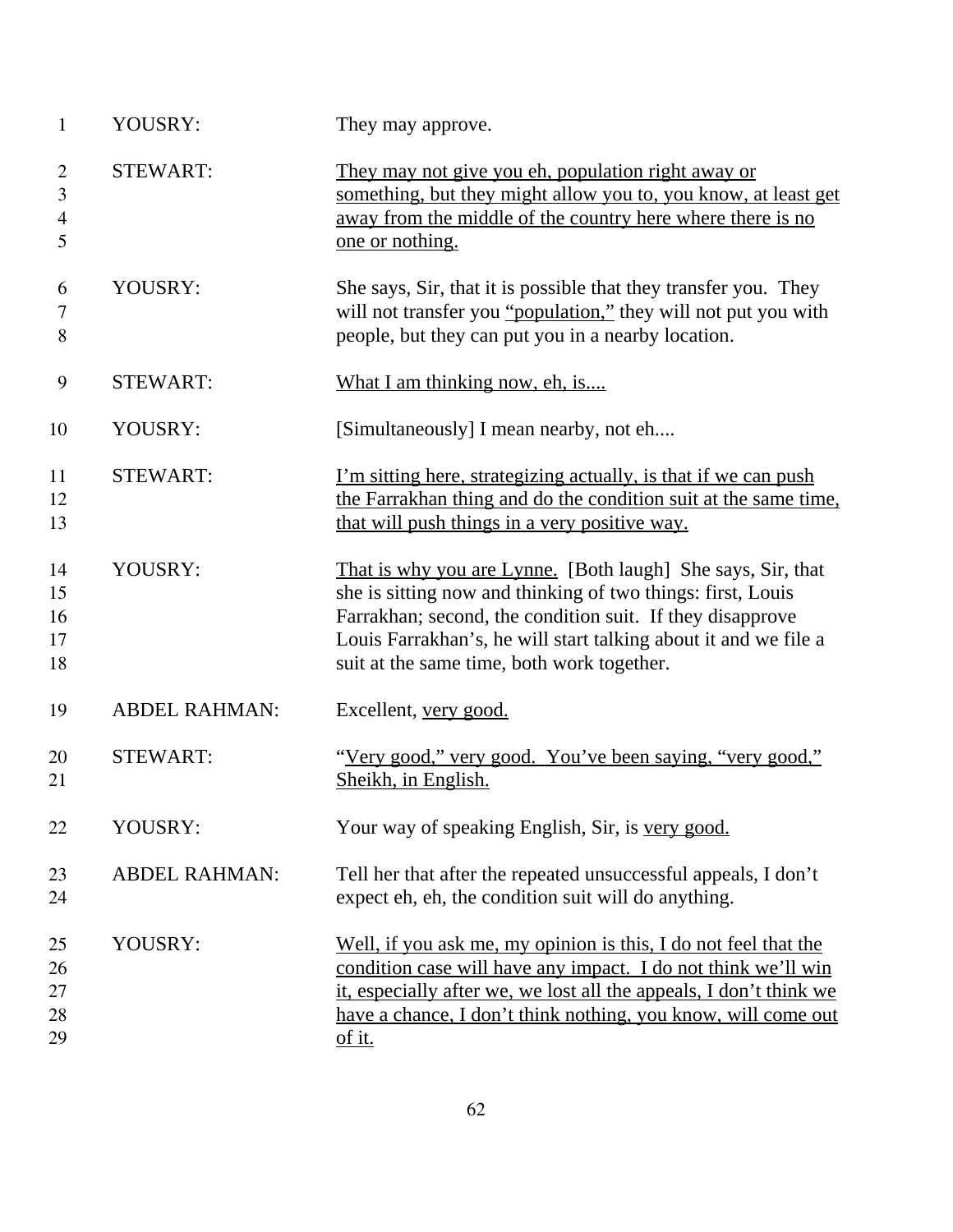| | | |
|---|---|---|
| 1 | YOUSRY: | They may approve. |
| 2–5 | STEWART: | <u>They may not give you eh, population right away or something, but they might allow you to, you know, at least get away from the middle of the country here where there is no one or nothing.</u> |
| 6–8 | YOUSRY: | She says, Sir, that it is possible that they transfer you. They will not transfer you <u>"population,"</u> they will not put you with people, but they can put you in a nearby location. |
| 9 | STEWART: | <u>What I am thinking now, eh, is....</u> |
| 10 | YOUSRY: | [Simultaneously] I mean nearby, not eh.... |
| 11–13 | STEWART: | <u>I'm sitting here, strategizing actually, is that if we can push the Farrakhan thing and do the condition suit at the same time, that will push things in a very positive way.</u> |
| 14–18 | YOUSRY: | <u>That is why you are Lynne.</u> [Both laugh] She says, Sir, that she is sitting now and thinking of two things: first, Louis Farrakhan; second, the condition suit. If they disapprove Louis Farrakhan's, he will start talking about it and we file a suit at the same time, both work together. |
| 19 | ABDEL RAHMAN: | Excellent, <u>very good.</u> |
| 20–21 | STEWART: | "<u>Very good," very good. You've been saying, "very good," Sheikh, in English.</u> |
| 22 | YOUSRY: | Your way of speaking English, Sir, is <u>very good.</u> |
| 23–24 | ABDEL RAHMAN: | Tell her that after the repeated unsuccessful appeals, I don't expect eh, eh, the condition suit will do anything. |
| 25–29 | YOUSRY: | <u>Well, if you ask me, my opinion is this, I do not feel that the condition case will have any impact. I do not think we'll win it, especially after we, we lost all the appeals, I don't think we have a chance, I don't think nothing, you know, will come out of it.</u> |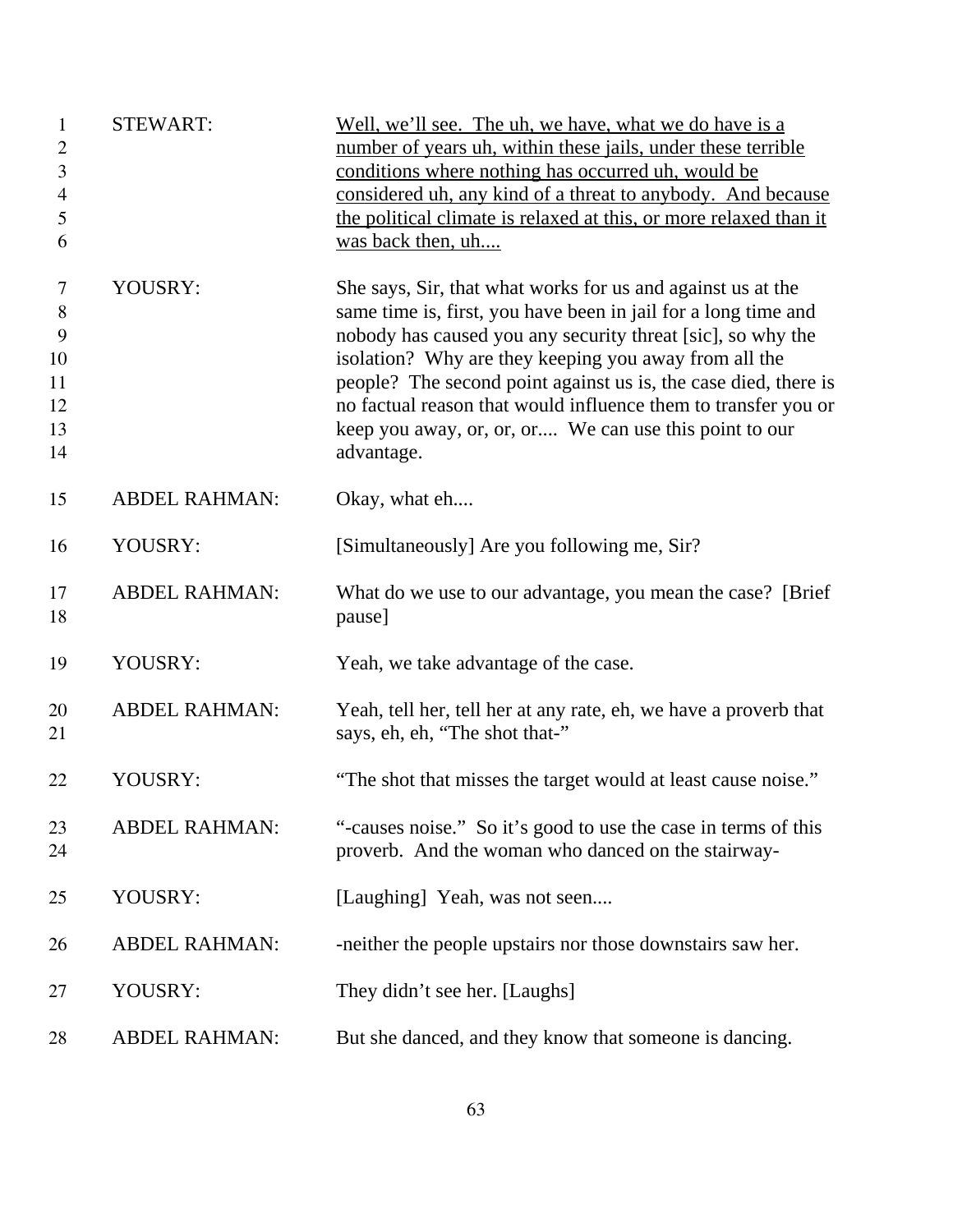| | | |
|---|---|---|
| 1–6 | STEWART: | <u>Well, we'll see. The uh, we have, what we do have is a number of years uh, within these jails, under these terrible conditions where nothing has occurred uh, would be considered uh, any kind of a threat to anybody. And because the political climate is relaxed at this, or more relaxed than it was back then, uh....</u> |
| 7–14 | YOUSRY: | She says, Sir, that what works for us and against us at the same time is, first, you have been in jail for a long time and nobody has caused you any security threat [sic], so why the isolation? Why are they keeping you away from all the people? The second point against us is, the case died, there is no factual reason that would influence them to transfer you or keep you away, or, or, or.... We can use this point to our advantage. |
| 15 | ABDEL RAHMAN: | Okay, what eh.... |
| 16 | YOUSRY: | [Simultaneously] Are you following me, Sir? |
| 17–18 | ABDEL RAHMAN: | What do we use to our advantage, you mean the case? [Brief pause] |
| 19 | YOUSRY: | Yeah, we take advantage of the case. |
| 20–21 | ABDEL RAHMAN: | Yeah, tell her, tell her at any rate, eh, we have a proverb that says, eh, eh, "The shot that-" |
| 22 | YOUSRY: | "The shot that misses the target would at least cause noise." |
| 23–24 | ABDEL RAHMAN: | "-causes noise." So it's good to use the case in terms of this proverb. And the woman who danced on the stairway- |
| 25 | YOUSRY: | [Laughing] Yeah, was not seen.... |
| 26 | ABDEL RAHMAN: | -neither the people upstairs nor those downstairs saw her. |
| 27 | YOUSRY: | They didn't see her. [Laughs] |
| 28 | ABDEL RAHMAN: | But she danced, and they know that someone is dancing. |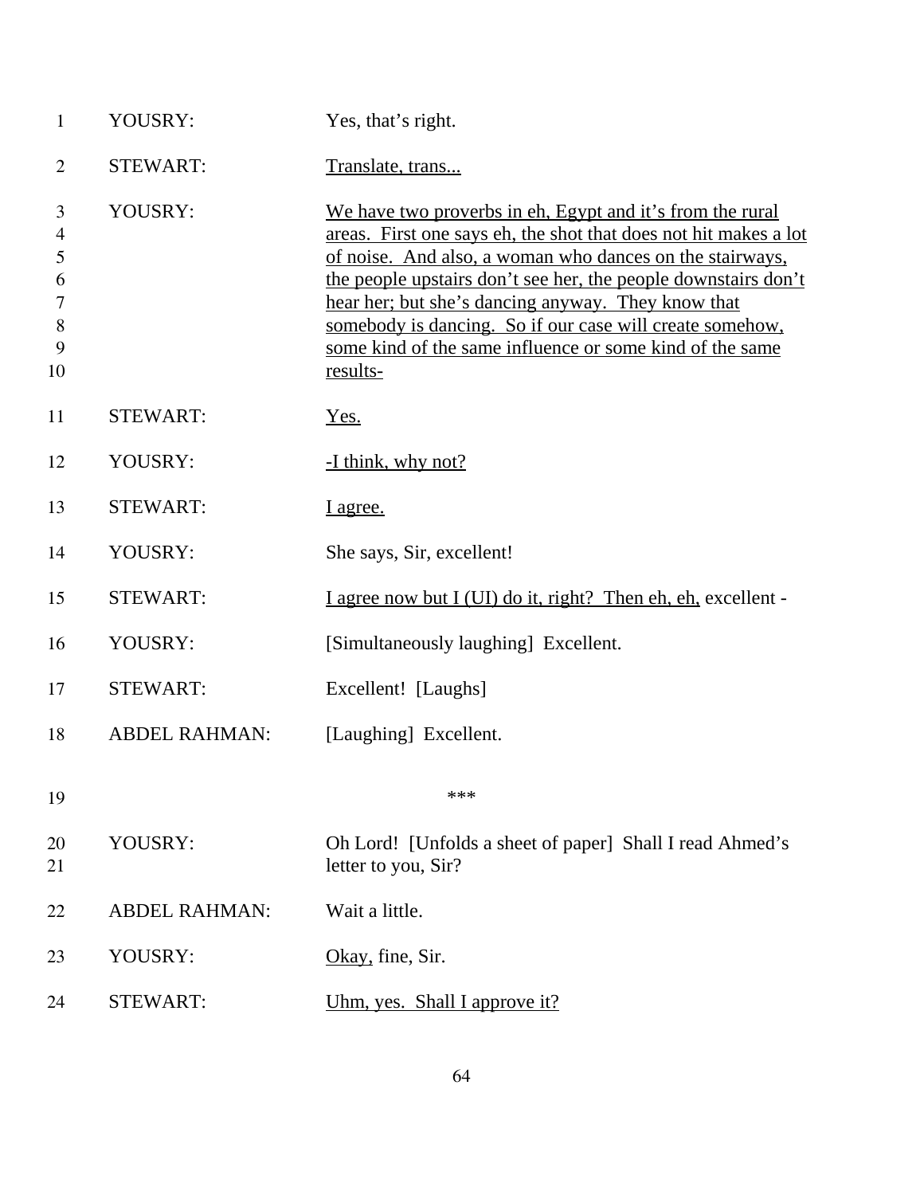| | | |
|---|---|---|
| 1 | YOUSRY: | Yes, that's right. |
| 2 | STEWART: | <u>Translate, trans...</u> |
| 3-10 | YOUSRY: | <u>We have two proverbs in eh, Egypt and it's from the rural areas. First one says eh, the shot that does not hit makes a lot of noise. And also, a woman who dances on the stairways, the people upstairs don't see her, the people downstairs don't hear her; but she's dancing anyway. They know that somebody is dancing. So if our case will create somehow, some kind of the same influence or some kind of the same results-</u> |
| 11 | STEWART: | <u>Yes.</u> |
| 12 | YOUSRY: | <u>-I think, why not?</u> |
| 13 | STEWART: | <u>I agree.</u> |
| 14 | YOUSRY: | She says, Sir, excellent! |
| 15 | STEWART: | <u>I agree now but I (UI) do it, right? Then eh, eh,</u> excellent - |
| 16 | YOUSRY: | [Simultaneously laughing] Excellent. |
| 17 | STEWART: | Excellent! [Laughs] |
| 18 | ABDEL RAHMAN: | [Laughing] Excellent. |
| 19 | | *** |
| 20-21 | YOUSRY: | Oh Lord! [Unfolds a sheet of paper] Shall I read Ahmed's letter to you, Sir? |
| 22 | ABDEL RAHMAN: | Wait a little. |
| 23 | YOUSRY: | <u>Okay,</u> fine, Sir. |
| 24 | STEWART: | <u>Uhm, yes. Shall I approve it?</u> |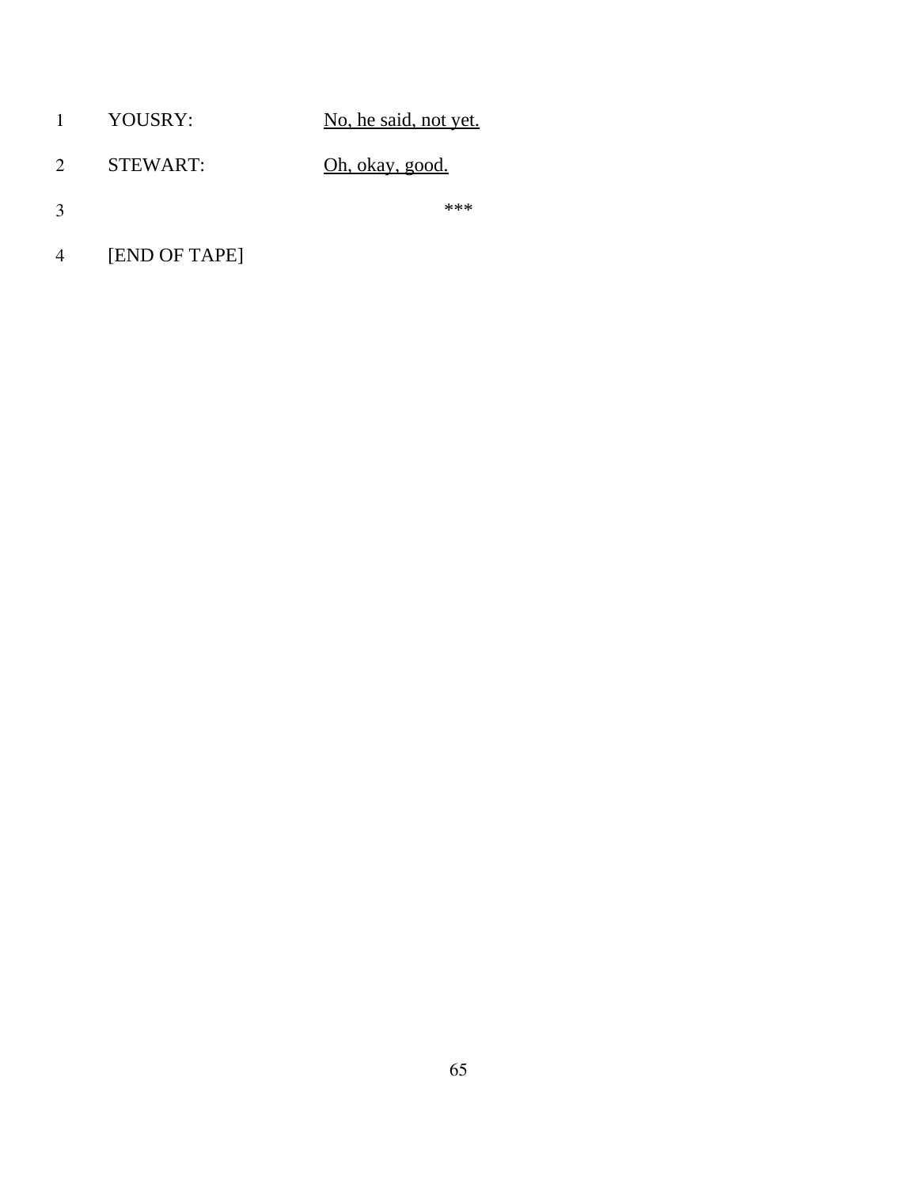1 YOUSRY: <u>No, he said, not yet.</u>

2 STEWART: <u>Oh, okay, good.</u>

3 ***

4 [END OF TAPE]